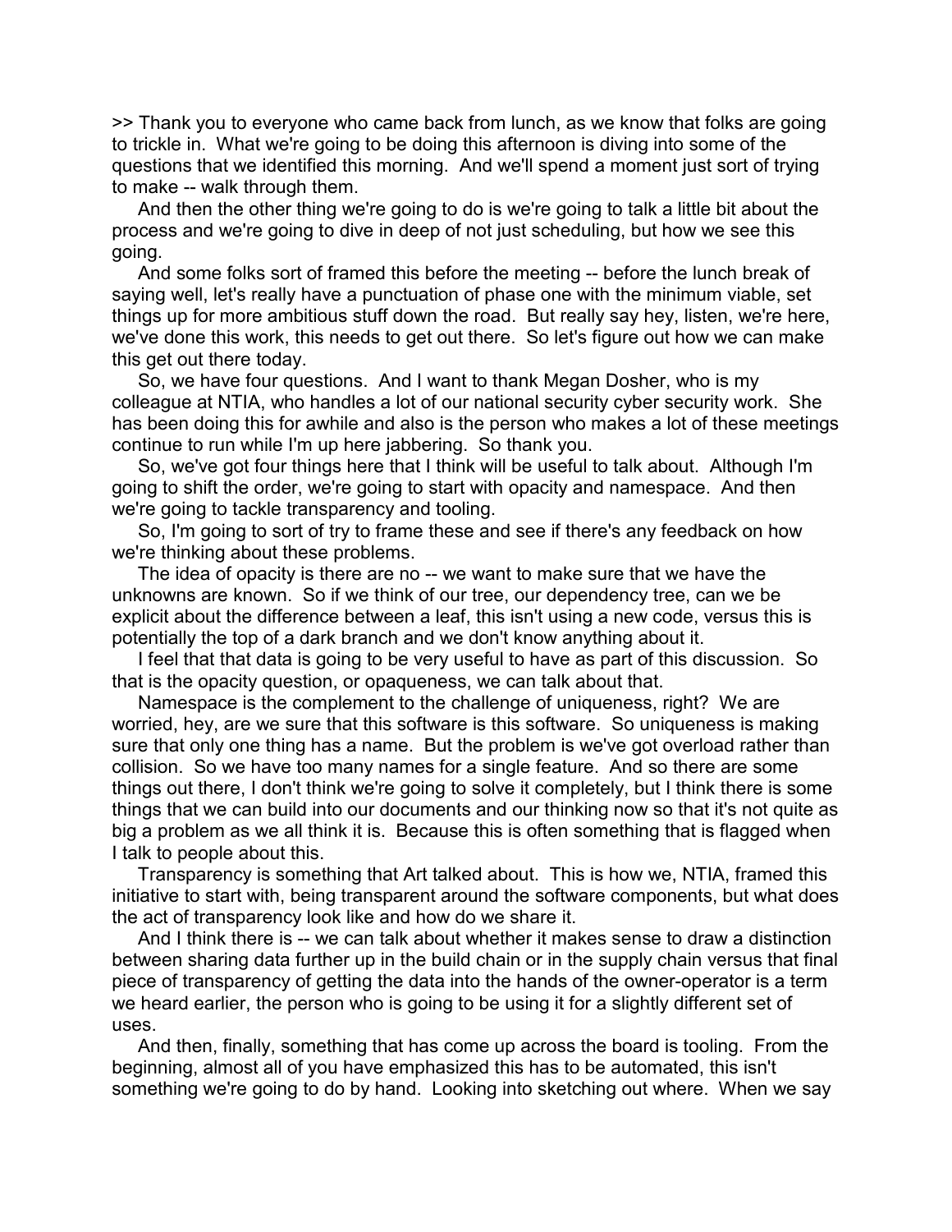>> Thank you to everyone who came back from lunch, as we know that folks are going to trickle in. What we're going to be doing this afternoon is diving into some of the questions that we identified this morning. And we'll spend a moment just sort of trying to make -- walk through them.

And then the other thing we're going to do is we're going to talk a little bit about the process and we're going to dive in deep of not just scheduling, but how we see this going.

And some folks sort of framed this before the meeting -- before the lunch break of saying well, let's really have a punctuation of phase one with the minimum viable, set things up for more ambitious stuff down the road. But really say hey, listen, we're here, we've done this work, this needs to get out there. So let's figure out how we can make this get out there today.

So, we have four questions. And I want to thank Megan Dosher, who is my colleague at NTIA, who handles a lot of our national security cyber security work. She has been doing this for awhile and also is the person who makes a lot of these meetings continue to run while I'm up here jabbering. So thank you.

So, we've got four things here that I think will be useful to talk about. Although I'm going to shift the order, we're going to start with opacity and namespace. And then we're going to tackle transparency and tooling.

So, I'm going to sort of try to frame these and see if there's any feedback on how we're thinking about these problems.

The idea of opacity is there are no -- we want to make sure that we have the unknowns are known. So if we think of our tree, our dependency tree, can we be explicit about the difference between a leaf, this isn't using a new code, versus this is potentially the top of a dark branch and we don't know anything about it.

I feel that that data is going to be very useful to have as part of this discussion. So that is the opacity question, or opaqueness, we can talk about that.

Namespace is the complement to the challenge of uniqueness, right? We are worried, hey, are we sure that this software is this software. So uniqueness is making sure that only one thing has a name. But the problem is we've got overload rather than collision. So we have too many names for a single feature. And so there are some things out there, I don't think we're going to solve it completely, but I think there is some things that we can build into our documents and our thinking now so that it's not quite as big a problem as we all think it is. Because this is often something that is flagged when I talk to people about this.

Transparency is something that Art talked about. This is how we, NTIA, framed this initiative to start with, being transparent around the software components, but what does the act of transparency look like and how do we share it.

And I think there is -- we can talk about whether it makes sense to draw a distinction between sharing data further up in the build chain or in the supply chain versus that final piece of transparency of getting the data into the hands of the owner-operator is a term we heard earlier, the person who is going to be using it for a slightly different set of uses.

And then, finally, something that has come up across the board is tooling. From the beginning, almost all of you have emphasized this has to be automated, this isn't something we're going to do by hand. Looking into sketching out where. When we say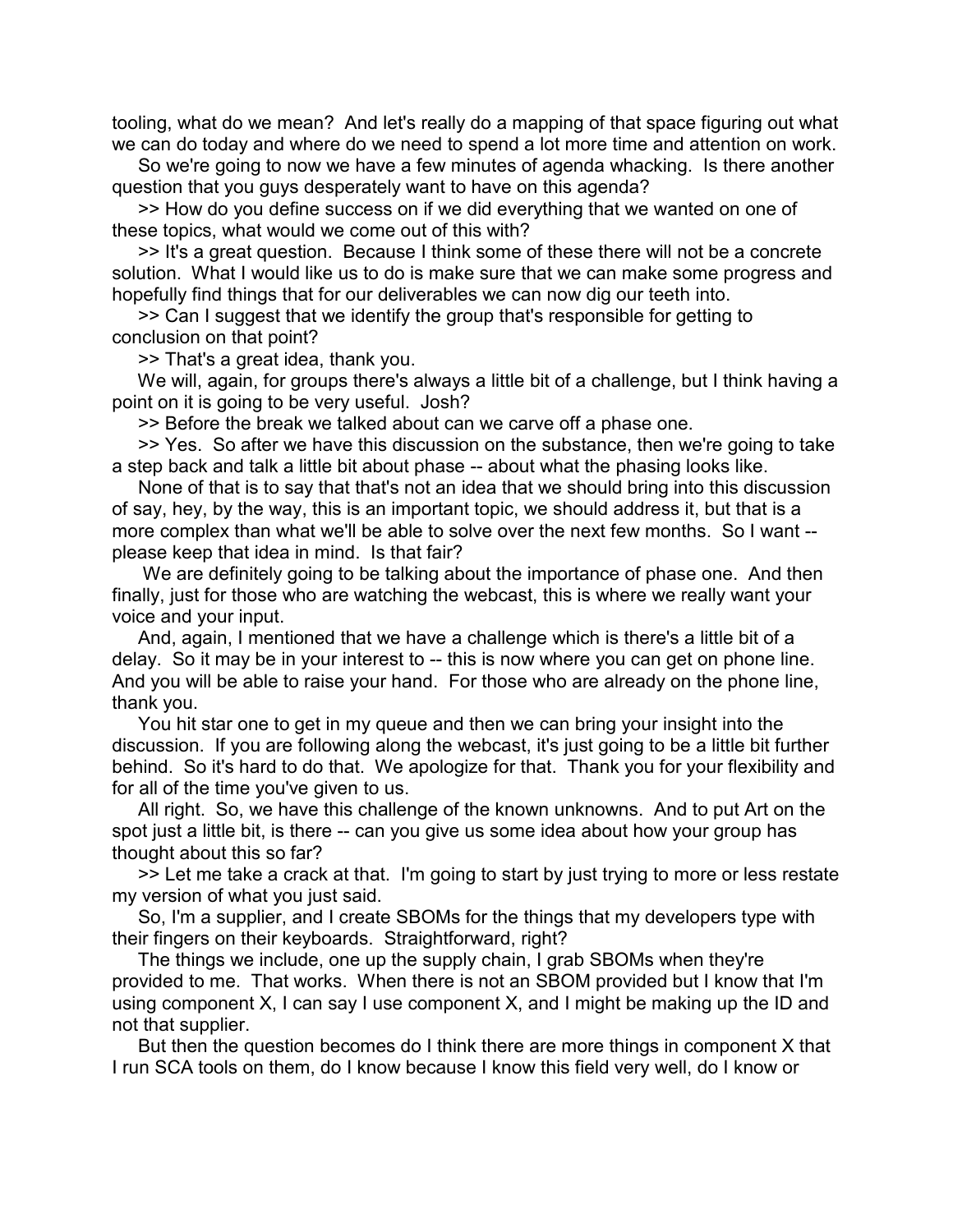tooling, what do we mean? And let's really do a mapping of that space figuring out what we can do today and where do we need to spend a lot more time and attention on work.

So we're going to now we have a few minutes of agenda whacking. Is there another question that you guys desperately want to have on this agenda?

>> How do you define success on if we did everything that we wanted on one of these topics, what would we come out of this with?

>> It's a great question. Because I think some of these there will not be a concrete solution. What I would like us to do is make sure that we can make some progress and hopefully find things that for our deliverables we can now dig our teeth into.

>> Can I suggest that we identify the group that's responsible for getting to conclusion on that point?

>> That's a great idea, thank you.

We will, again, for groups there's always a little bit of a challenge, but I think having a point on it is going to be very useful. Josh?

>> Before the break we talked about can we carve off a phase one.

>> Yes. So after we have this discussion on the substance, then we're going to take a step back and talk a little bit about phase -- about what the phasing looks like.

None of that is to say that that's not an idea that we should bring into this discussion of say, hey, by the way, this is an important topic, we should address it, but that is a more complex than what we'll be able to solve over the next few months. So I want -- please keep that idea in mind. Is that fair?

We are definitely going to be talking about the importance of phase one. And then finally, just for those who are watching the webcast, this is where we really want your voice and your input.

And, again, I mentioned that we have a challenge which is there's a little bit of a delay. So it may be in your interest to -- this is now where you can get on phone line. And you will be able to raise your hand. For those who are already on the phone line, thank you.

You hit star one to get in my queue and then we can bring your insight into the discussion. If you are following along the webcast, it's just going to be a little bit further behind. So it's hard to do that. We apologize for that. Thank you for your flexibility and for all of the time you've given to us.

All right. So, we have this challenge of the known unknowns. And to put Art on the spot just a little bit, is there -- can you give us some idea about how your group has thought about this so far?

>> Let me take a crack at that. I'm going to start by just trying to more or less restate my version of what you just said.

So, I'm a supplier, and I create SBOMs for the things that my developers type with their fingers on their keyboards. Straightforward, right?

The things we include, one up the supply chain, I grab SBOMs when they're provided to me. That works. When there is not an SBOM provided but I know that I'm using component X, I can say I use component X, and I might be making up the ID and not that supplier.

But then the question becomes do I think there are more things in component X that I run SCA tools on them, do I know because I know this field very well, do I know or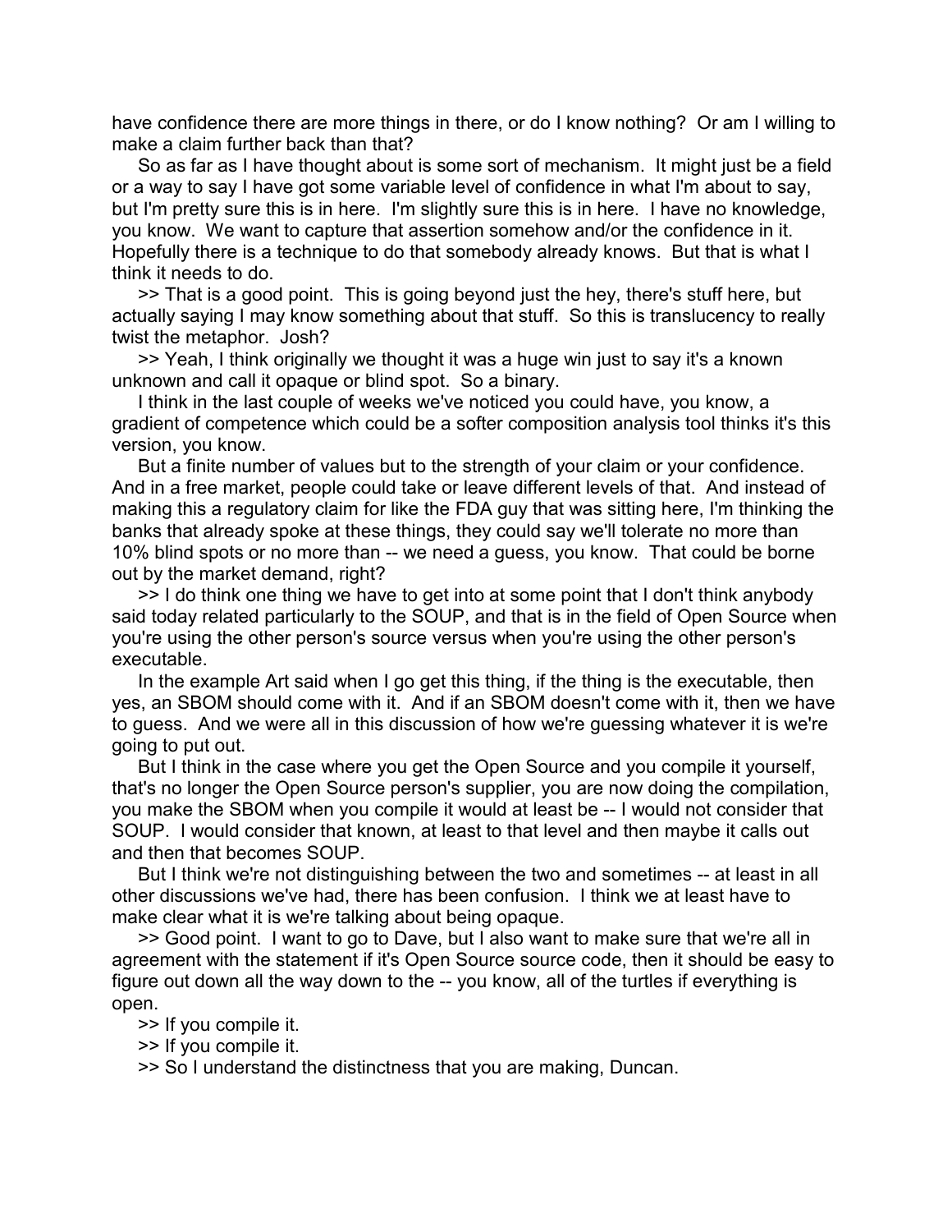have confidence there are more things in there, or do I know nothing? Or am I willing to make a claim further back than that?

So as far as I have thought about is some sort of mechanism. It might just be a field or a way to say I have got some variable level of confidence in what I'm about to say, but I'm pretty sure this is in here. I'm slightly sure this is in here. I have no knowledge, you know. We want to capture that assertion somehow and/or the confidence in it. Hopefully there is a technique to do that somebody already knows. But that is what I think it needs to do.

>> That is a good point. This is going beyond just the hey, there's stuff here, but actually saying I may know something about that stuff. So this is translucency to really twist the metaphor. Josh?

>> Yeah, I think originally we thought it was a huge win just to say it's a known unknown and call it opaque or blind spot. So a binary.

I think in the last couple of weeks we've noticed you could have, you know, a gradient of competence which could be a softer composition analysis tool thinks it's this version, you know.

But a finite number of values but to the strength of your claim or your confidence. And in a free market, people could take or leave different levels of that. And instead of making this a regulatory claim for like the FDA guy that was sitting here, I'm thinking the banks that already spoke at these things, they could say we'll tolerate no more than 10% blind spots or no more than -- we need a guess, you know. That could be borne out by the market demand, right?

>> I do think one thing we have to get into at some point that I don't think anybody said today related particularly to the SOUP, and that is in the field of Open Source when you're using the other person's source versus when you're using the other person's executable.

In the example Art said when I go get this thing, if the thing is the executable, then yes, an SBOM should come with it. And if an SBOM doesn't come with it, then we have to guess. And we were all in this discussion of how we're guessing whatever it is we're going to put out.

But I think in the case where you get the Open Source and you compile it yourself, that's no longer the Open Source person's supplier, you are now doing the compilation, you make the SBOM when you compile it would at least be -- I would not consider that SOUP. I would consider that known, at least to that level and then maybe it calls out and then that becomes SOUP.

But I think we're not distinguishing between the two and sometimes -- at least in all other discussions we've had, there has been confusion. I think we at least have to make clear what it is we're talking about being opaque.

>> Good point. I want to go to Dave, but I also want to make sure that we're all in agreement with the statement if it's Open Source source code, then it should be easy to figure out down all the way down to the -- you know, all of the turtles if everything is open.

>> If you compile it.

>> If you compile it.

>> So I understand the distinctness that you are making, Duncan.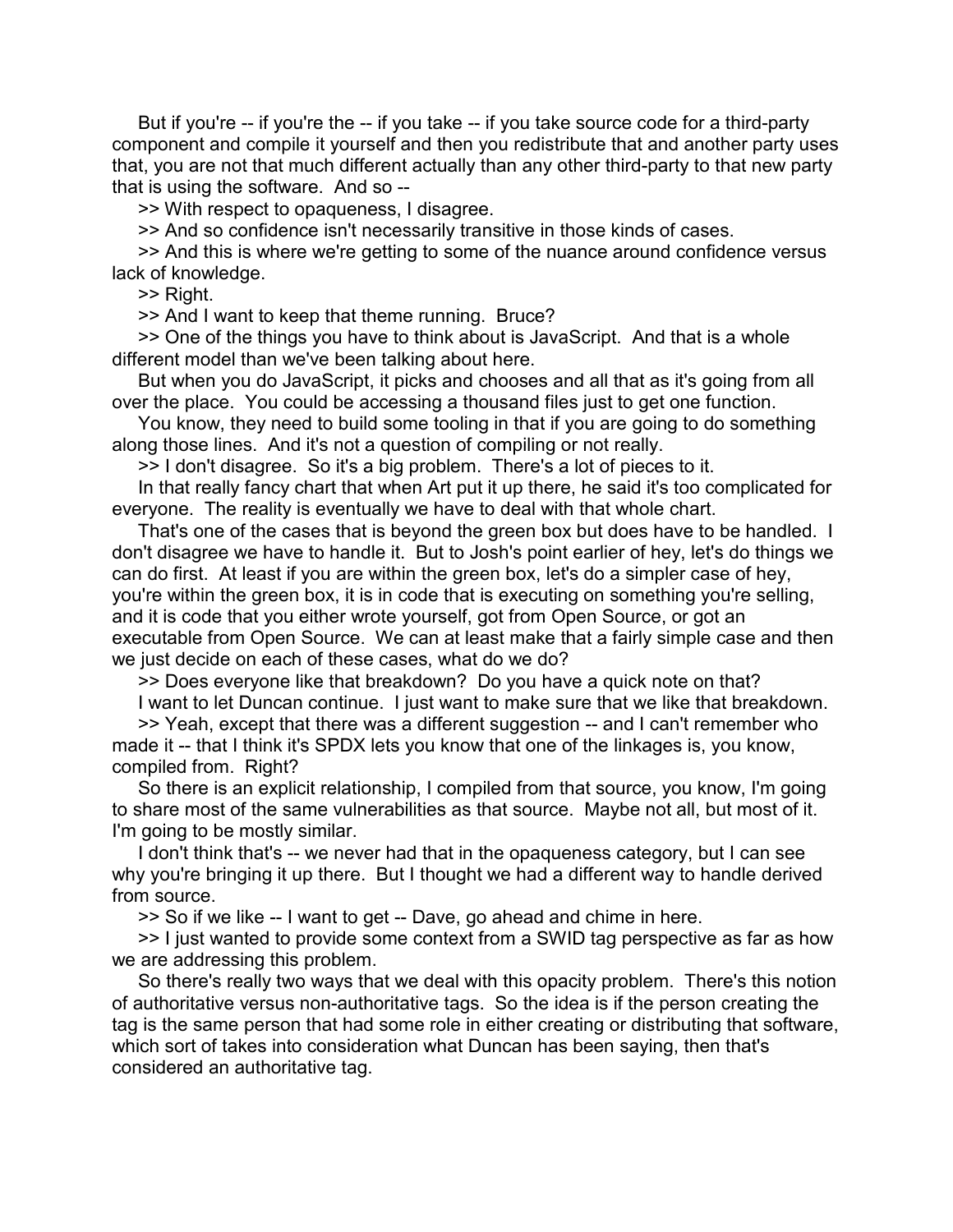But if you're -- if you're the -- if you take -- if you take source code for a third-party component and compile it yourself and then you redistribute that and another party uses that, you are not that much different actually than any other third-party to that new party that is using the software. And so --

>> With respect to opaqueness, I disagree.

>> And so confidence isn't necessarily transitive in those kinds of cases.

>> And this is where we're getting to some of the nuance around confidence versus lack of knowledge.

>> Right.

>> And I want to keep that theme running. Bruce?

>> One of the things you have to think about is JavaScript. And that is a whole different model than we've been talking about here.

But when you do JavaScript, it picks and chooses and all that as it's going from all over the place. You could be accessing a thousand files just to get one function.

You know, they need to build some tooling in that if you are going to do something along those lines. And it's not a question of compiling or not really.

>> I don't disagree. So it's a big problem. There's a lot of pieces to it.

In that really fancy chart that when Art put it up there, he said it's too complicated for everyone. The reality is eventually we have to deal with that whole chart.

That's one of the cases that is beyond the green box but does have to be handled. I don't disagree we have to handle it. But to Josh's point earlier of hey, let's do things we can do first. At least if you are within the green box, let's do a simpler case of hey, you're within the green box, it is in code that is executing on something you're selling, and it is code that you either wrote yourself, got from Open Source, or got an executable from Open Source. We can at least make that a fairly simple case and then we just decide on each of these cases, what do we do?

>> Does everyone like that breakdown? Do you have a quick note on that?

I want to let Duncan continue. I just want to make sure that we like that breakdown.

>> Yeah, except that there was a different suggestion -- and I can't remember who made it -- that I think it's SPDX lets you know that one of the linkages is, you know, compiled from. Right?

So there is an explicit relationship, I compiled from that source, you know, I'm going to share most of the same vulnerabilities as that source. Maybe not all, but most of it. I'm going to be mostly similar.

I don't think that's -- we never had that in the opaqueness category, but I can see why you're bringing it up there. But I thought we had a different way to handle derived from source.

>> So if we like -- I want to get -- Dave, go ahead and chime in here.

>> I just wanted to provide some context from a SWID tag perspective as far as how we are addressing this problem.

So there's really two ways that we deal with this opacity problem. There's this notion of authoritative versus non-authoritative tags. So the idea is if the person creating the tag is the same person that had some role in either creating or distributing that software, which sort of takes into consideration what Duncan has been saying, then that's considered an authoritative tag.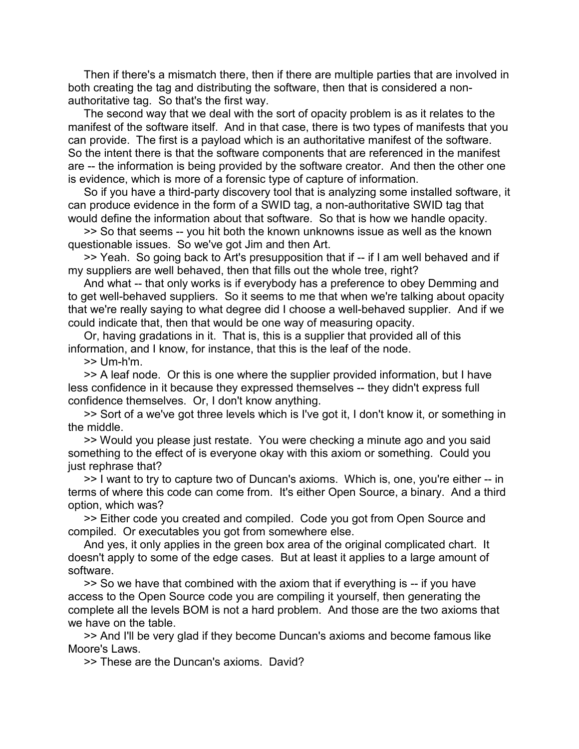Then if there's a mismatch there, then if there are multiple parties that are involved in both creating the tag and distributing the software, then that is considered a non-authoritative tag. So that's the first way.

The second way that we deal with the sort of opacity problem is as it relates to the manifest of the software itself. And in that case, there is two types of manifests that you can provide. The first is a payload which is an authoritative manifest of the software. So the intent there is that the software components that are referenced in the manifest are -- the information is being provided by the software creator. And then the other one is evidence, which is more of a forensic type of capture of information.

So if you have a third-party discovery tool that is analyzing some installed software, it can produce evidence in the form of a SWID tag, a non-authoritative SWID tag that would define the information about that software. So that is how we handle opacity.

>> So that seems -- you hit both the known unknowns issue as well as the known questionable issues. So we've got Jim and then Art.

>> Yeah. So going back to Art's presupposition that if -- if I am well behaved and if my suppliers are well behaved, then that fills out the whole tree, right?

And what -- that only works is if everybody has a preference to obey Demming and to get well-behaved suppliers. So it seems to me that when we're talking about opacity that we're really saying to what degree did I choose a well-behaved supplier. And if we could indicate that, then that would be one way of measuring opacity.

Or, having gradations in it. That is, this is a supplier that provided all of this information, and I know, for instance, that this is the leaf of the node.

>> Um-h'm.

>> A leaf node. Or this is one where the supplier provided information, but I have less confidence in it because they expressed themselves -- they didn't express full confidence themselves. Or, I don't know anything.

>> Sort of a we've got three levels which is I've got it, I don't know it, or something in the middle.

>> Would you please just restate. You were checking a minute ago and you said something to the effect of is everyone okay with this axiom or something. Could you just rephrase that?

>> I want to try to capture two of Duncan's axioms. Which is, one, you're either -- in terms of where this code can come from. It's either Open Source, a binary. And a third option, which was?

>> Either code you created and compiled. Code you got from Open Source and compiled. Or executables you got from somewhere else.

And yes, it only applies in the green box area of the original complicated chart. It doesn't apply to some of the edge cases. But at least it applies to a large amount of software.

>> So we have that combined with the axiom that if everything is -- if you have access to the Open Source code you are compiling it yourself, then generating the complete all the levels BOM is not a hard problem. And those are the two axioms that we have on the table.

>> And I'll be very glad if they become Duncan's axioms and become famous like Moore's Laws.

>> These are the Duncan's axioms. David?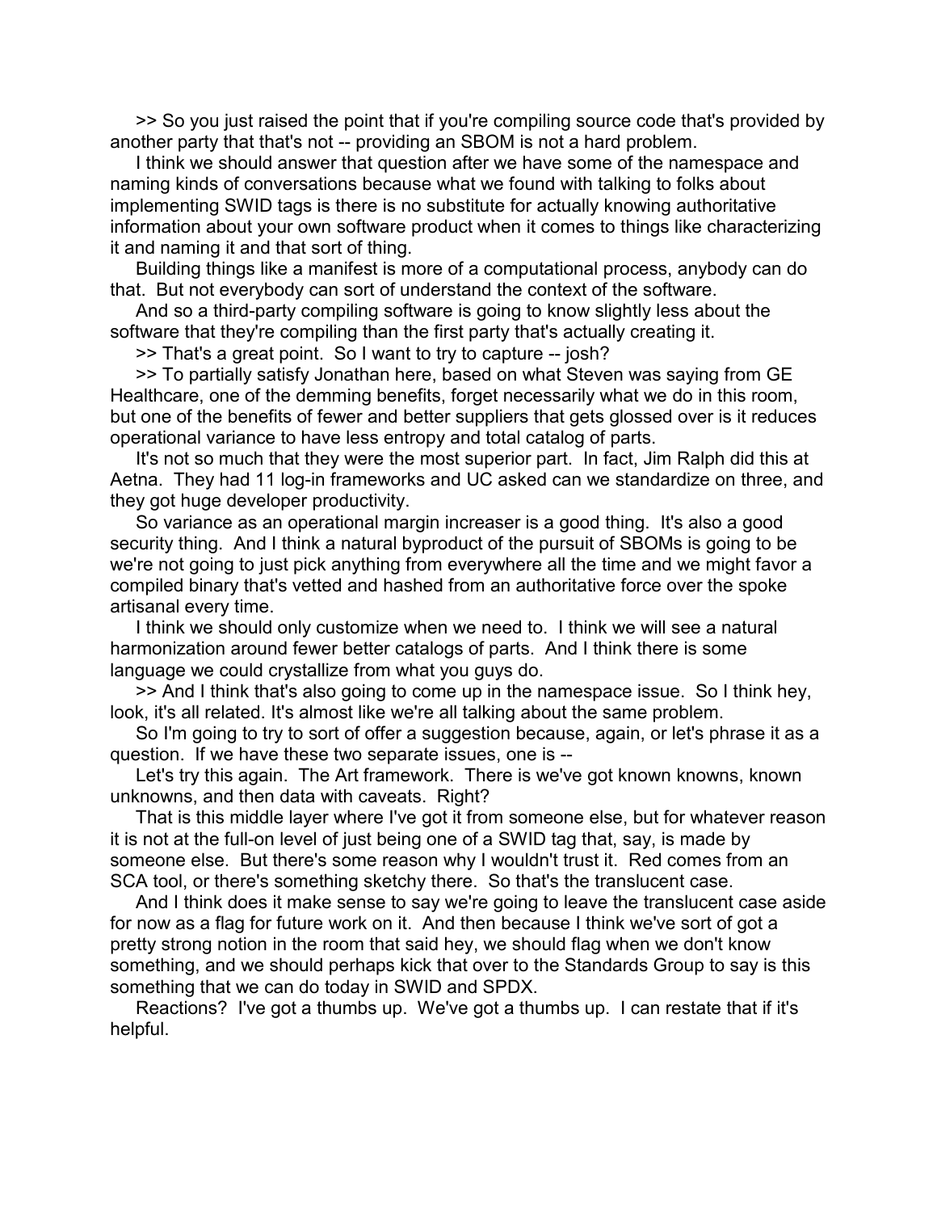>> So you just raised the point that if you're compiling source code that's provided by another party that that's not -- providing an SBOM is not a hard problem.

I think we should answer that question after we have some of the namespace and naming kinds of conversations because what we found with talking to folks about implementing SWID tags is there is no substitute for actually knowing authoritative information about your own software product when it comes to things like characterizing it and naming it and that sort of thing.

Building things like a manifest is more of a computational process, anybody can do that. But not everybody can sort of understand the context of the software.

And so a third-party compiling software is going to know slightly less about the software that they're compiling than the first party that's actually creating it.

>> That's a great point. So I want to try to capture -- josh?

>> To partially satisfy Jonathan here, based on what Steven was saying from GE Healthcare, one of the demming benefits, forget necessarily what we do in this room, but one of the benefits of fewer and better suppliers that gets glossed over is it reduces operational variance to have less entropy and total catalog of parts.

It's not so much that they were the most superior part. In fact, Jim Ralph did this at Aetna. They had 11 log-in frameworks and UC asked can we standardize on three, and they got huge developer productivity.

So variance as an operational margin increaser is a good thing. It's also a good security thing. And I think a natural byproduct of the pursuit of SBOMs is going to be we're not going to just pick anything from everywhere all the time and we might favor a compiled binary that's vetted and hashed from an authoritative force over the spoke artisanal every time.

I think we should only customize when we need to. I think we will see a natural harmonization around fewer better catalogs of parts. And I think there is some language we could crystallize from what you guys do.

>> And I think that's also going to come up in the namespace issue. So I think hey, look, it's all related. It's almost like we're all talking about the same problem.

So I'm going to try to sort of offer a suggestion because, again, or let's phrase it as a question. If we have these two separate issues, one is --

Let's try this again. The Art framework. There is we've got known knowns, known unknowns, and then data with caveats. Right?

That is this middle layer where I've got it from someone else, but for whatever reason it is not at the full-on level of just being one of a SWID tag that, say, is made by someone else. But there's some reason why I wouldn't trust it. Red comes from an SCA tool, or there's something sketchy there. So that's the translucent case.

And I think does it make sense to say we're going to leave the translucent case aside for now as a flag for future work on it. And then because I think we've sort of got a pretty strong notion in the room that said hey, we should flag when we don't know something, and we should perhaps kick that over to the Standards Group to say is this something that we can do today in SWID and SPDX.

Reactions? I've got a thumbs up. We've got a thumbs up. I can restate that if it's helpful.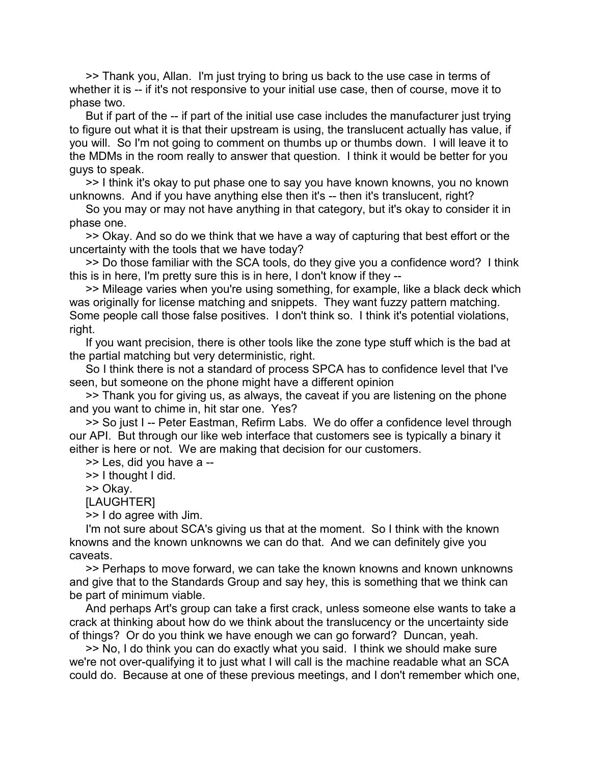>> Thank you, Allan. I'm just trying to bring us back to the use case in terms of whether it is -- if it's not responsive to your initial use case, then of course, move it to phase two.

But if part of the -- if part of the initial use case includes the manufacturer just trying to figure out what it is that their upstream is using, the translucent actually has value, if you will. So I'm not going to comment on thumbs up or thumbs down. I will leave it to the MDMs in the room really to answer that question. I think it would be better for you guys to speak.

>> I think it's okay to put phase one to say you have known knowns, you no known unknowns. And if you have anything else then it's -- then it's translucent, right?

So you may or may not have anything in that category, but it's okay to consider it in phase one.

>> Okay. And so do we think that we have a way of capturing that best effort or the uncertainty with the tools that we have today?

>> Do those familiar with the SCA tools, do they give you a confidence word? I think this is in here, I'm pretty sure this is in here, I don't know if they --

>> Mileage varies when you're using something, for example, like a black deck which was originally for license matching and snippets. They want fuzzy pattern matching. Some people call those false positives. I don't think so. I think it's potential violations, right.

If you want precision, there is other tools like the zone type stuff which is the bad at the partial matching but very deterministic, right.

So I think there is not a standard of process SPCA has to confidence level that I've seen, but someone on the phone might have a different opinion

>> Thank you for giving us, as always, the caveat if you are listening on the phone and you want to chime in, hit star one. Yes?

>> So just I -- Peter Eastman, Refirm Labs. We do offer a confidence level through our API. But through our like web interface that customers see is typically a binary it either is here or not. We are making that decision for our customers.

>> Les, did you have a --

>> I thought I did.

>> Okay.

[LAUGHTER]

>> I do agree with Jim.

I'm not sure about SCA's giving us that at the moment. So I think with the known knowns and the known unknowns we can do that. And we can definitely give you caveats.

>> Perhaps to move forward, we can take the known knowns and known unknowns and give that to the Standards Group and say hey, this is something that we think can be part of minimum viable.

And perhaps Art's group can take a first crack, unless someone else wants to take a crack at thinking about how do we think about the translucency or the uncertainty side of things? Or do you think we have enough we can go forward? Duncan, yeah.

>> No, I do think you can do exactly what you said. I think we should make sure we're not over-qualifying it to just what I will call is the machine readable what an SCA could do. Because at one of these previous meetings, and I don't remember which one,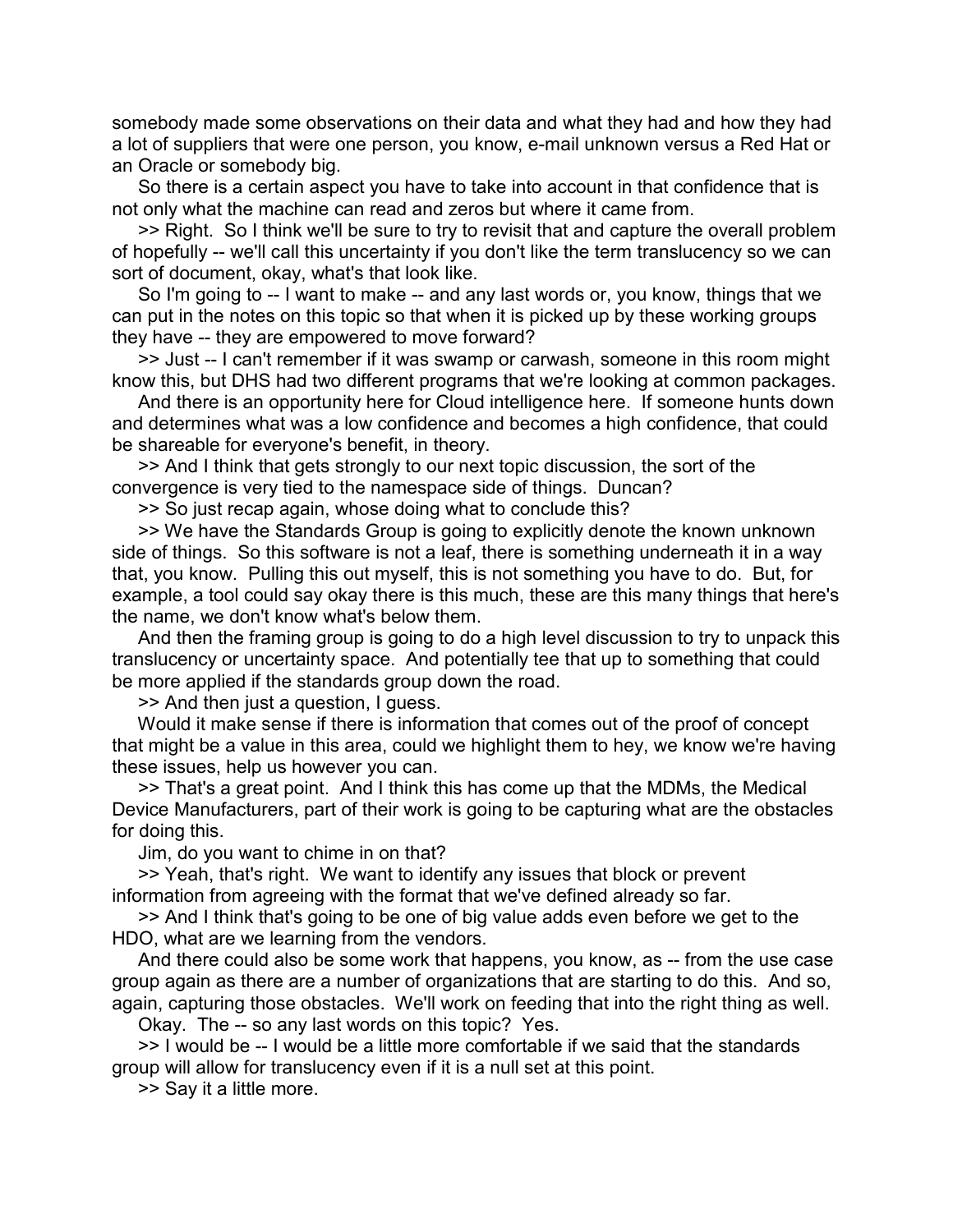somebody made some observations on their data and what they had and how they had a lot of suppliers that were one person, you know, e-mail unknown versus a Red Hat or an Oracle or somebody big.

So there is a certain aspect you have to take into account in that confidence that is not only what the machine can read and zeros but where it came from.

>> Right. So I think we'll be sure to try to revisit that and capture the overall problem of hopefully -- we'll call this uncertainty if you don't like the term translucency so we can sort of document, okay, what's that look like.

So I'm going to -- I want to make -- and any last words or, you know, things that we can put in the notes on this topic so that when it is picked up by these working groups they have -- they are empowered to move forward?

>> Just -- I can't remember if it was swamp or carwash, someone in this room might know this, but DHS had two different programs that we're looking at common packages.

And there is an opportunity here for Cloud intelligence here. If someone hunts down and determines what was a low confidence and becomes a high confidence, that could be shareable for everyone's benefit, in theory.

>> And I think that gets strongly to our next topic discussion, the sort of the convergence is very tied to the namespace side of things. Duncan?

>> So just recap again, whose doing what to conclude this?

>> We have the Standards Group is going to explicitly denote the known unknown side of things. So this software is not a leaf, there is something underneath it in a way that, you know. Pulling this out myself, this is not something you have to do. But, for example, a tool could say okay there is this much, these are this many things that here's the name, we don't know what's below them.

And then the framing group is going to do a high level discussion to try to unpack this translucency or uncertainty space. And potentially tee that up to something that could be more applied if the standards group down the road.

>> And then just a question, I guess.

Would it make sense if there is information that comes out of the proof of concept that might be a value in this area, could we highlight them to hey, we know we're having these issues, help us however you can.

>> That's a great point. And I think this has come up that the MDMs, the Medical Device Manufacturers, part of their work is going to be capturing what are the obstacles for doing this.

Jim, do you want to chime in on that?

>> Yeah, that's right. We want to identify any issues that block or prevent information from agreeing with the format that we've defined already so far.

>> And I think that's going to be one of big value adds even before we get to the HDO, what are we learning from the vendors.

And there could also be some work that happens, you know, as -- from the use case group again as there are a number of organizations that are starting to do this. And so, again, capturing those obstacles. We'll work on feeding that into the right thing as well.

Okay. The -- so any last words on this topic? Yes.

>> I would be -- I would be a little more comfortable if we said that the standards group will allow for translucency even if it is a null set at this point.

>> Say it a little more.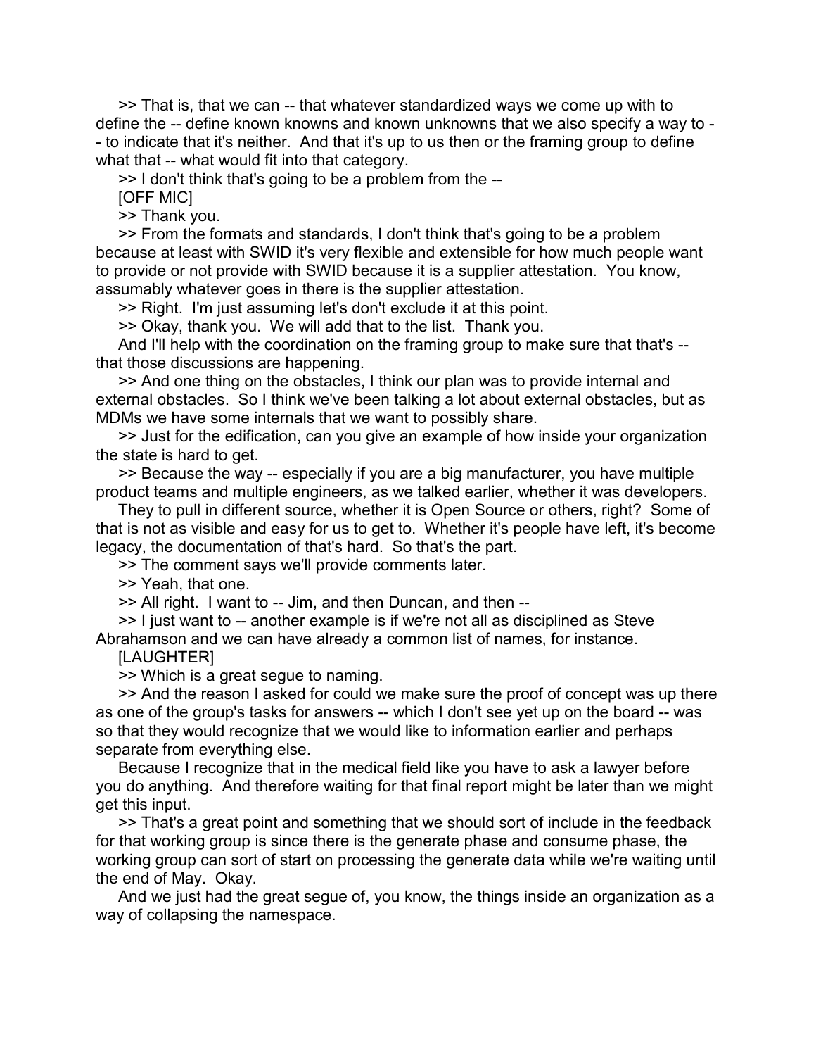>> That is, that we can -- that whatever standardized ways we come up with to define the -- define known knowns and known unknowns that we also specify a way to -- to indicate that it's neither. And that it's up to us then or the framing group to define what that -- what would fit into that category.

>> I don't think that's going to be a problem from the --

[OFF MIC]

>> Thank you.

>> From the formats and standards, I don't think that's going to be a problem because at least with SWID it's very flexible and extensible for how much people want to provide or not provide with SWID because it is a supplier attestation. You know, assumably whatever goes in there is the supplier attestation.

>> Right. I'm just assuming let's don't exclude it at this point.

>> Okay, thank you. We will add that to the list. Thank you.

And I'll help with the coordination on the framing group to make sure that that's -- that those discussions are happening.

>> And one thing on the obstacles, I think our plan was to provide internal and external obstacles. So I think we've been talking a lot about external obstacles, but as MDMs we have some internals that we want to possibly share.

>> Just for the edification, can you give an example of how inside your organization the state is hard to get.

>> Because the way -- especially if you are a big manufacturer, you have multiple product teams and multiple engineers, as we talked earlier, whether it was developers.

They to pull in different source, whether it is Open Source or others, right? Some of that is not as visible and easy for us to get to. Whether it's people have left, it's become legacy, the documentation of that's hard. So that's the part.

>> The comment says we'll provide comments later.

>> Yeah, that one.

>> All right. I want to -- Jim, and then Duncan, and then --

>> I just want to -- another example is if we're not all as disciplined as Steve Abrahamson and we can have already a common list of names, for instance.

[LAUGHTER]

>> Which is a great segue to naming.

>> And the reason I asked for could we make sure the proof of concept was up there as one of the group's tasks for answers -- which I don't see yet up on the board -- was so that they would recognize that we would like to information earlier and perhaps separate from everything else.

Because I recognize that in the medical field like you have to ask a lawyer before you do anything. And therefore waiting for that final report might be later than we might get this input.

>> That's a great point and something that we should sort of include in the feedback for that working group is since there is the generate phase and consume phase, the working group can sort of start on processing the generate data while we're waiting until the end of May. Okay.

And we just had the great segue of, you know, the things inside an organization as a way of collapsing the namespace.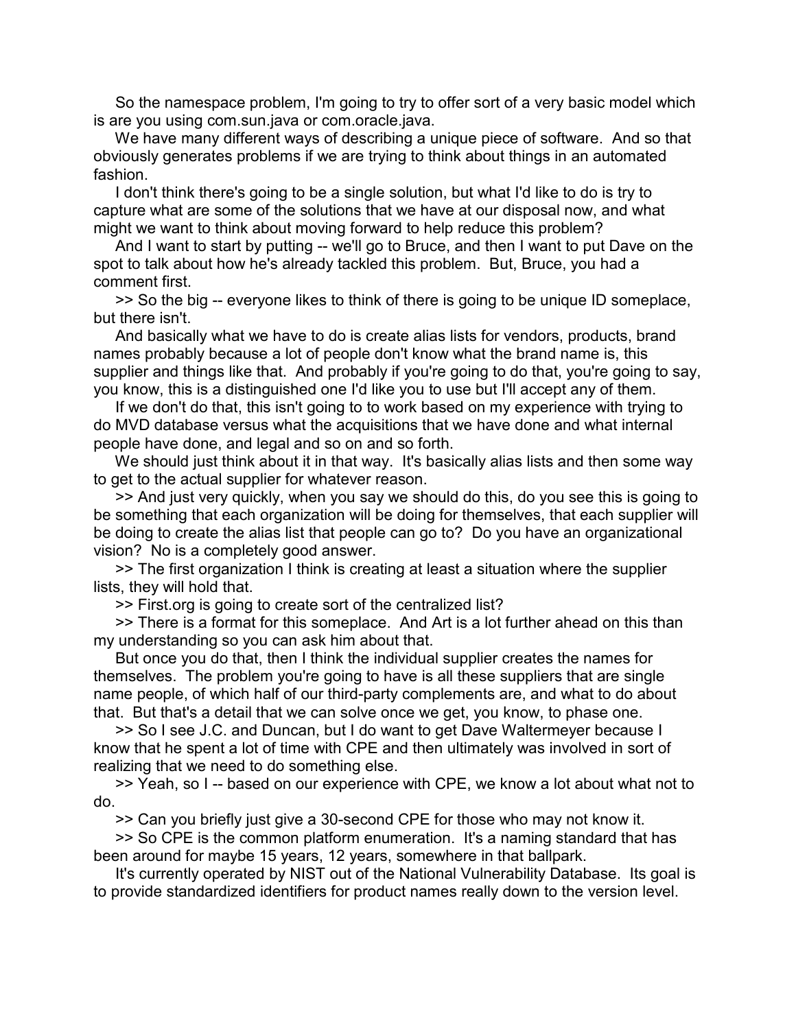So the namespace problem, I'm going to try to offer sort of a very basic model which is are you using com.sun.java or com.oracle.java.

We have many different ways of describing a unique piece of software. And so that obviously generates problems if we are trying to think about things in an automated fashion.

I don't think there's going to be a single solution, but what I'd like to do is try to capture what are some of the solutions that we have at our disposal now, and what might we want to think about moving forward to help reduce this problem?

And I want to start by putting -- we'll go to Bruce, and then I want to put Dave on the spot to talk about how he's already tackled this problem. But, Bruce, you had a comment first.

>> So the big -- everyone likes to think of there is going to be unique ID someplace, but there isn't.

And basically what we have to do is create alias lists for vendors, products, brand names probably because a lot of people don't know what the brand name is, this supplier and things like that. And probably if you're going to do that, you're going to say, you know, this is a distinguished one I'd like you to use but I'll accept any of them.

If we don't do that, this isn't going to to work based on my experience with trying to do MVD database versus what the acquisitions that we have done and what internal people have done, and legal and so on and so forth.

We should just think about it in that way. It's basically alias lists and then some way to get to the actual supplier for whatever reason.

>> And just very quickly, when you say we should do this, do you see this is going to be something that each organization will be doing for themselves, that each supplier will be doing to create the alias list that people can go to? Do you have an organizational vision? No is a completely good answer.

>> The first organization I think is creating at least a situation where the supplier lists, they will hold that.

>> First.org is going to create sort of the centralized list?

>> There is a format for this someplace. And Art is a lot further ahead on this than my understanding so you can ask him about that.

But once you do that, then I think the individual supplier creates the names for themselves. The problem you're going to have is all these suppliers that are single name people, of which half of our third-party complements are, and what to do about that. But that's a detail that we can solve once we get, you know, to phase one.

>> So I see J.C. and Duncan, but I do want to get Dave Waltermeyer because I know that he spent a lot of time with CPE and then ultimately was involved in sort of realizing that we need to do something else.

>> Yeah, so I -- based on our experience with CPE, we know a lot about what not to do.

>> Can you briefly just give a 30-second CPE for those who may not know it.

>> So CPE is the common platform enumeration. It's a naming standard that has been around for maybe 15 years, 12 years, somewhere in that ballpark.

It's currently operated by NIST out of the National Vulnerability Database. Its goal is to provide standardized identifiers for product names really down to the version level.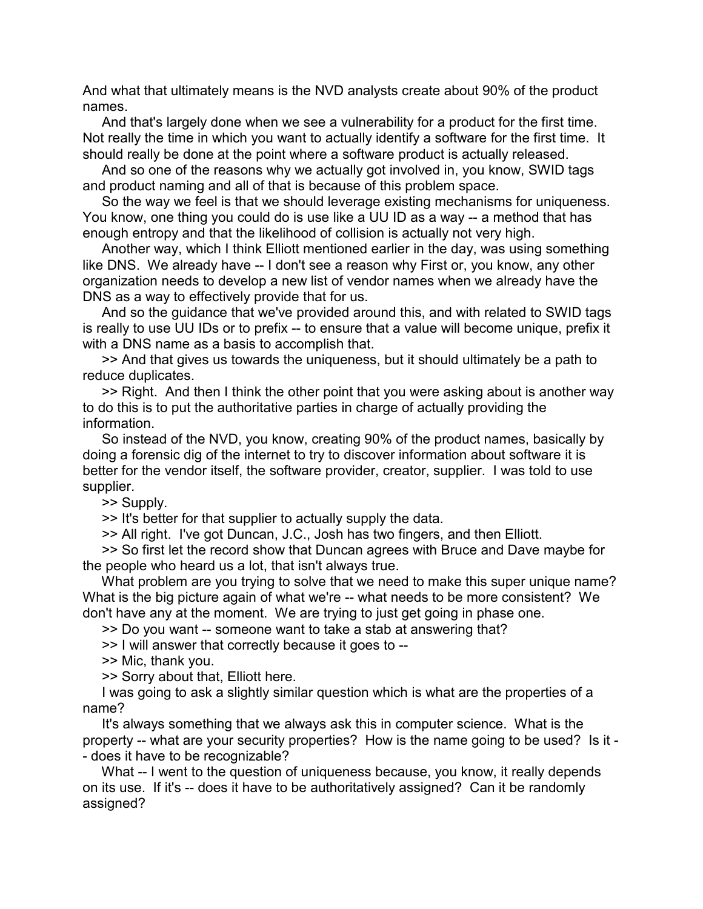And what that ultimately means is the NVD analysts create about 90% of the product names.

And that's largely done when we see a vulnerability for a product for the first time. Not really the time in which you want to actually identify a software for the first time. It should really be done at the point where a software product is actually released.

And so one of the reasons why we actually got involved in, you know, SWID tags and product naming and all of that is because of this problem space.

So the way we feel is that we should leverage existing mechanisms for uniqueness. You know, one thing you could do is use like a UU ID as a way -- a method that has enough entropy and that the likelihood of collision is actually not very high.

Another way, which I think Elliott mentioned earlier in the day, was using something like DNS. We already have -- I don't see a reason why First or, you know, any other organization needs to develop a new list of vendor names when we already have the DNS as a way to effectively provide that for us.

And so the guidance that we've provided around this, and with related to SWID tags is really to use UU IDs or to prefix -- to ensure that a value will become unique, prefix it with a DNS name as a basis to accomplish that.

>> And that gives us towards the uniqueness, but it should ultimately be a path to reduce duplicates.

>> Right. And then I think the other point that you were asking about is another way to do this is to put the authoritative parties in charge of actually providing the information.

So instead of the NVD, you know, creating 90% of the product names, basically by doing a forensic dig of the internet to try to discover information about software it is better for the vendor itself, the software provider, creator, supplier. I was told to use supplier.

>> Supply.

>> It's better for that supplier to actually supply the data.

>> All right. I've got Duncan, J.C., Josh has two fingers, and then Elliott.

>> So first let the record show that Duncan agrees with Bruce and Dave maybe for the people who heard us a lot, that isn't always true.

What problem are you trying to solve that we need to make this super unique name? What is the big picture again of what we're -- what needs to be more consistent? We don't have any at the moment. We are trying to just get going in phase one.

>> Do you want -- someone want to take a stab at answering that?

>> I will answer that correctly because it goes to --

>> Mic, thank you.

>> Sorry about that, Elliott here.

I was going to ask a slightly similar question which is what are the properties of a name?

It's always something that we always ask this in computer science. What is the property -- what are your security properties? How is the name going to be used? Is it -- does it have to be recognizable?

What -- I went to the question of uniqueness because, you know, it really depends on its use. If it's -- does it have to be authoritatively assigned? Can it be randomly assigned?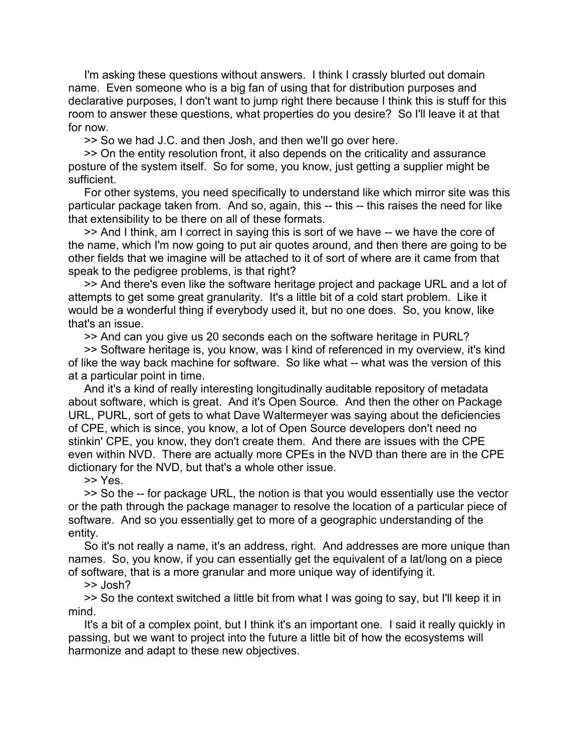I'm asking these questions without answers. I think I crassly blurted out domain name. Even someone who is a big fan of using that for distribution purposes and declarative purposes, I don't want to jump right there because I think this is stuff for this room to answer these questions, what properties do you desire? So I'll leave it at that for now.

>> So we had J.C. and then Josh, and then we'll go over here.

>> On the entity resolution front, it also depends on the criticality and assurance posture of the system itself. So for some, you know, just getting a supplier might be sufficient.

For other systems, you need specifically to understand like which mirror site was this particular package taken from. And so, again, this -- this -- this raises the need for like that extensibility to be there on all of these formats.

>> And I think, am I correct in saying this is sort of we have -- we have the core of the name, which I'm now going to put air quotes around, and then there are going to be other fields that we imagine will be attached to it of sort of where are it came from that speak to the pedigree problems, is that right?

>> And there's even like the software heritage project and package URL and a lot of attempts to get some great granularity. It's a little bit of a cold start problem. Like it would be a wonderful thing if everybody used it, but no one does. So, you know, like that's an issue.

>> And can you give us 20 seconds each on the software heritage in PURL?

>> Software heritage is, you know, was I kind of referenced in my overview, it's kind of like the way back machine for software. So like what -- what was the version of this at a particular point in time.

And it's a kind of really interesting longitudinally auditable repository of metadata about software, which is great. And it's Open Source. And then the other on Package URL, PURL, sort of gets to what Dave Waltermeyer was saying about the deficiencies of CPE, which is since, you know, a lot of Open Source developers don't need no stinkin' CPE, you know, they don't create them. And there are issues with the CPE even within NVD. There are actually more CPEs in the NVD than there are in the CPE dictionary for the NVD, but that's a whole other issue.

>> Yes.

>> So the -- for package URL, the notion is that you would essentially use the vector or the path through the package manager to resolve the location of a particular piece of software. And so you essentially get to more of a geographic understanding of the entity.

So it's not really a name, it's an address, right. And addresses are more unique than names. So, you know, if you can essentially get the equivalent of a lat/long on a piece of software, that is a more granular and more unique way of identifying it.

>> Josh?

>> So the context switched a little bit from what I was going to say, but I'll keep it in mind.

It's a bit of a complex point, but I think it's an important one. I said it really quickly in passing, but we want to project into the future a little bit of how the ecosystems will harmonize and adapt to these new objectives.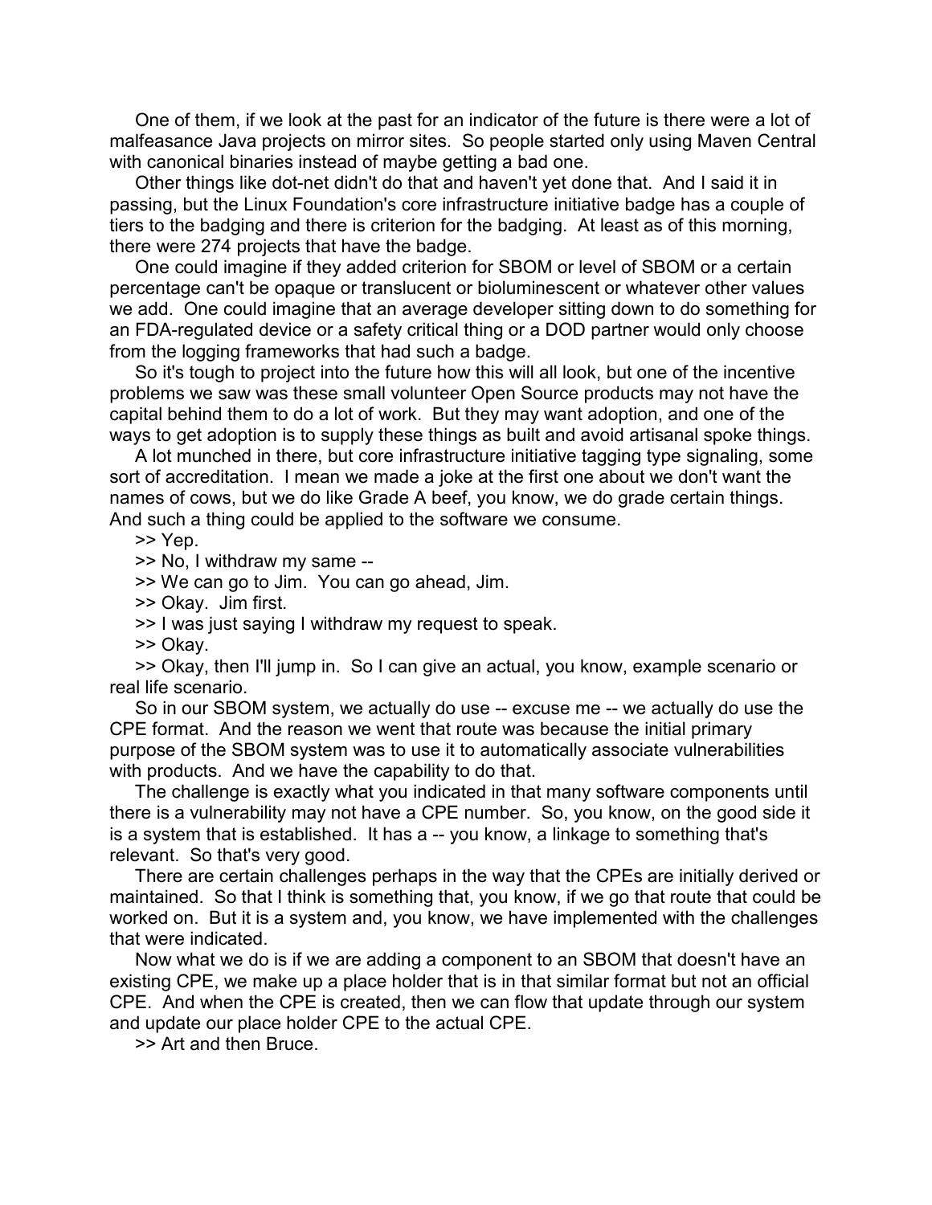One of them, if we look at the past for an indicator of the future is there were a lot of malfeasance Java projects on mirror sites. So people started only using Maven Central with canonical binaries instead of maybe getting a bad one.

Other things like dot-net didn't do that and haven't yet done that. And I said it in passing, but the Linux Foundation's core infrastructure initiative badge has a couple of tiers to the badging and there is criterion for the badging. At least as of this morning, there were 274 projects that have the badge.

One could imagine if they added criterion for SBOM or level of SBOM or a certain percentage can't be opaque or translucent or bioluminescent or whatever other values we add. One could imagine that an average developer sitting down to do something for an FDA-regulated device or a safety critical thing or a DOD partner would only choose from the logging frameworks that had such a badge.

So it's tough to project into the future how this will all look, but one of the incentive problems we saw was these small volunteer Open Source products may not have the capital behind them to do a lot of work. But they may want adoption, and one of the ways to get adoption is to supply these things as built and avoid artisanal spoke things.

A lot munched in there, but core infrastructure initiative tagging type signaling, some sort of accreditation. I mean we made a joke at the first one about we don't want the names of cows, but we do like Grade A beef, you know, we do grade certain things. And such a thing could be applied to the software we consume.

>> Yep.

>> No, I withdraw my same --

>> We can go to Jim. You can go ahead, Jim.

>> Okay. Jim first.

>> I was just saying I withdraw my request to speak.

>> Okay.

>> Okay, then I'll jump in. So I can give an actual, you know, example scenario or real life scenario.

So in our SBOM system, we actually do use -- excuse me -- we actually do use the CPE format. And the reason we went that route was because the initial primary purpose of the SBOM system was to use it to automatically associate vulnerabilities with products. And we have the capability to do that.

The challenge is exactly what you indicated in that many software components until there is a vulnerability may not have a CPE number. So, you know, on the good side it is a system that is established. It has a -- you know, a linkage to something that's relevant. So that's very good.

There are certain challenges perhaps in the way that the CPEs are initially derived or maintained. So that I think is something that, you know, if we go that route that could be worked on. But it is a system and, you know, we have implemented with the challenges that were indicated.

Now what we do is if we are adding a component to an SBOM that doesn't have an existing CPE, we make up a place holder that is in that similar format but not an official CPE. And when the CPE is created, then we can flow that update through our system and update our place holder CPE to the actual CPE.

>> Art and then Bruce.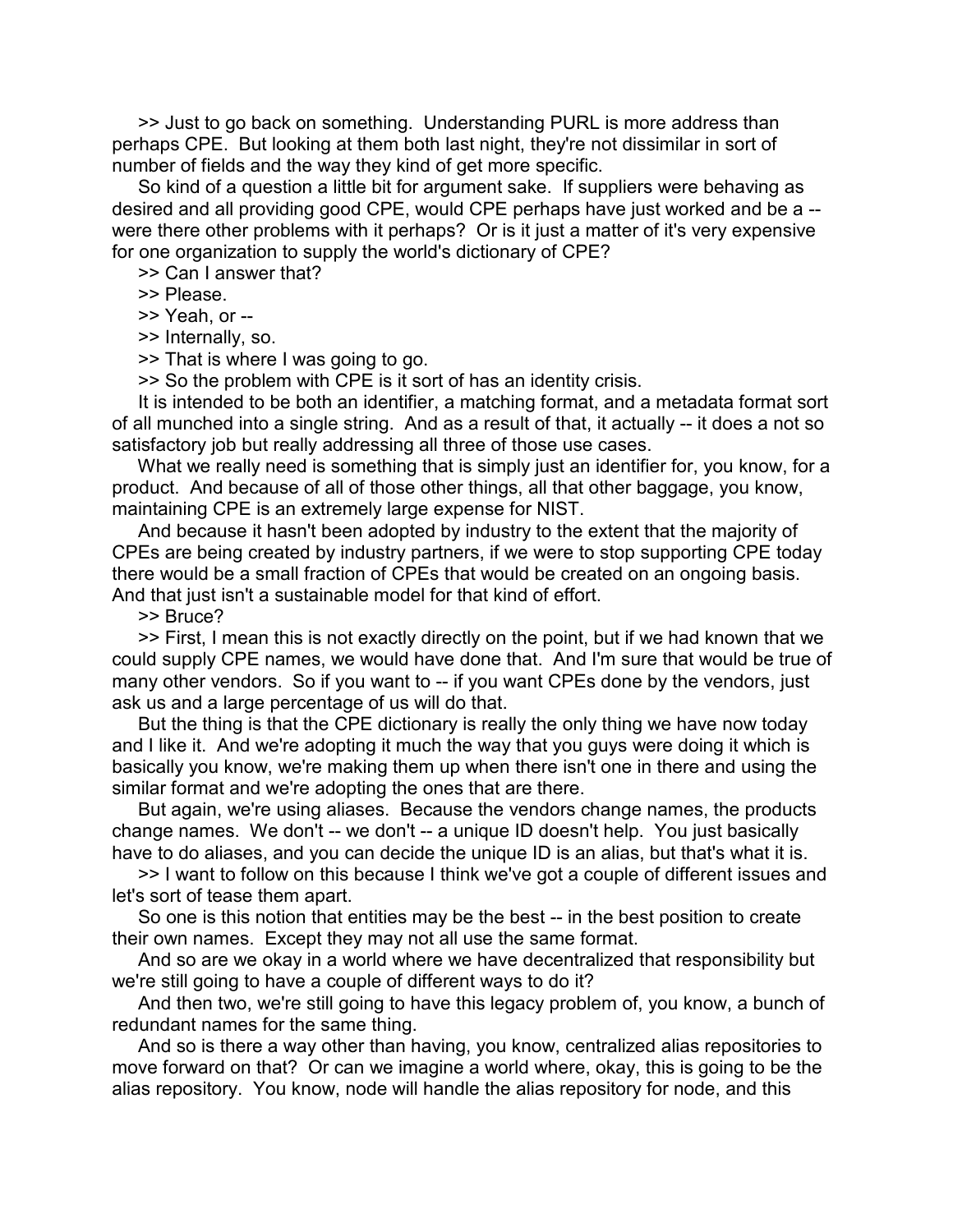>> Just to go back on something. Understanding PURL is more address than perhaps CPE. But looking at them both last night, they're not dissimilar in sort of number of fields and the way they kind of get more specific.

So kind of a question a little bit for argument sake. If suppliers were behaving as desired and all providing good CPE, would CPE perhaps have just worked and be a -- were there other problems with it perhaps? Or is it just a matter of it's very expensive for one organization to supply the world's dictionary of CPE?

>> Can I answer that?

>> Please.

>> Yeah, or --

>> Internally, so.

>> That is where I was going to go.

>> So the problem with CPE is it sort of has an identity crisis.

It is intended to be both an identifier, a matching format, and a metadata format sort of all munched into a single string. And as a result of that, it actually -- it does a not so satisfactory job but really addressing all three of those use cases.

What we really need is something that is simply just an identifier for, you know, for a product. And because of all of those other things, all that other baggage, you know, maintaining CPE is an extremely large expense for NIST.

And because it hasn't been adopted by industry to the extent that the majority of CPEs are being created by industry partners, if we were to stop supporting CPE today there would be a small fraction of CPEs that would be created on an ongoing basis. And that just isn't a sustainable model for that kind of effort.

>> Bruce?

>> First, I mean this is not exactly directly on the point, but if we had known that we could supply CPE names, we would have done that. And I'm sure that would be true of many other vendors. So if you want to -- if you want CPEs done by the vendors, just ask us and a large percentage of us will do that.

But the thing is that the CPE dictionary is really the only thing we have now today and I like it. And we're adopting it much the way that you guys were doing it which is basically you know, we're making them up when there isn't one in there and using the similar format and we're adopting the ones that are there.

But again, we're using aliases. Because the vendors change names, the products change names. We don't -- we don't -- a unique ID doesn't help. You just basically have to do aliases, and you can decide the unique ID is an alias, but that's what it is.

>> I want to follow on this because I think we've got a couple of different issues and let's sort of tease them apart.

So one is this notion that entities may be the best -- in the best position to create their own names. Except they may not all use the same format.

And so are we okay in a world where we have decentralized that responsibility but we're still going to have a couple of different ways to do it?

And then two, we're still going to have this legacy problem of, you know, a bunch of redundant names for the same thing.

And so is there a way other than having, you know, centralized alias repositories to move forward on that? Or can we imagine a world where, okay, this is going to be the alias repository. You know, node will handle the alias repository for node, and this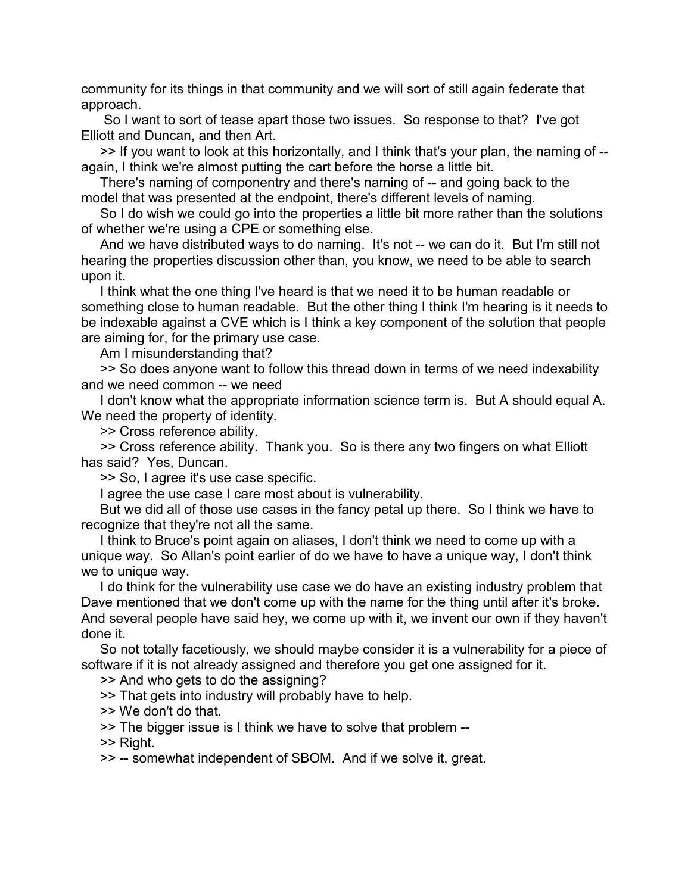community for its things in that community and we will sort of still again federate that approach.

So I want to sort of tease apart those two issues. So response to that? I've got Elliott and Duncan, and then Art.

>> If you want to look at this horizontally, and I think that's your plan, the naming of -- again, I think we're almost putting the cart before the horse a little bit.

There's naming of componentry and there's naming of -- and going back to the model that was presented at the endpoint, there's different levels of naming.

So I do wish we could go into the properties a little bit more rather than the solutions of whether we're using a CPE or something else.

And we have distributed ways to do naming. It's not -- we can do it. But I'm still not hearing the properties discussion other than, you know, we need to be able to search upon it.

I think what the one thing I've heard is that we need it to be human readable or something close to human readable. But the other thing I think I'm hearing is it needs to be indexable against a CVE which is I think a key component of the solution that people are aiming for, for the primary use case.

Am I misunderstanding that?

>> So does anyone want to follow this thread down in terms of we need indexability and we need common -- we need

I don't know what the appropriate information science term is. But A should equal A. We need the property of identity.

>> Cross reference ability.

>> Cross reference ability. Thank you. So is there any two fingers on what Elliott has said? Yes, Duncan.

>> So, I agree it's use case specific.

I agree the use case I care most about is vulnerability.

But we did all of those use cases in the fancy petal up there. So I think we have to recognize that they're not all the same.

I think to Bruce's point again on aliases, I don't think we need to come up with a unique way. So Allan's point earlier of do we have to have a unique way, I don't think we to unique way.

I do think for the vulnerability use case we do have an existing industry problem that Dave mentioned that we don't come up with the name for the thing until after it's broke. And several people have said hey, we come up with it, we invent our own if they haven't done it.

So not totally facetiously, we should maybe consider it is a vulnerability for a piece of software if it is not already assigned and therefore you get one assigned for it.

>> And who gets to do the assigning?

>> That gets into industry will probably have to help.

>> We don't do that.

>> The bigger issue is I think we have to solve that problem --

>> Right.

>> -- somewhat independent of SBOM. And if we solve it, great.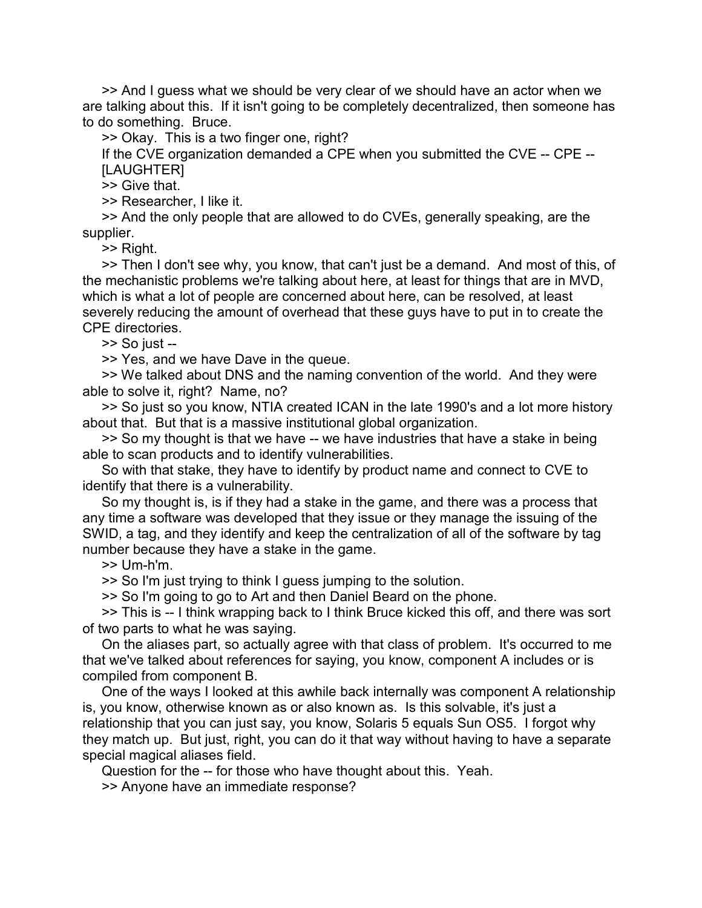>> And I guess what we should be very clear of we should have an actor when we are talking about this. If it isn't going to be completely decentralized, then someone has to do something. Bruce.

>> Okay. This is a two finger one, right?

If the CVE organization demanded a CPE when you submitted the CVE -- CPE --

[LAUGHTER]

>> Give that.

>> Researcher, I like it.

>> And the only people that are allowed to do CVEs, generally speaking, are the supplier.

>> Right.

>> Then I don't see why, you know, that can't just be a demand. And most of this, of the mechanistic problems we're talking about here, at least for things that are in MVD, which is what a lot of people are concerned about here, can be resolved, at least severely reducing the amount of overhead that these guys have to put in to create the CPE directories.

>> So just --

>> Yes, and we have Dave in the queue.

>> We talked about DNS and the naming convention of the world. And they were able to solve it, right? Name, no?

>> So just so you know, NTIA created ICAN in the late 1990's and a lot more history about that. But that is a massive institutional global organization.

>> So my thought is that we have -- we have industries that have a stake in being able to scan products and to identify vulnerabilities.

So with that stake, they have to identify by product name and connect to CVE to identify that there is a vulnerability.

So my thought is, is if they had a stake in the game, and there was a process that any time a software was developed that they issue or they manage the issuing of the SWID, a tag, and they identify and keep the centralization of all of the software by tag number because they have a stake in the game.

>> Um-h'm.

>> So I'm just trying to think I guess jumping to the solution.

>> So I'm going to go to Art and then Daniel Beard on the phone.

>> This is -- I think wrapping back to I think Bruce kicked this off, and there was sort of two parts to what he was saying.

On the aliases part, so actually agree with that class of problem. It's occurred to me that we've talked about references for saying, you know, component A includes or is compiled from component B.

One of the ways I looked at this awhile back internally was component A relationship is, you know, otherwise known as or also known as. Is this solvable, it's just a relationship that you can just say, you know, Solaris 5 equals Sun OS5. I forgot why they match up. But just, right, you can do it that way without having to have a separate special magical aliases field.

Question for the -- for those who have thought about this. Yeah.

>> Anyone have an immediate response?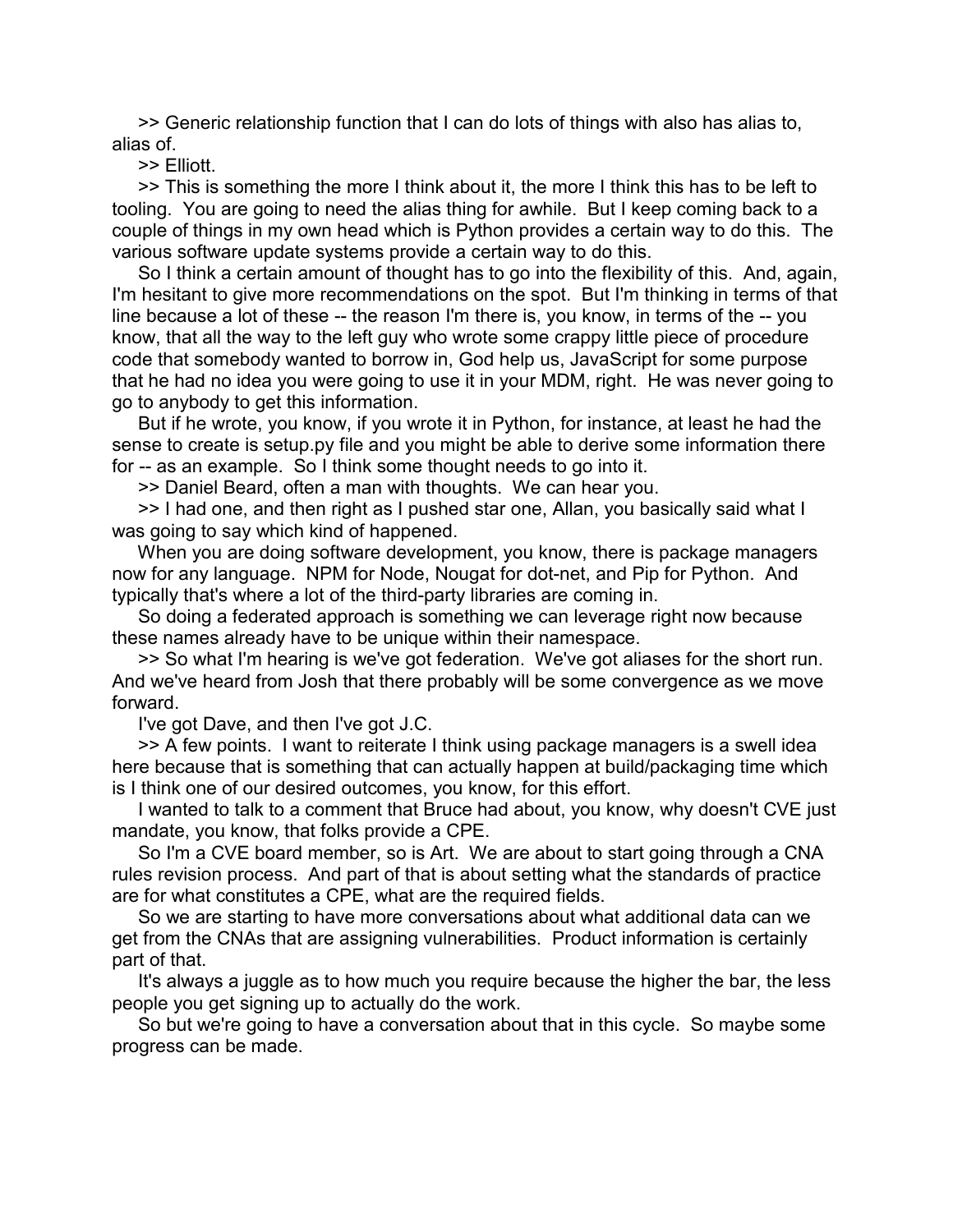>> Generic relationship function that I can do lots of things with also has alias to, alias of.

>> Elliott.

>> This is something the more I think about it, the more I think this has to be left to tooling. You are going to need the alias thing for awhile. But I keep coming back to a couple of things in my own head which is Python provides a certain way to do this. The various software update systems provide a certain way to do this.

So I think a certain amount of thought has to go into the flexibility of this. And, again, I'm hesitant to give more recommendations on the spot. But I'm thinking in terms of that line because a lot of these -- the reason I'm there is, you know, in terms of the -- you know, that all the way to the left guy who wrote some crappy little piece of procedure code that somebody wanted to borrow in, God help us, JavaScript for some purpose that he had no idea you were going to use it in your MDM, right. He was never going to go to anybody to get this information.

But if he wrote, you know, if you wrote it in Python, for instance, at least he had the sense to create is setup.py file and you might be able to derive some information there for -- as an example. So I think some thought needs to go into it.

>> Daniel Beard, often a man with thoughts. We can hear you.

>> I had one, and then right as I pushed star one, Allan, you basically said what I was going to say which kind of happened.

When you are doing software development, you know, there is package managers now for any language. NPM for Node, Nougat for dot-net, and Pip for Python. And typically that's where a lot of the third-party libraries are coming in.

So doing a federated approach is something we can leverage right now because these names already have to be unique within their namespace.

>> So what I'm hearing is we've got federation. We've got aliases for the short run. And we've heard from Josh that there probably will be some convergence as we move forward.

I've got Dave, and then I've got J.C.

>> A few points. I want to reiterate I think using package managers is a swell idea here because that is something that can actually happen at build/packaging time which is I think one of our desired outcomes, you know, for this effort.

I wanted to talk to a comment that Bruce had about, you know, why doesn't CVE just mandate, you know, that folks provide a CPE.

So I'm a CVE board member, so is Art. We are about to start going through a CNA rules revision process. And part of that is about setting what the standards of practice are for what constitutes a CPE, what are the required fields.

So we are starting to have more conversations about what additional data can we get from the CNAs that are assigning vulnerabilities. Product information is certainly part of that.

It's always a juggle as to how much you require because the higher the bar, the less people you get signing up to actually do the work.

So but we're going to have a conversation about that in this cycle. So maybe some progress can be made.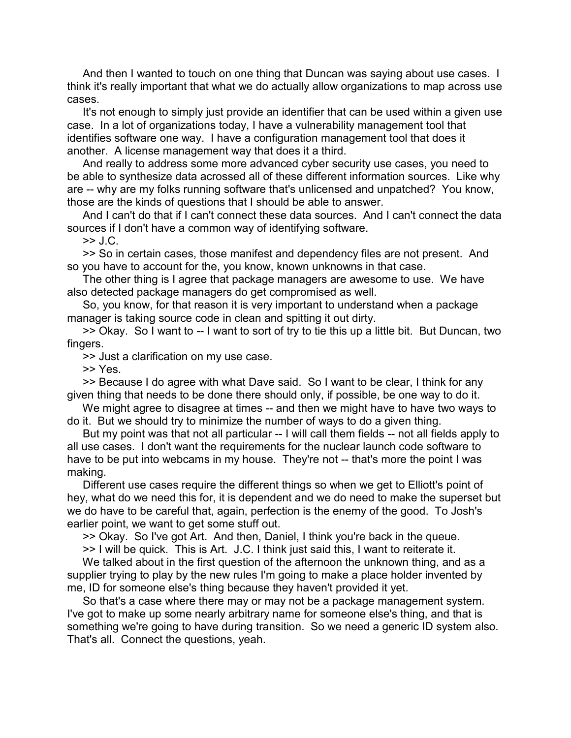And then I wanted to touch on one thing that Duncan was saying about use cases. I think it's really important that what we do actually allow organizations to map across use cases.

It's not enough to simply just provide an identifier that can be used within a given use case. In a lot of organizations today, I have a vulnerability management tool that identifies software one way. I have a configuration management tool that does it another. A license management way that does it a third.

And really to address some more advanced cyber security use cases, you need to be able to synthesize data acrossed all of these different information sources. Like why are -- why are my folks running software that's unlicensed and unpatched? You know, those are the kinds of questions that I should be able to answer.

And I can't do that if I can't connect these data sources. And I can't connect the data sources if I don't have a common way of identifying software.

>> J.C.

>> So in certain cases, those manifest and dependency files are not present. And so you have to account for the, you know, known unknowns in that case.

The other thing is I agree that package managers are awesome to use. We have also detected package managers do get compromised as well.

So, you know, for that reason it is very important to understand when a package manager is taking source code in clean and spitting it out dirty.

>> Okay. So I want to -- I want to sort of try to tie this up a little bit. But Duncan, two fingers.

>> Just a clarification on my use case.

>> Yes.

>> Because I do agree with what Dave said. So I want to be clear, I think for any given thing that needs to be done there should only, if possible, be one way to do it.

We might agree to disagree at times -- and then we might have to have two ways to do it. But we should try to minimize the number of ways to do a given thing.

But my point was that not all particular -- I will call them fields -- not all fields apply to all use cases. I don't want the requirements for the nuclear launch code software to have to be put into webcams in my house. They're not -- that's more the point I was making.

Different use cases require the different things so when we get to Elliott's point of hey, what do we need this for, it is dependent and we do need to make the superset but we do have to be careful that, again, perfection is the enemy of the good. To Josh's earlier point, we want to get some stuff out.

>> Okay. So I've got Art. And then, Daniel, I think you're back in the queue.

>> I will be quick. This is Art. J.C. I think just said this, I want to reiterate it.

We talked about in the first question of the afternoon the unknown thing, and as a supplier trying to play by the new rules I'm going to make a place holder invented by me, ID for someone else's thing because they haven't provided it yet.

So that's a case where there may or may not be a package management system. I've got to make up some nearly arbitrary name for someone else's thing, and that is something we're going to have during transition. So we need a generic ID system also. That's all. Connect the questions, yeah.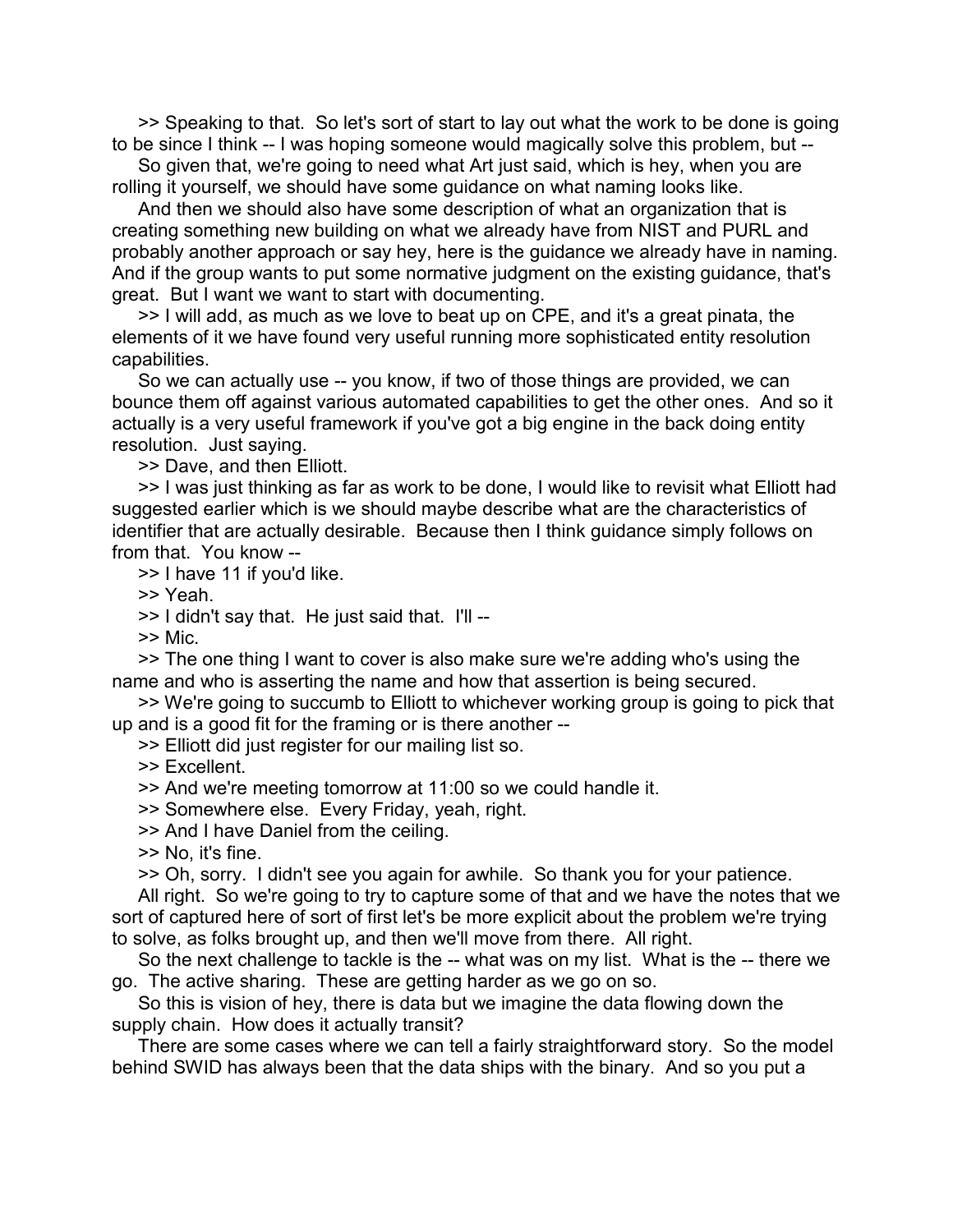>> Speaking to that. So let's sort of start to lay out what the work to be done is going to be since I think -- I was hoping someone would magically solve this problem, but --

So given that, we're going to need what Art just said, which is hey, when you are rolling it yourself, we should have some guidance on what naming looks like.

And then we should also have some description of what an organization that is creating something new building on what we already have from NIST and PURL and probably another approach or say hey, here is the guidance we already have in naming. And if the group wants to put some normative judgment on the existing guidance, that's great. But I want we want to start with documenting.

>> I will add, as much as we love to beat up on CPE, and it's a great pinata, the elements of it we have found very useful running more sophisticated entity resolution capabilities.

So we can actually use -- you know, if two of those things are provided, we can bounce them off against various automated capabilities to get the other ones. And so it actually is a very useful framework if you've got a big engine in the back doing entity resolution. Just saying.

>> Dave, and then Elliott.

>> I was just thinking as far as work to be done, I would like to revisit what Elliott had suggested earlier which is we should maybe describe what are the characteristics of identifier that are actually desirable. Because then I think guidance simply follows on from that. You know --

>> I have 11 if you'd like.

>> Yeah.

>> I didn't say that. He just said that. I'll --

>> Mic.

>> The one thing I want to cover is also make sure we're adding who's using the name and who is asserting the name and how that assertion is being secured.

>> We're going to succumb to Elliott to whichever working group is going to pick that up and is a good fit for the framing or is there another --

>> Elliott did just register for our mailing list so.

>> Excellent.

>> And we're meeting tomorrow at 11:00 so we could handle it.

>> Somewhere else. Every Friday, yeah, right.

>> And I have Daniel from the ceiling.

>> No, it's fine.

>> Oh, sorry. I didn't see you again for awhile. So thank you for your patience.

All right. So we're going to try to capture some of that and we have the notes that we sort of captured here of sort of first let's be more explicit about the problem we're trying to solve, as folks brought up, and then we'll move from there. All right.

So the next challenge to tackle is the -- what was on my list. What is the -- there we go. The active sharing. These are getting harder as we go on so.

So this is vision of hey, there is data but we imagine the data flowing down the supply chain. How does it actually transit?

There are some cases where we can tell a fairly straightforward story. So the model behind SWID has always been that the data ships with the binary. And so you put a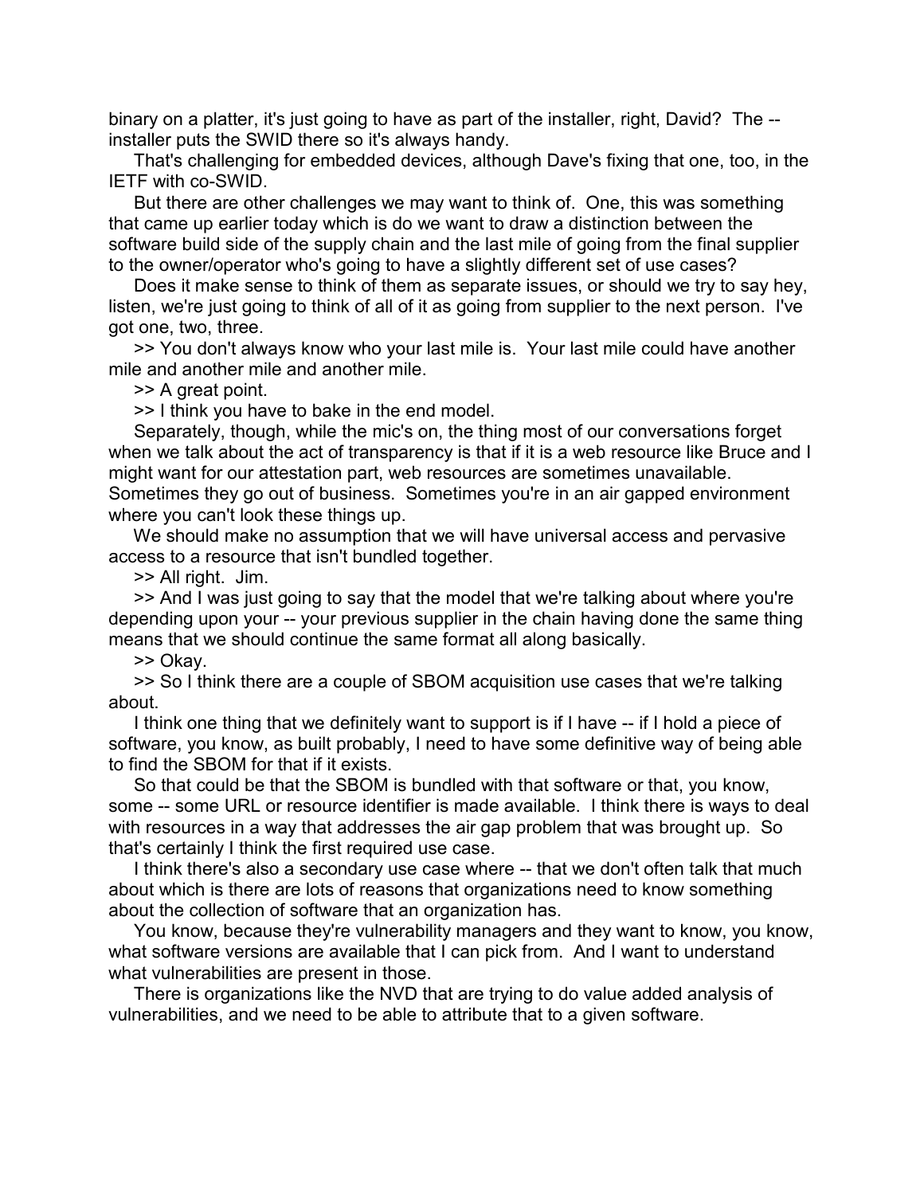binary on a platter, it's just going to have as part of the installer, right, David? The -- installer puts the SWID there so it's always handy.

That's challenging for embedded devices, although Dave's fixing that one, too, in the IETF with co-SWID.

But there are other challenges we may want to think of. One, this was something that came up earlier today which is do we want to draw a distinction between the software build side of the supply chain and the last mile of going from the final supplier to the owner/operator who's going to have a slightly different set of use cases?

Does it make sense to think of them as separate issues, or should we try to say hey, listen, we're just going to think of all of it as going from supplier to the next person. I've got one, two, three.

>> You don't always know who your last mile is. Your last mile could have another mile and another mile and another mile.

>> A great point.

>> I think you have to bake in the end model.

Separately, though, while the mic's on, the thing most of our conversations forget when we talk about the act of transparency is that if it is a web resource like Bruce and I might want for our attestation part, web resources are sometimes unavailable. Sometimes they go out of business. Sometimes you're in an air gapped environment where you can't look these things up.

We should make no assumption that we will have universal access and pervasive access to a resource that isn't bundled together.

>> All right. Jim.

>> And I was just going to say that the model that we're talking about where you're depending upon your -- your previous supplier in the chain having done the same thing means that we should continue the same format all along basically.

>> Okay.

>> So I think there are a couple of SBOM acquisition use cases that we're talking about.

I think one thing that we definitely want to support is if I have -- if I hold a piece of software, you know, as built probably, I need to have some definitive way of being able to find the SBOM for that if it exists.

So that could be that the SBOM is bundled with that software or that, you know, some -- some URL or resource identifier is made available. I think there is ways to deal with resources in a way that addresses the air gap problem that was brought up. So that's certainly I think the first required use case.

I think there's also a secondary use case where -- that we don't often talk that much about which is there are lots of reasons that organizations need to know something about the collection of software that an organization has.

You know, because they're vulnerability managers and they want to know, you know, what software versions are available that I can pick from. And I want to understand what vulnerabilities are present in those.

There is organizations like the NVD that are trying to do value added analysis of vulnerabilities, and we need to be able to attribute that to a given software.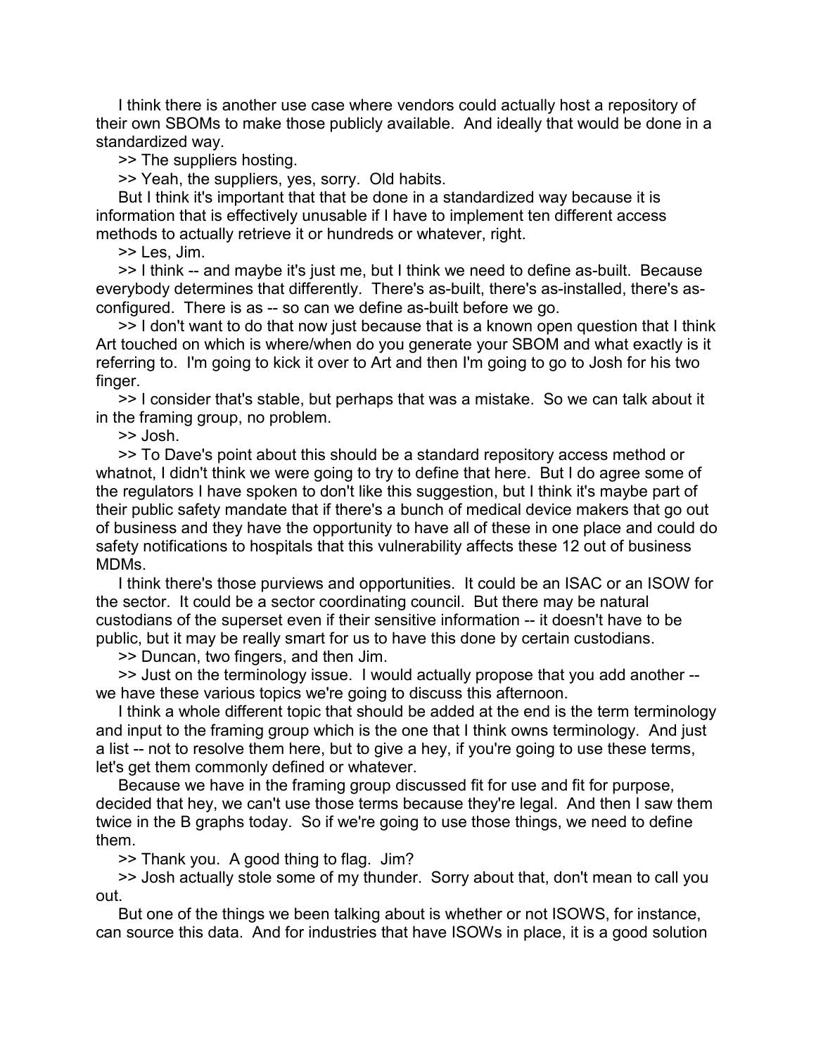I think there is another use case where vendors could actually host a repository of their own SBOMs to make those publicly available. And ideally that would be done in a standardized way.

>> The suppliers hosting.

>> Yeah, the suppliers, yes, sorry. Old habits.

But I think it's important that that be done in a standardized way because it is information that is effectively unusable if I have to implement ten different access methods to actually retrieve it or hundreds or whatever, right.

>> Les, Jim.

>> I think -- and maybe it's just me, but I think we need to define as-built. Because everybody determines that differently. There's as-built, there's as-installed, there's as-configured. There is as -- so can we define as-built before we go.

>> I don't want to do that now just because that is a known open question that I think Art touched on which is where/when do you generate your SBOM and what exactly is it referring to. I'm going to kick it over to Art and then I'm going to go to Josh for his two finger.

>> I consider that's stable, but perhaps that was a mistake. So we can talk about it in the framing group, no problem.

>> Josh.

>> To Dave's point about this should be a standard repository access method or whatnot, I didn't think we were going to try to define that here. But I do agree some of the regulators I have spoken to don't like this suggestion, but I think it's maybe part of their public safety mandate that if there's a bunch of medical device makers that go out of business and they have the opportunity to have all of these in one place and could do safety notifications to hospitals that this vulnerability affects these 12 out of business MDMs.

I think there's those purviews and opportunities. It could be an ISAC or an ISOW for the sector. It could be a sector coordinating council. But there may be natural custodians of the superset even if their sensitive information -- it doesn't have to be public, but it may be really smart for us to have this done by certain custodians.

>> Duncan, two fingers, and then Jim.

>> Just on the terminology issue. I would actually propose that you add another -- we have these various topics we're going to discuss this afternoon.

I think a whole different topic that should be added at the end is the term terminology and input to the framing group which is the one that I think owns terminology. And just a list -- not to resolve them here, but to give a hey, if you're going to use these terms, let's get them commonly defined or whatever.

Because we have in the framing group discussed fit for use and fit for purpose, decided that hey, we can't use those terms because they're legal. And then I saw them twice in the B graphs today. So if we're going to use those things, we need to define them.

>> Thank you. A good thing to flag. Jim?

>> Josh actually stole some of my thunder. Sorry about that, don't mean to call you out.

But one of the things we been talking about is whether or not ISOWS, for instance, can source this data. And for industries that have ISOWs in place, it is a good solution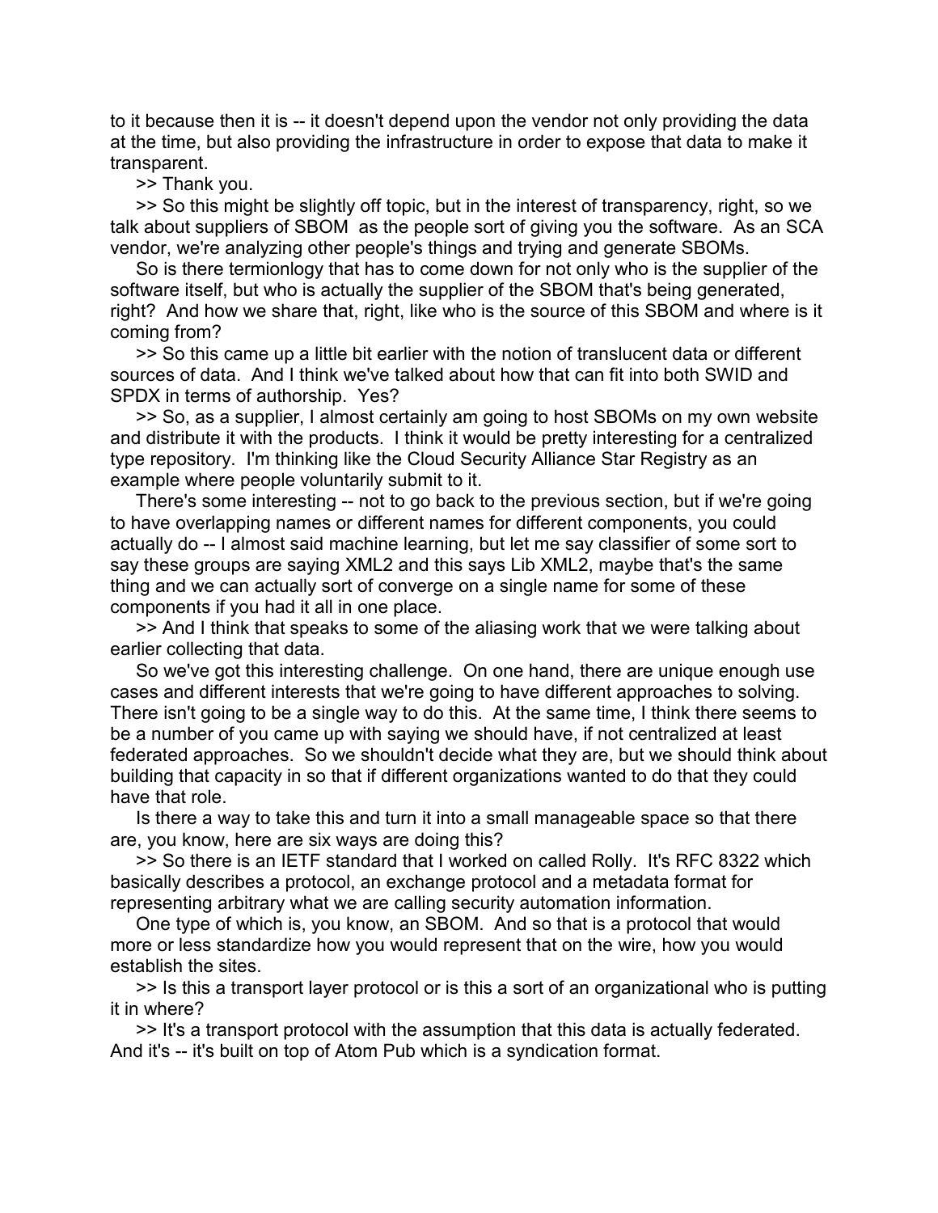to it because then it is -- it doesn't depend upon the vendor not only providing the data at the time, but also providing the infrastructure in order to expose that data to make it transparent.

>> Thank you.

>> So this might be slightly off topic, but in the interest of transparency, right, so we talk about suppliers of SBOM as the people sort of giving you the software. As an SCA vendor, we're analyzing other people's things and trying and generate SBOMs.

So is there termionlogy that has to come down for not only who is the supplier of the software itself, but who is actually the supplier of the SBOM that's being generated, right? And how we share that, right, like who is the source of this SBOM and where is it coming from?

>> So this came up a little bit earlier with the notion of translucent data or different sources of data. And I think we've talked about how that can fit into both SWID and SPDX in terms of authorship. Yes?

>> So, as a supplier, I almost certainly am going to host SBOMs on my own website and distribute it with the products. I think it would be pretty interesting for a centralized type repository. I'm thinking like the Cloud Security Alliance Star Registry as an example where people voluntarily submit to it.

There's some interesting -- not to go back to the previous section, but if we're going to have overlapping names or different names for different components, you could actually do -- I almost said machine learning, but let me say classifier of some sort to say these groups are saying XML2 and this says Lib XML2, maybe that's the same thing and we can actually sort of converge on a single name for some of these components if you had it all in one place.

>> And I think that speaks to some of the aliasing work that we were talking about earlier collecting that data.

So we've got this interesting challenge. On one hand, there are unique enough use cases and different interests that we're going to have different approaches to solving. There isn't going to be a single way to do this. At the same time, I think there seems to be a number of you came up with saying we should have, if not centralized at least federated approaches. So we shouldn't decide what they are, but we should think about building that capacity in so that if different organizations wanted to do that they could have that role.

Is there a way to take this and turn it into a small manageable space so that there are, you know, here are six ways are doing this?

>> So there is an IETF standard that I worked on called Rolly. It's RFC 8322 which basically describes a protocol, an exchange protocol and a metadata format for representing arbitrary what we are calling security automation information.

One type of which is, you know, an SBOM. And so that is a protocol that would more or less standardize how you would represent that on the wire, how you would establish the sites.

>> Is this a transport layer protocol or is this a sort of an organizational who is putting it in where?

>> It's a transport protocol with the assumption that this data is actually federated. And it's -- it's built on top of Atom Pub which is a syndication format.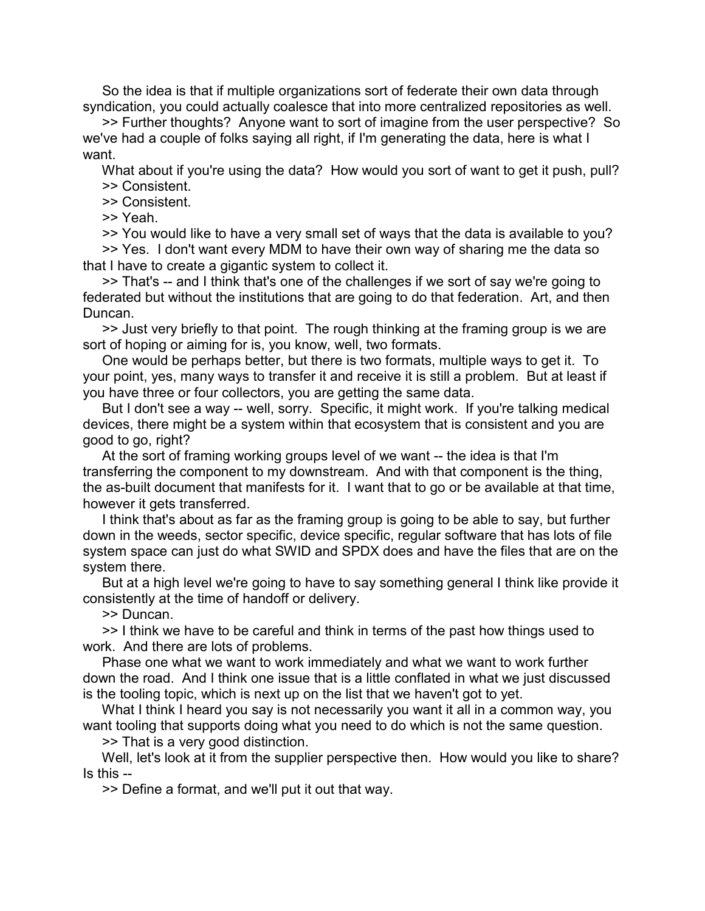So the idea is that if multiple organizations sort of federate their own data through syndication, you could actually coalesce that into more centralized repositories as well.

>> Further thoughts? Anyone want to sort of imagine from the user perspective? So we've had a couple of folks saying all right, if I'm generating the data, here is what I want.

What about if you're using the data? How would you sort of want to get it push, pull?

>> Consistent.

>> Consistent.

>> Yeah.

>> You would like to have a very small set of ways that the data is available to you?

>> Yes. I don't want every MDM to have their own way of sharing me the data so that I have to create a gigantic system to collect it.

>> That's -- and I think that's one of the challenges if we sort of say we're going to federated but without the institutions that are going to do that federation. Art, and then Duncan.

>> Just very briefly to that point. The rough thinking at the framing group is we are sort of hoping or aiming for is, you know, well, two formats.

One would be perhaps better, but there is two formats, multiple ways to get it. To your point, yes, many ways to transfer it and receive it is still a problem. But at least if you have three or four collectors, you are getting the same data.

But I don't see a way -- well, sorry. Specific, it might work. If you're talking medical devices, there might be a system within that ecosystem that is consistent and you are good to go, right?

At the sort of framing working groups level of we want -- the idea is that I'm transferring the component to my downstream. And with that component is the thing, the as-built document that manifests for it. I want that to go or be available at that time, however it gets transferred.

I think that's about as far as the framing group is going to be able to say, but further down in the weeds, sector specific, device specific, regular software that has lots of file system space can just do what SWID and SPDX does and have the files that are on the system there.

But at a high level we're going to have to say something general I think like provide it consistently at the time of handoff or delivery.

>> Duncan.

>> I think we have to be careful and think in terms of the past how things used to work. And there are lots of problems.

Phase one what we want to work immediately and what we want to work further down the road. And I think one issue that is a little conflated in what we just discussed is the tooling topic, which is next up on the list that we haven't got to yet.

What I think I heard you say is not necessarily you want it all in a common way, you want tooling that supports doing what you need to do which is not the same question.

>> That is a very good distinction.

Well, let's look at it from the supplier perspective then. How would you like to share? Is this --

>> Define a format, and we'll put it out that way.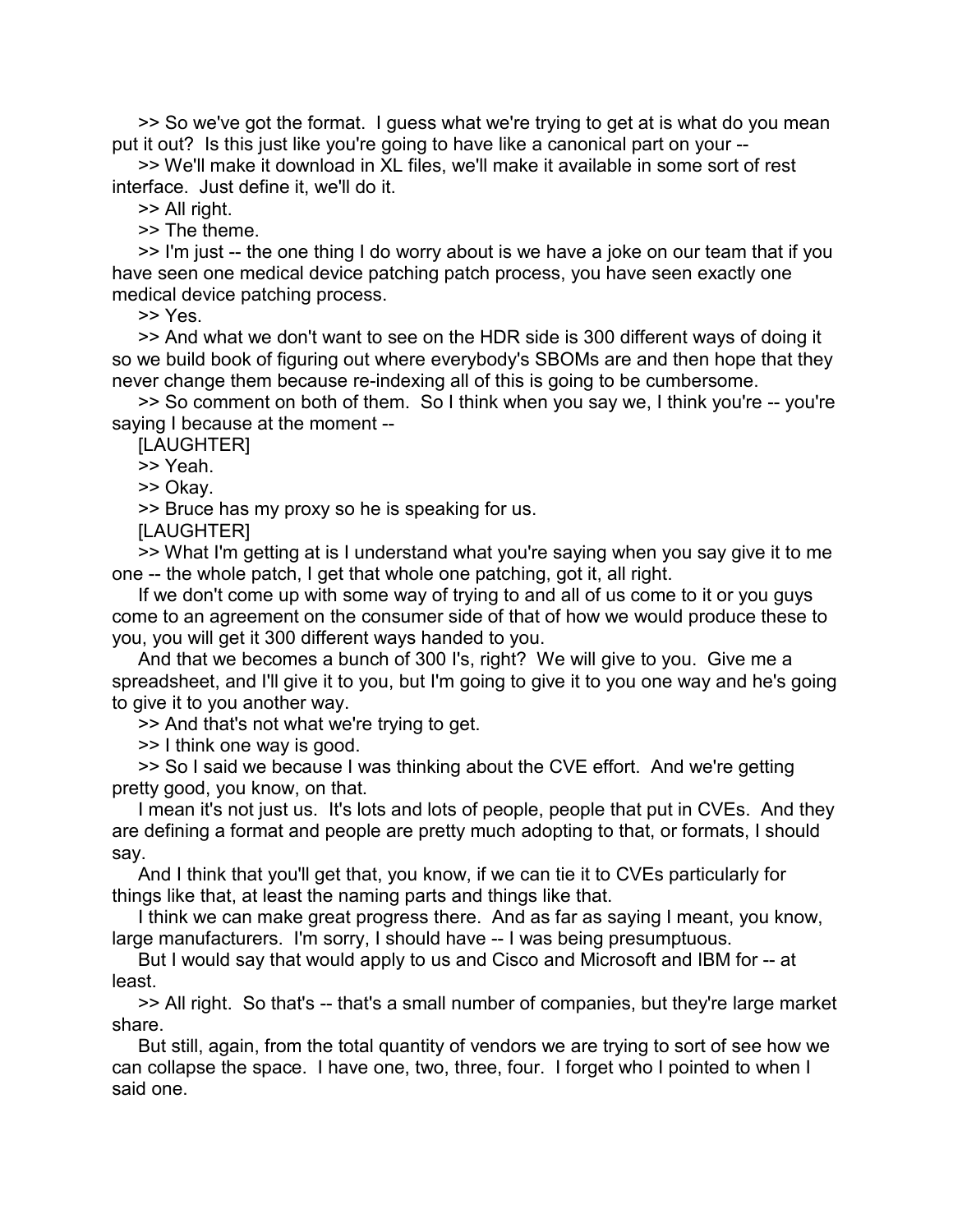>> So we've got the format. I guess what we're trying to get at is what do you mean put it out? Is this just like you're going to have like a canonical part on your --

>> We'll make it download in XL files, we'll make it available in some sort of rest interface. Just define it, we'll do it.

>> All right.

>> The theme.

>> I'm just -- the one thing I do worry about is we have a joke on our team that if you have seen one medical device patching patch process, you have seen exactly one medical device patching process.

>> Yes.

>> And what we don't want to see on the HDR side is 300 different ways of doing it so we build book of figuring out where everybody's SBOMs are and then hope that they never change them because re-indexing all of this is going to be cumbersome.

>> So comment on both of them. So I think when you say we, I think you're -- you're saying I because at the moment --

[LAUGHTER]

>> Yeah.

>> Okay.

>> Bruce has my proxy so he is speaking for us.

[LAUGHTER]

>> What I'm getting at is I understand what you're saying when you say give it to me one -- the whole patch, I get that whole one patching, got it, all right.

If we don't come up with some way of trying to and all of us come to it or you guys come to an agreement on the consumer side of that of how we would produce these to you, you will get it 300 different ways handed to you.

And that we becomes a bunch of 300 I's, right? We will give to you. Give me a spreadsheet, and I'll give it to you, but I'm going to give it to you one way and he's going to give it to you another way.

>> And that's not what we're trying to get.

>> I think one way is good.

>> So I said we because I was thinking about the CVE effort. And we're getting pretty good, you know, on that.

I mean it's not just us. It's lots and lots of people, people that put in CVEs. And they are defining a format and people are pretty much adopting to that, or formats, I should say.

And I think that you'll get that, you know, if we can tie it to CVEs particularly for things like that, at least the naming parts and things like that.

I think we can make great progress there. And as far as saying I meant, you know, large manufacturers. I'm sorry, I should have -- I was being presumptuous.

But I would say that would apply to us and Cisco and Microsoft and IBM for -- at least.

>> All right. So that's -- that's a small number of companies, but they're large market share.

But still, again, from the total quantity of vendors we are trying to sort of see how we can collapse the space. I have one, two, three, four. I forget who I pointed to when I said one.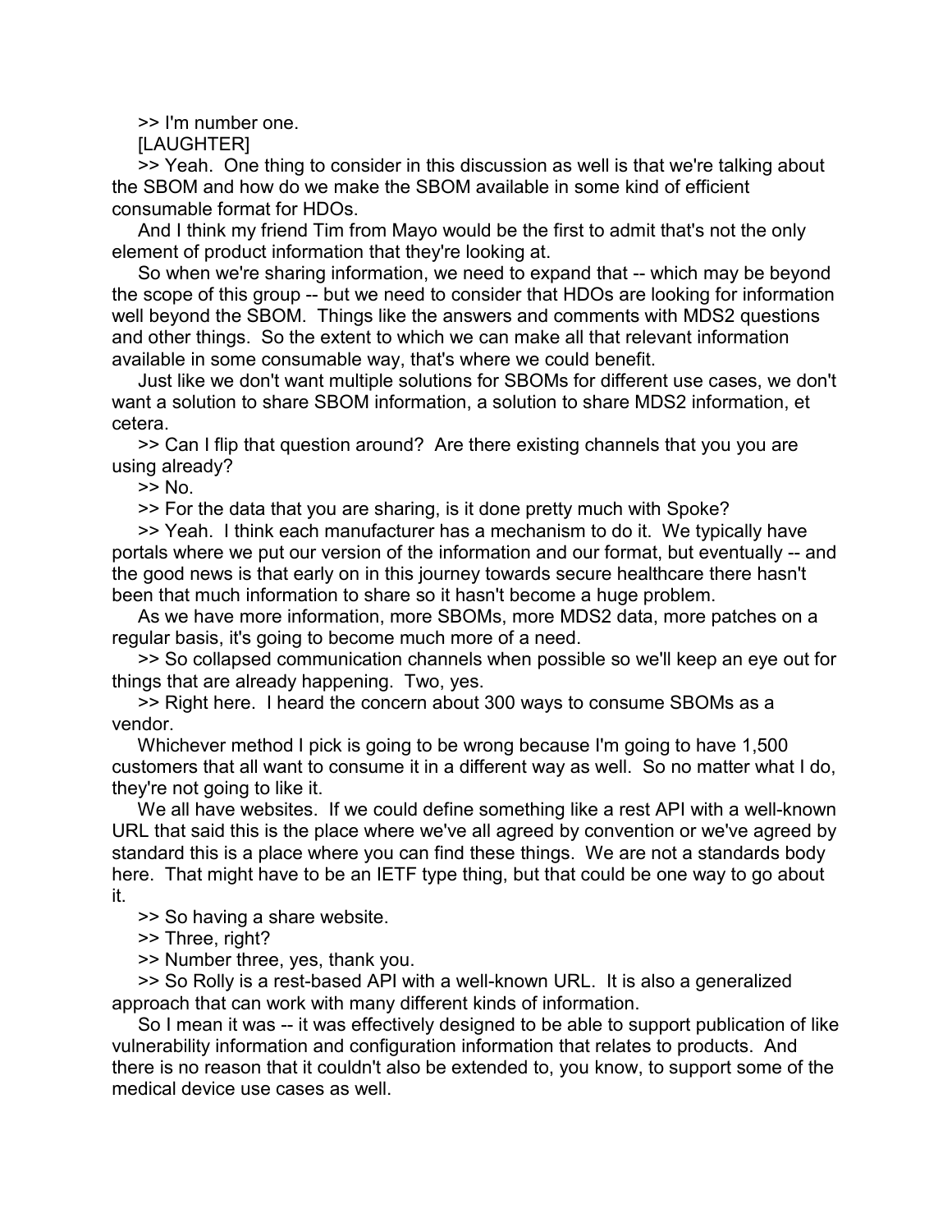>> I'm number one.

[LAUGHTER]

>> Yeah. One thing to consider in this discussion as well is that we're talking about the SBOM and how do we make the SBOM available in some kind of efficient consumable format for HDOs.

And I think my friend Tim from Mayo would be the first to admit that's not the only element of product information that they're looking at.

So when we're sharing information, we need to expand that -- which may be beyond the scope of this group -- but we need to consider that HDOs are looking for information well beyond the SBOM. Things like the answers and comments with MDS2 questions and other things. So the extent to which we can make all that relevant information available in some consumable way, that's where we could benefit.

Just like we don't want multiple solutions for SBOMs for different use cases, we don't want a solution to share SBOM information, a solution to share MDS2 information, et cetera.

>> Can I flip that question around? Are there existing channels that you you are using already?

>> No.

>> For the data that you are sharing, is it done pretty much with Spoke?

>> Yeah. I think each manufacturer has a mechanism to do it. We typically have portals where we put our version of the information and our format, but eventually -- and the good news is that early on in this journey towards secure healthcare there hasn't been that much information to share so it hasn't become a huge problem.

As we have more information, more SBOMs, more MDS2 data, more patches on a regular basis, it's going to become much more of a need.

>> So collapsed communication channels when possible so we'll keep an eye out for things that are already happening. Two, yes.

>> Right here. I heard the concern about 300 ways to consume SBOMs as a vendor.

Whichever method I pick is going to be wrong because I'm going to have 1,500 customers that all want to consume it in a different way as well. So no matter what I do, they're not going to like it.

We all have websites. If we could define something like a rest API with a well-known URL that said this is the place where we've all agreed by convention or we've agreed by standard this is a place where you can find these things. We are not a standards body here. That might have to be an IETF type thing, but that could be one way to go about it.

>> So having a share website.

>> Three, right?

>> Number three, yes, thank you.

>> So Rolly is a rest-based API with a well-known URL. It is also a generalized approach that can work with many different kinds of information.

So I mean it was -- it was effectively designed to be able to support publication of like vulnerability information and configuration information that relates to products. And there is no reason that it couldn't also be extended to, you know, to support some of the medical device use cases as well.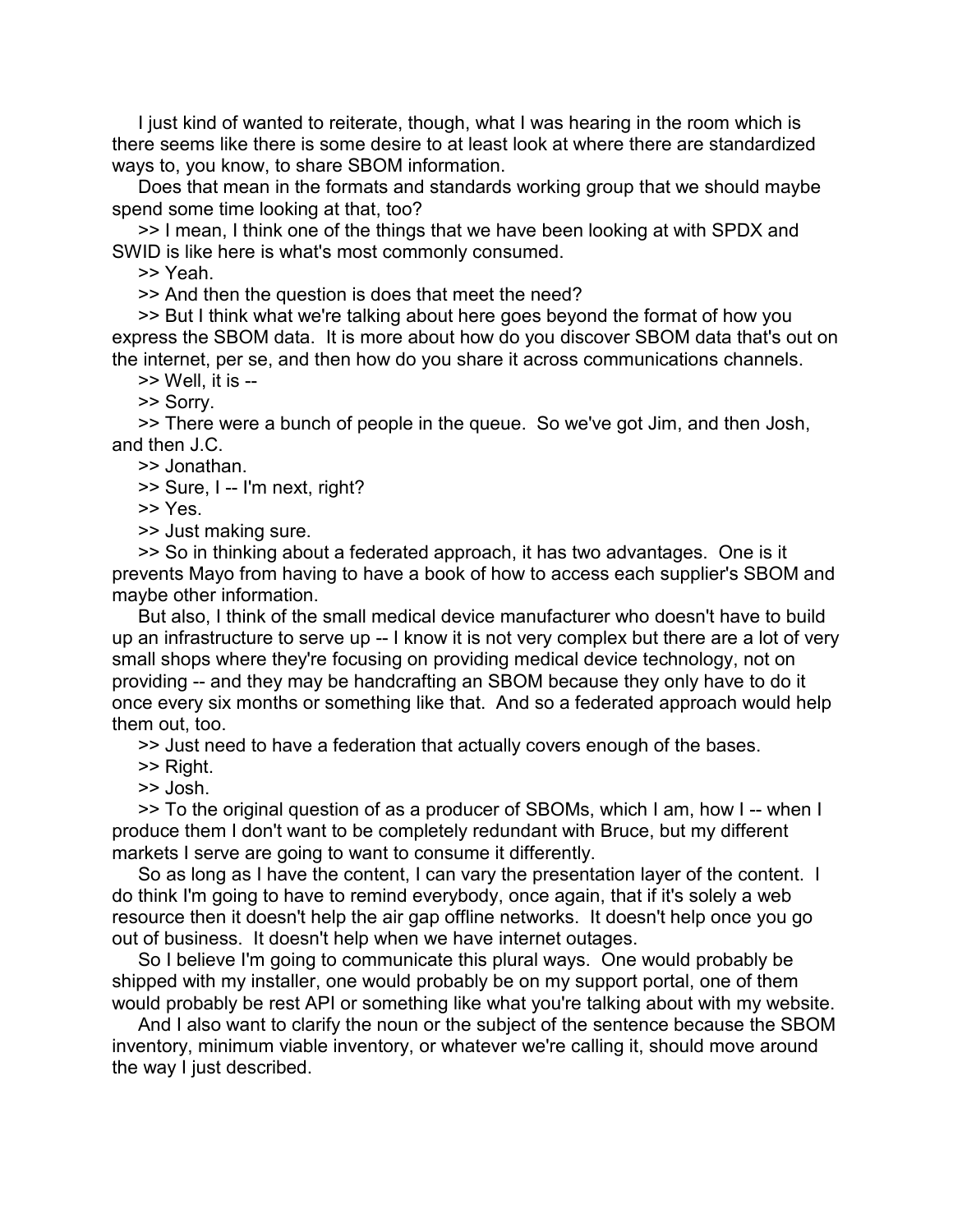I just kind of wanted to reiterate, though, what I was hearing in the room which is there seems like there is some desire to at least look at where there are standardized ways to, you know, to share SBOM information.

Does that mean in the formats and standards working group that we should maybe spend some time looking at that, too?

>> I mean, I think one of the things that we have been looking at with SPDX and SWID is like here is what's most commonly consumed.

>> Yeah.

>> And then the question is does that meet the need?

>> But I think what we're talking about here goes beyond the format of how you express the SBOM data. It is more about how do you discover SBOM data that's out on the internet, per se, and then how do you share it across communications channels.

>> Well, it is --

>> Sorry.

>> There were a bunch of people in the queue. So we've got Jim, and then Josh, and then J.C.

>> Jonathan.

>> Sure, I -- I'm next, right?

>> Yes.

>> Just making sure.

>> So in thinking about a federated approach, it has two advantages. One is it prevents Mayo from having to have a book of how to access each supplier's SBOM and maybe other information.

But also, I think of the small medical device manufacturer who doesn't have to build up an infrastructure to serve up -- I know it is not very complex but there are a lot of very small shops where they're focusing on providing medical device technology, not on providing -- and they may be handcrafting an SBOM because they only have to do it once every six months or something like that. And so a federated approach would help them out, too.

>> Just need to have a federation that actually covers enough of the bases.

>> Right.

>> Josh.

>> To the original question of as a producer of SBOMs, which I am, how I -- when I produce them I don't want to be completely redundant with Bruce, but my different markets I serve are going to want to consume it differently.

So as long as I have the content, I can vary the presentation layer of the content. I do think I'm going to have to remind everybody, once again, that if it's solely a web resource then it doesn't help the air gap offline networks. It doesn't help once you go out of business. It doesn't help when we have internet outages.

So I believe I'm going to communicate this plural ways. One would probably be shipped with my installer, one would probably be on my support portal, one of them would probably be rest API or something like what you're talking about with my website.

And I also want to clarify the noun or the subject of the sentence because the SBOM inventory, minimum viable inventory, or whatever we're calling it, should move around the way I just described.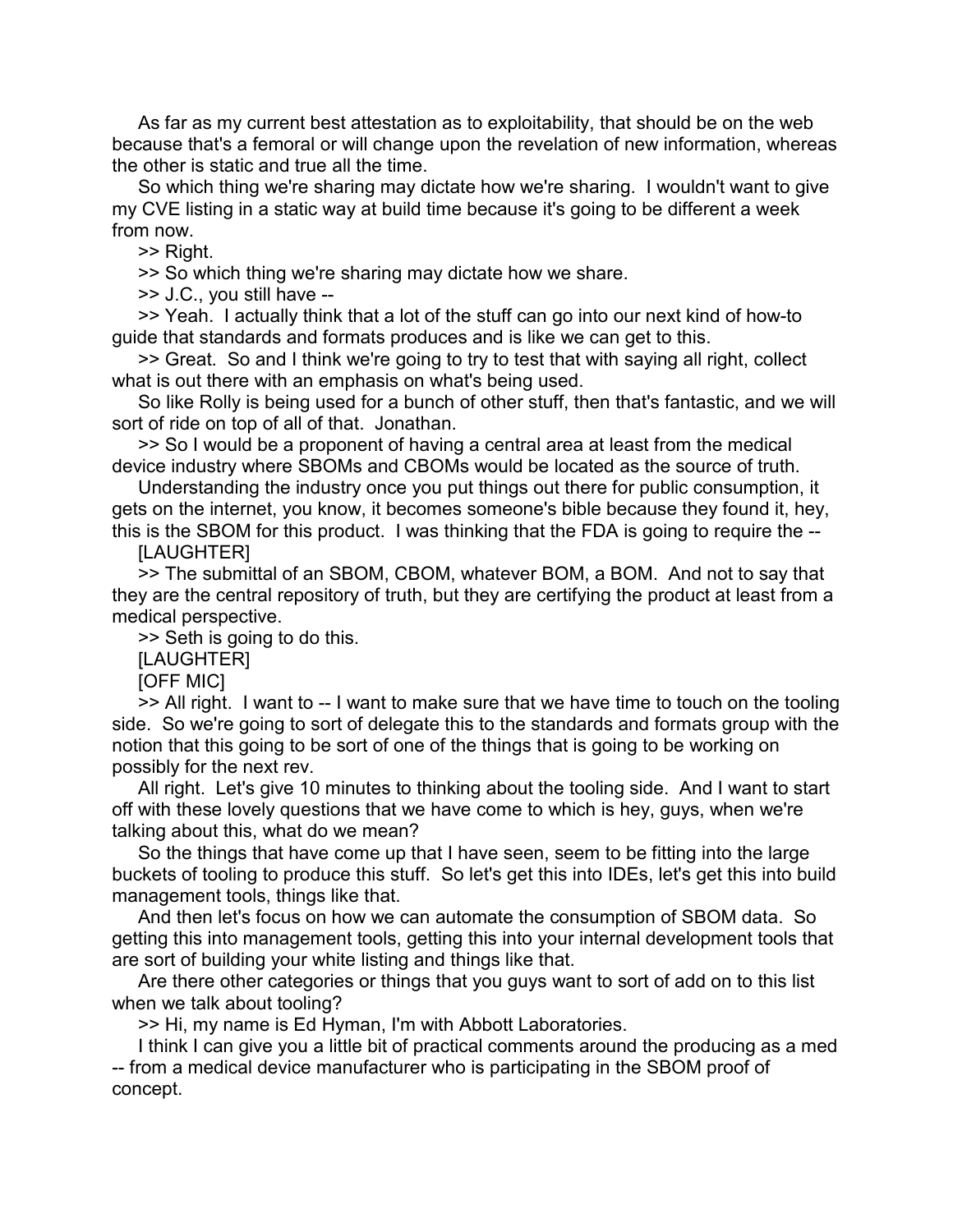As far as my current best attestation as to exploitability, that should be on the web because that's a femoral or will change upon the revelation of new information, whereas the other is static and true all the time.

So which thing we're sharing may dictate how we're sharing. I wouldn't want to give my CVE listing in a static way at build time because it's going to be different a week from now.

>> Right.

>> So which thing we're sharing may dictate how we share.

>> J.C., you still have --

>> Yeah. I actually think that a lot of the stuff can go into our next kind of how-to guide that standards and formats produces and is like we can get to this.

>> Great. So and I think we're going to try to test that with saying all right, collect what is out there with an emphasis on what's being used.

So like Rolly is being used for a bunch of other stuff, then that's fantastic, and we will sort of ride on top of all of that. Jonathan.

>> So I would be a proponent of having a central area at least from the medical device industry where SBOMs and CBOMs would be located as the source of truth.

Understanding the industry once you put things out there for public consumption, it gets on the internet, you know, it becomes someone's bible because they found it, hey, this is the SBOM for this product. I was thinking that the FDA is going to require the --

[LAUGHTER]

>> The submittal of an SBOM, CBOM, whatever BOM, a BOM. And not to say that they are the central repository of truth, but they are certifying the product at least from a medical perspective.

>> Seth is going to do this.

[LAUGHTER]

[OFF MIC]

>> All right. I want to -- I want to make sure that we have time to touch on the tooling side. So we're going to sort of delegate this to the standards and formats group with the notion that this going to be sort of one of the things that is going to be working on possibly for the next rev.

All right. Let's give 10 minutes to thinking about the tooling side. And I want to start off with these lovely questions that we have come to which is hey, guys, when we're talking about this, what do we mean?

So the things that have come up that I have seen, seem to be fitting into the large buckets of tooling to produce this stuff. So let's get this into IDEs, let's get this into build management tools, things like that.

And then let's focus on how we can automate the consumption of SBOM data. So getting this into management tools, getting this into your internal development tools that are sort of building your white listing and things like that.

Are there other categories or things that you guys want to sort of add on to this list when we talk about tooling?

>> Hi, my name is Ed Hyman, I'm with Abbott Laboratories.

I think I can give you a little bit of practical comments around the producing as a med -- from a medical device manufacturer who is participating in the SBOM proof of concept.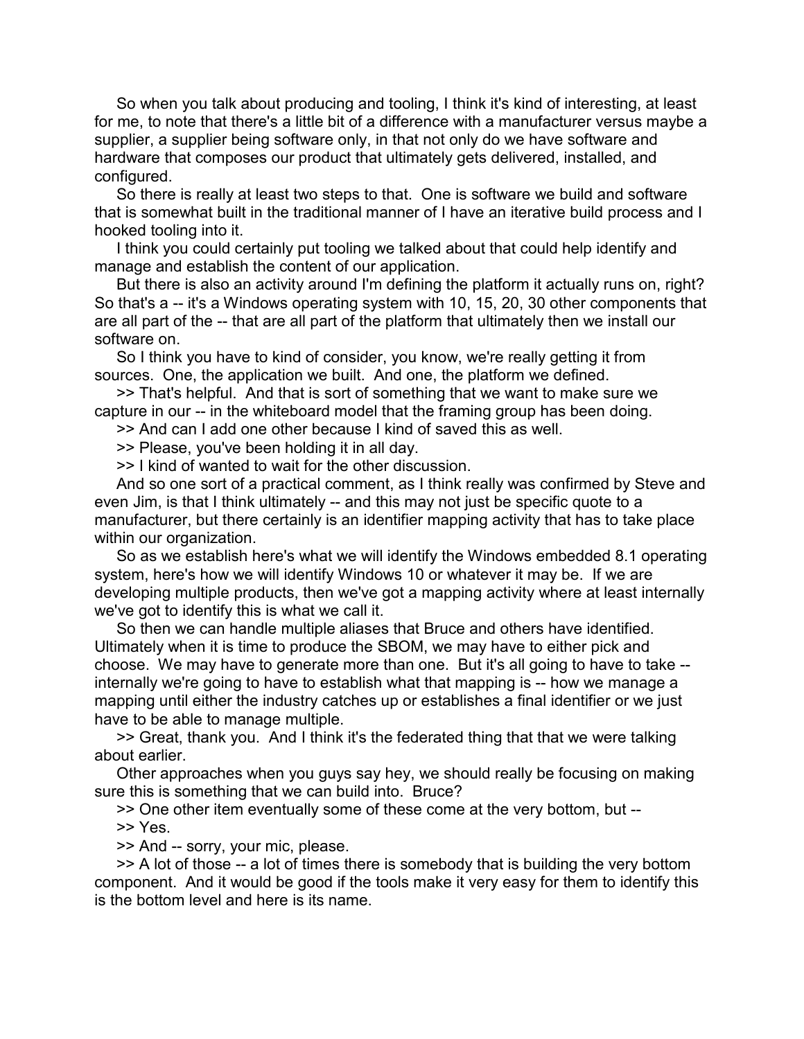So when you talk about producing and tooling, I think it's kind of interesting, at least for me, to note that there's a little bit of a difference with a manufacturer versus maybe a supplier, a supplier being software only, in that not only do we have software and hardware that composes our product that ultimately gets delivered, installed, and configured.

So there is really at least two steps to that. One is software we build and software that is somewhat built in the traditional manner of I have an iterative build process and I hooked tooling into it.

I think you could certainly put tooling we talked about that could help identify and manage and establish the content of our application.

But there is also an activity around I'm defining the platform it actually runs on, right? So that's a -- it's a Windows operating system with 10, 15, 20, 30 other components that are all part of the -- that are all part of the platform that ultimately then we install our software on.

So I think you have to kind of consider, you know, we're really getting it from sources. One, the application we built. And one, the platform we defined.

>> That's helpful. And that is sort of something that we want to make sure we capture in our -- in the whiteboard model that the framing group has been doing.

>> And can I add one other because I kind of saved this as well.

>> Please, you've been holding it in all day.

>> I kind of wanted to wait for the other discussion.

And so one sort of a practical comment, as I think really was confirmed by Steve and even Jim, is that I think ultimately -- and this may not just be specific quote to a manufacturer, but there certainly is an identifier mapping activity that has to take place within our organization.

So as we establish here's what we will identify the Windows embedded 8.1 operating system, here's how we will identify Windows 10 or whatever it may be. If we are developing multiple products, then we've got a mapping activity where at least internally we've got to identify this is what we call it.

So then we can handle multiple aliases that Bruce and others have identified. Ultimately when it is time to produce the SBOM, we may have to either pick and choose. We may have to generate more than one. But it's all going to have to take -- internally we're going to have to establish what that mapping is -- how we manage a mapping until either the industry catches up or establishes a final identifier or we just have to be able to manage multiple.

>> Great, thank you. And I think it's the federated thing that that we were talking about earlier.

Other approaches when you guys say hey, we should really be focusing on making sure this is something that we can build into. Bruce?

>> One other item eventually some of these come at the very bottom, but --

>> Yes.

>> And -- sorry, your mic, please.

>> A lot of those -- a lot of times there is somebody that is building the very bottom component. And it would be good if the tools make it very easy for them to identify this is the bottom level and here is its name.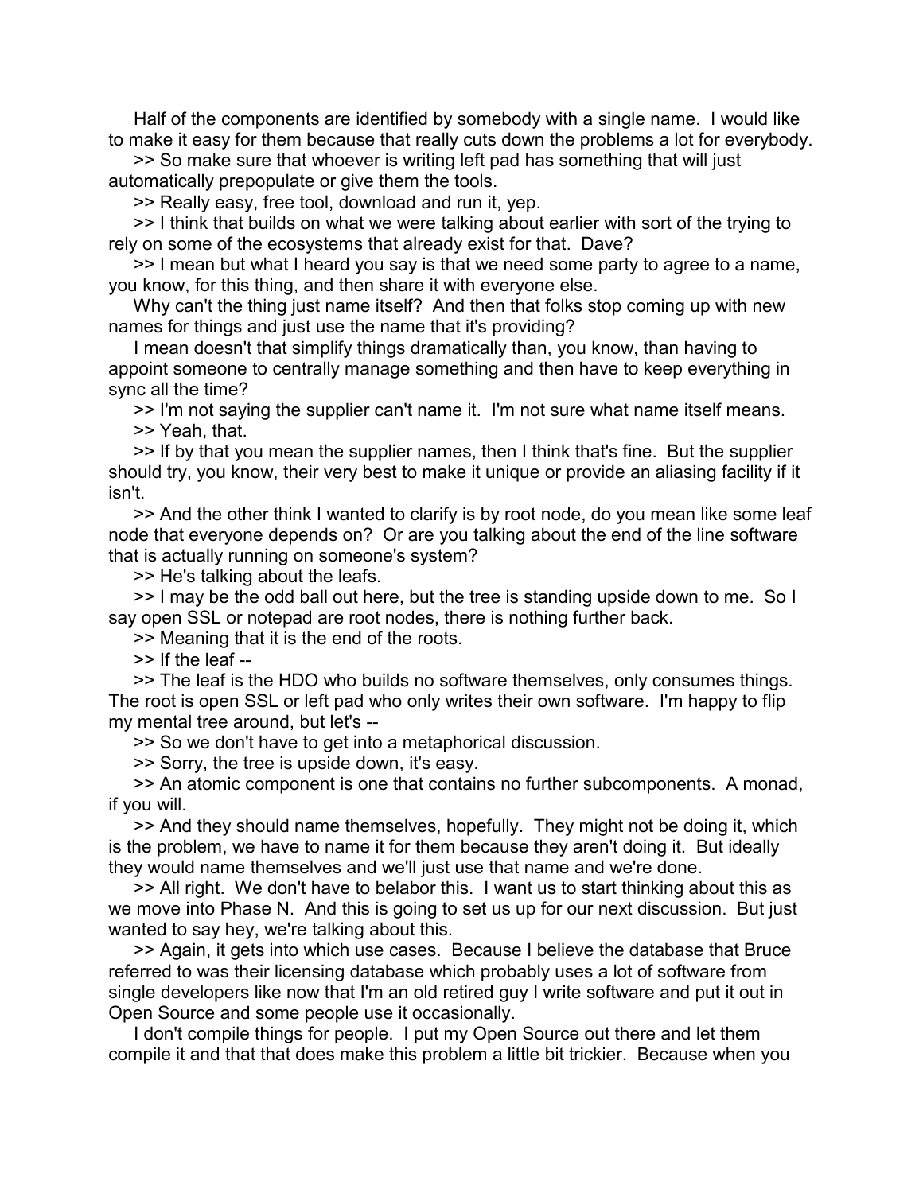Half of the components are identified by somebody with a single name. I would like to make it easy for them because that really cuts down the problems a lot for everybody.

>> So make sure that whoever is writing left pad has something that will just automatically prepopulate or give them the tools.

>> Really easy, free tool, download and run it, yep.

>> I think that builds on what we were talking about earlier with sort of the trying to rely on some of the ecosystems that already exist for that. Dave?

>> I mean but what I heard you say is that we need some party to agree to a name, you know, for this thing, and then share it with everyone else.

Why can't the thing just name itself? And then that folks stop coming up with new names for things and just use the name that it's providing?

I mean doesn't that simplify things dramatically than, you know, than having to appoint someone to centrally manage something and then have to keep everything in sync all the time?

>> I'm not saying the supplier can't name it. I'm not sure what name itself means.

>> Yeah, that.

>> If by that you mean the supplier names, then I think that's fine. But the supplier should try, you know, their very best to make it unique or provide an aliasing facility if it isn't.

>> And the other think I wanted to clarify is by root node, do you mean like some leaf node that everyone depends on? Or are you talking about the end of the line software that is actually running on someone's system?

>> He's talking about the leafs.

>> I may be the odd ball out here, but the tree is standing upside down to me. So I say open SSL or notepad are root nodes, there is nothing further back.

>> Meaning that it is the end of the roots.

>> If the leaf --

>> The leaf is the HDO who builds no software themselves, only consumes things. The root is open SSL or left pad who only writes their own software. I'm happy to flip my mental tree around, but let's --

>> So we don't have to get into a metaphorical discussion.

>> Sorry, the tree is upside down, it's easy.

>> An atomic component is one that contains no further subcomponents. A monad, if you will.

>> And they should name themselves, hopefully. They might not be doing it, which is the problem, we have to name it for them because they aren't doing it. But ideally they would name themselves and we'll just use that name and we're done.

>> All right. We don't have to belabor this. I want us to start thinking about this as we move into Phase N. And this is going to set us up for our next discussion. But just wanted to say hey, we're talking about this.

>> Again, it gets into which use cases. Because I believe the database that Bruce referred to was their licensing database which probably uses a lot of software from single developers like now that I'm an old retired guy I write software and put it out in Open Source and some people use it occasionally.

I don't compile things for people. I put my Open Source out there and let them compile it and that that does make this problem a little bit trickier. Because when you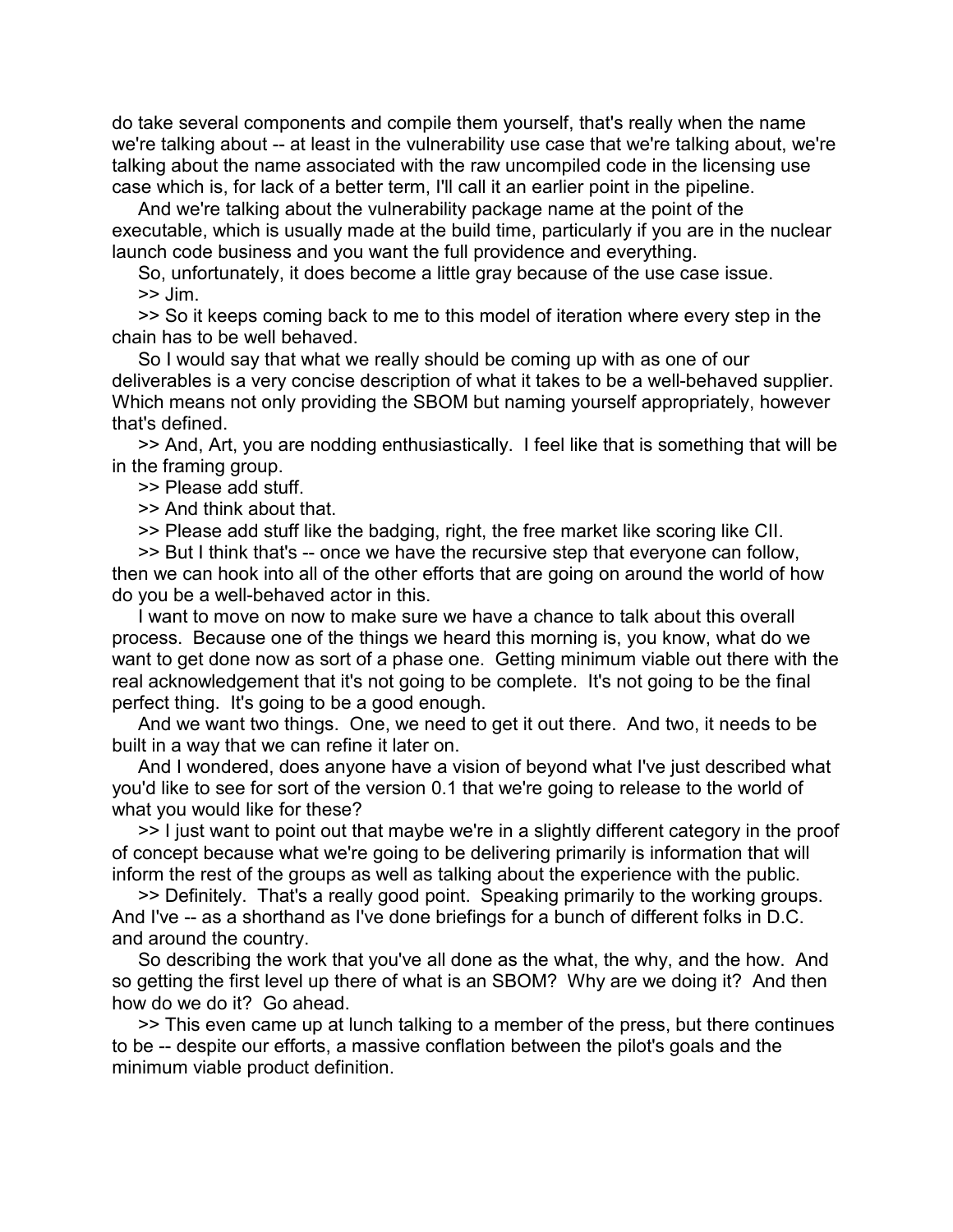do take several components and compile them yourself, that's really when the name we're talking about -- at least in the vulnerability use case that we're talking about, we're talking about the name associated with the raw uncompiled code in the licensing use case which is, for lack of a better term, I'll call it an earlier point in the pipeline.

And we're talking about the vulnerability package name at the point of the executable, which is usually made at the build time, particularly if you are in the nuclear launch code business and you want the full providence and everything.

So, unfortunately, it does become a little gray because of the use case issue.

>> Jim.

>> So it keeps coming back to me to this model of iteration where every step in the chain has to be well behaved.

So I would say that what we really should be coming up with as one of our deliverables is a very concise description of what it takes to be a well-behaved supplier. Which means not only providing the SBOM but naming yourself appropriately, however that's defined.

>> And, Art, you are nodding enthusiastically. I feel like that is something that will be in the framing group.

>> Please add stuff.

>> And think about that.

>> Please add stuff like the badging, right, the free market like scoring like CII.

>> But I think that's -- once we have the recursive step that everyone can follow, then we can hook into all of the other efforts that are going on around the world of how do you be a well-behaved actor in this.

I want to move on now to make sure we have a chance to talk about this overall process. Because one of the things we heard this morning is, you know, what do we want to get done now as sort of a phase one. Getting minimum viable out there with the real acknowledgement that it's not going to be complete. It's not going to be the final perfect thing. It's going to be a good enough.

And we want two things. One, we need to get it out there. And two, it needs to be built in a way that we can refine it later on.

And I wondered, does anyone have a vision of beyond what I've just described what you'd like to see for sort of the version 0.1 that we're going to release to the world of what you would like for these?

>> I just want to point out that maybe we're in a slightly different category in the proof of concept because what we're going to be delivering primarily is information that will inform the rest of the groups as well as talking about the experience with the public.

>> Definitely. That's a really good point. Speaking primarily to the working groups. And I've -- as a shorthand as I've done briefings for a bunch of different folks in D.C. and around the country.

So describing the work that you've all done as the what, the why, and the how. And so getting the first level up there of what is an SBOM? Why are we doing it? And then how do we do it? Go ahead.

>> This even came up at lunch talking to a member of the press, but there continues to be -- despite our efforts, a massive conflation between the pilot's goals and the minimum viable product definition.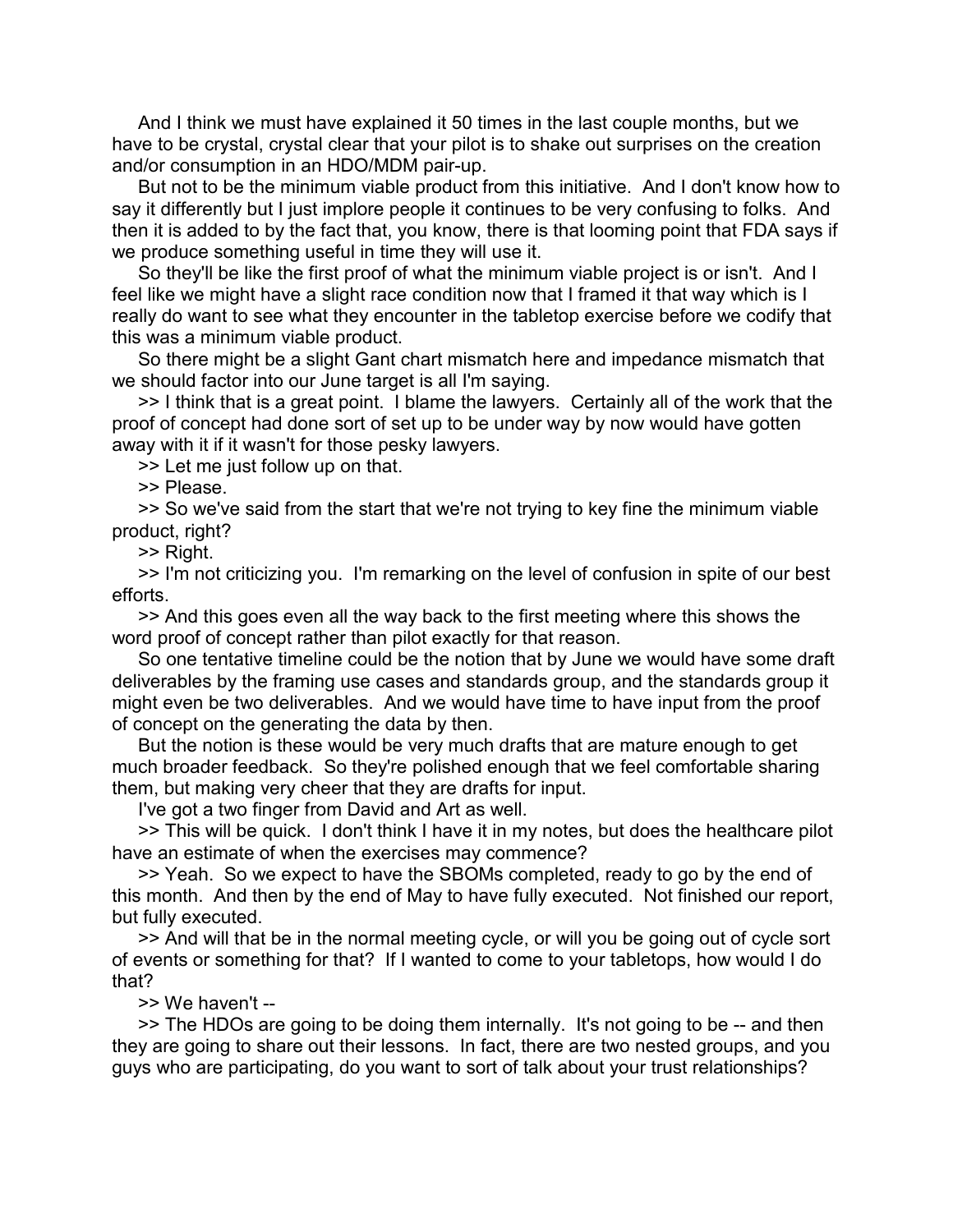And I think we must have explained it 50 times in the last couple months, but we have to be crystal, crystal clear that your pilot is to shake out surprises on the creation and/or consumption in an HDO/MDM pair-up.

But not to be the minimum viable product from this initiative. And I don't know how to say it differently but I just implore people it continues to be very confusing to folks. And then it is added to by the fact that, you know, there is that looming point that FDA says if we produce something useful in time they will use it.

So they'll be like the first proof of what the minimum viable project is or isn't. And I feel like we might have a slight race condition now that I framed it that way which is I really do want to see what they encounter in the tabletop exercise before we codify that this was a minimum viable product.

So there might be a slight Gant chart mismatch here and impedance mismatch that we should factor into our June target is all I'm saying.

>> I think that is a great point. I blame the lawyers. Certainly all of the work that the proof of concept had done sort of set up to be under way by now would have gotten away with it if it wasn't for those pesky lawyers.

>> Let me just follow up on that.

>> Please.

>> So we've said from the start that we're not trying to key fine the minimum viable product, right?

>> Right.

>> I'm not criticizing you. I'm remarking on the level of confusion in spite of our best efforts.

>> And this goes even all the way back to the first meeting where this shows the word proof of concept rather than pilot exactly for that reason.

So one tentative timeline could be the notion that by June we would have some draft deliverables by the framing use cases and standards group, and the standards group it might even be two deliverables. And we would have time to have input from the proof of concept on the generating the data by then.

But the notion is these would be very much drafts that are mature enough to get much broader feedback. So they're polished enough that we feel comfortable sharing them, but making very cheer that they are drafts for input.

I've got a two finger from David and Art as well.

>> This will be quick. I don't think I have it in my notes, but does the healthcare pilot have an estimate of when the exercises may commence?

>> Yeah. So we expect to have the SBOMs completed, ready to go by the end of this month. And then by the end of May to have fully executed. Not finished our report, but fully executed.

>> And will that be in the normal meeting cycle, or will you be going out of cycle sort of events or something for that? If I wanted to come to your tabletops, how would I do that?

>> We haven't --

>> The HDOs are going to be doing them internally. It's not going to be -- and then they are going to share out their lessons. In fact, there are two nested groups, and you guys who are participating, do you want to sort of talk about your trust relationships?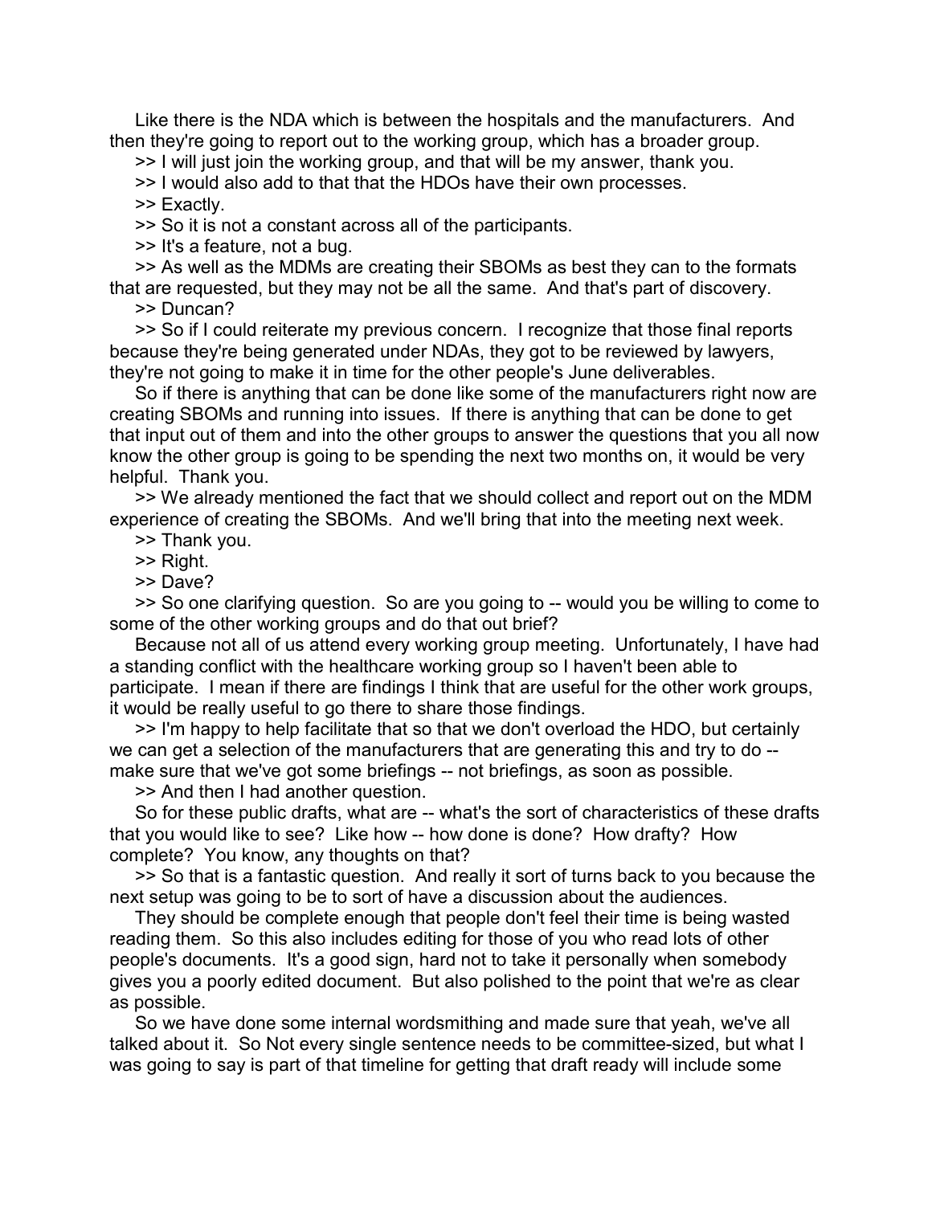Like there is the NDA which is between the hospitals and the manufacturers. And then they're going to report out to the working group, which has a broader group.

>> I will just join the working group, and that will be my answer, thank you.

>> I would also add to that that the HDOs have their own processes.

>> Exactly.

>> So it is not a constant across all of the participants.

>> It's a feature, not a bug.

>> As well as the MDMs are creating their SBOMs as best they can to the formats that are requested, but they may not be all the same. And that's part of discovery.

>> Duncan?

>> So if I could reiterate my previous concern. I recognize that those final reports because they're being generated under NDAs, they got to be reviewed by lawyers, they're not going to make it in time for the other people's June deliverables.

So if there is anything that can be done like some of the manufacturers right now are creating SBOMs and running into issues. If there is anything that can be done to get that input out of them and into the other groups to answer the questions that you all now know the other group is going to be spending the next two months on, it would be very helpful. Thank you.

>> We already mentioned the fact that we should collect and report out on the MDM experience of creating the SBOMs. And we'll bring that into the meeting next week.

>> Thank you.

>> Right.

>> Dave?

>> So one clarifying question. So are you going to -- would you be willing to come to some of the other working groups and do that out brief?

Because not all of us attend every working group meeting. Unfortunately, I have had a standing conflict with the healthcare working group so I haven't been able to participate. I mean if there are findings I think that are useful for the other work groups, it would be really useful to go there to share those findings.

>> I'm happy to help facilitate that so that we don't overload the HDO, but certainly we can get a selection of the manufacturers that are generating this and try to do -- make sure that we've got some briefings -- not briefings, as soon as possible.

>> And then I had another question.

So for these public drafts, what are -- what's the sort of characteristics of these drafts that you would like to see? Like how -- how done is done? How drafty? How complete? You know, any thoughts on that?

>> So that is a fantastic question. And really it sort of turns back to you because the next setup was going to be to sort of have a discussion about the audiences.

They should be complete enough that people don't feel their time is being wasted reading them. So this also includes editing for those of you who read lots of other people's documents. It's a good sign, hard not to take it personally when somebody gives you a poorly edited document. But also polished to the point that we're as clear as possible.

So we have done some internal wordsmithing and made sure that yeah, we've all talked about it. So Not every single sentence needs to be committee-sized, but what I was going to say is part of that timeline for getting that draft ready will include some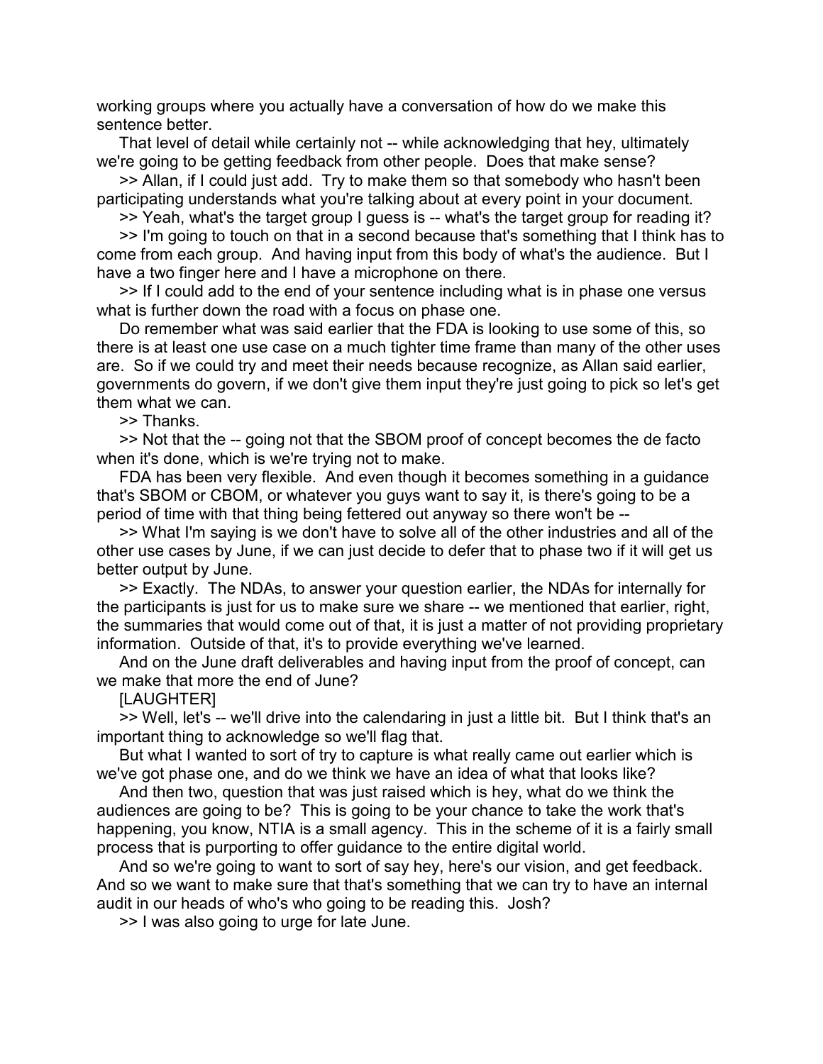working groups where you actually have a conversation of how do we make this sentence better.

That level of detail while certainly not -- while acknowledging that hey, ultimately we're going to be getting feedback from other people. Does that make sense?

>> Allan, if I could just add. Try to make them so that somebody who hasn't been participating understands what you're talking about at every point in your document.

>> Yeah, what's the target group I guess is -- what's the target group for reading it?

>> I'm going to touch on that in a second because that's something that I think has to come from each group. And having input from this body of what's the audience. But I have a two finger here and I have a microphone on there.

>> If I could add to the end of your sentence including what is in phase one versus what is further down the road with a focus on phase one.

Do remember what was said earlier that the FDA is looking to use some of this, so there is at least one use case on a much tighter time frame than many of the other uses are. So if we could try and meet their needs because recognize, as Allan said earlier, governments do govern, if we don't give them input they're just going to pick so let's get them what we can.

>> Thanks.

>> Not that the -- going not that the SBOM proof of concept becomes the de facto when it's done, which is we're trying not to make.

FDA has been very flexible. And even though it becomes something in a guidance that's SBOM or CBOM, or whatever you guys want to say it, is there's going to be a period of time with that thing being fettered out anyway so there won't be --

>> What I'm saying is we don't have to solve all of the other industries and all of the other use cases by June, if we can just decide to defer that to phase two if it will get us better output by June.

>> Exactly. The NDAs, to answer your question earlier, the NDAs for internally for the participants is just for us to make sure we share -- we mentioned that earlier, right, the summaries that would come out of that, it is just a matter of not providing proprietary information. Outside of that, it's to provide everything we've learned.

And on the June draft deliverables and having input from the proof of concept, can we make that more the end of June?

[LAUGHTER]

>> Well, let's -- we'll drive into the calendaring in just a little bit. But I think that's an important thing to acknowledge so we'll flag that.

But what I wanted to sort of try to capture is what really came out earlier which is we've got phase one, and do we think we have an idea of what that looks like?

And then two, question that was just raised which is hey, what do we think the audiences are going to be? This is going to be your chance to take the work that's happening, you know, NTIA is a small agency. This in the scheme of it is a fairly small process that is purporting to offer guidance to the entire digital world.

And so we're going to want to sort of say hey, here's our vision, and get feedback. And so we want to make sure that that's something that we can try to have an internal audit in our heads of who's who going to be reading this. Josh?

>> I was also going to urge for late June.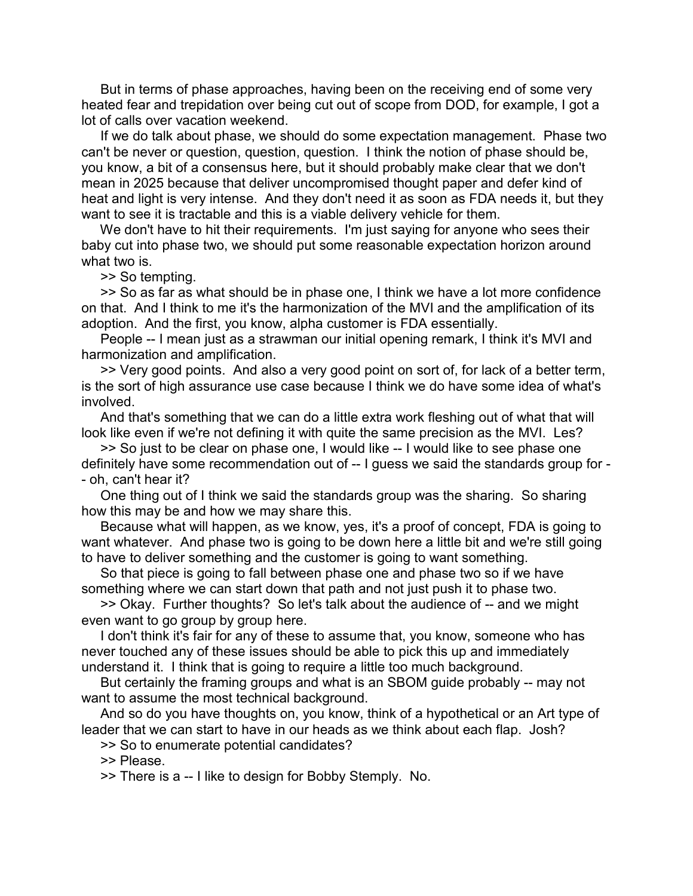But in terms of phase approaches, having been on the receiving end of some very heated fear and trepidation over being cut out of scope from DOD, for example, I got a lot of calls over vacation weekend.

If we do talk about phase, we should do some expectation management. Phase two can't be never or question, question, question. I think the notion of phase should be, you know, a bit of a consensus here, but it should probably make clear that we don't mean in 2025 because that deliver uncompromised thought paper and defer kind of heat and light is very intense. And they don't need it as soon as FDA needs it, but they want to see it is tractable and this is a viable delivery vehicle for them.

We don't have to hit their requirements. I'm just saying for anyone who sees their baby cut into phase two, we should put some reasonable expectation horizon around what two is.

>> So tempting.

>> So as far as what should be in phase one, I think we have a lot more confidence on that. And I think to me it's the harmonization of the MVI and the amplification of its adoption. And the first, you know, alpha customer is FDA essentially.

People -- I mean just as a strawman our initial opening remark, I think it's MVI and harmonization and amplification.

>> Very good points. And also a very good point on sort of, for lack of a better term, is the sort of high assurance use case because I think we do have some idea of what's involved.

And that's something that we can do a little extra work fleshing out of what that will look like even if we're not defining it with quite the same precision as the MVI. Les?

>> So just to be clear on phase one, I would like -- I would like to see phase one definitely have some recommendation out of -- I guess we said the standards group for -- oh, can't hear it?

One thing out of I think we said the standards group was the sharing. So sharing how this may be and how we may share this.

Because what will happen, as we know, yes, it's a proof of concept, FDA is going to want whatever. And phase two is going to be down here a little bit and we're still going to have to deliver something and the customer is going to want something.

So that piece is going to fall between phase one and phase two so if we have something where we can start down that path and not just push it to phase two.

>> Okay. Further thoughts? So let's talk about the audience of -- and we might even want to go group by group here.

I don't think it's fair for any of these to assume that, you know, someone who has never touched any of these issues should be able to pick this up and immediately understand it. I think that is going to require a little too much background.

But certainly the framing groups and what is an SBOM guide probably -- may not want to assume the most technical background.

And so do you have thoughts on, you know, think of a hypothetical or an Art type of leader that we can start to have in our heads as we think about each flap. Josh?

>> So to enumerate potential candidates?

>> Please.

>> There is a -- I like to design for Bobby Stemply. No.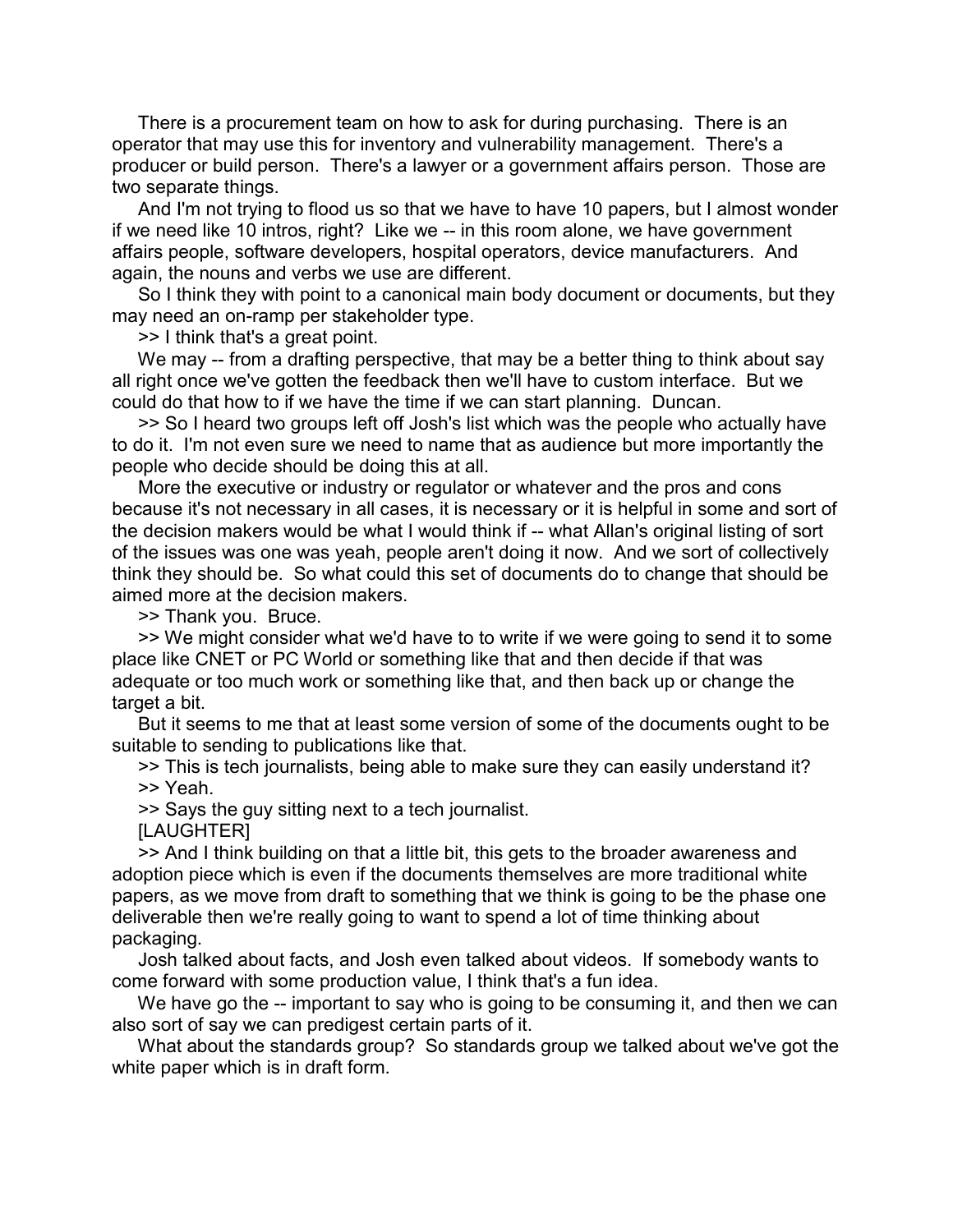There is a procurement team on how to ask for during purchasing. There is an operator that may use this for inventory and vulnerability management. There's a producer or build person. There's a lawyer or a government affairs person. Those are two separate things.

And I'm not trying to flood us so that we have to have 10 papers, but I almost wonder if we need like 10 intros, right? Like we -- in this room alone, we have government affairs people, software developers, hospital operators, device manufacturers. And again, the nouns and verbs we use are different.

So I think they with point to a canonical main body document or documents, but they may need an on-ramp per stakeholder type.

>> I think that's a great point.

We may -- from a drafting perspective, that may be a better thing to think about say all right once we've gotten the feedback then we'll have to custom interface. But we could do that how to if we have the time if we can start planning. Duncan.

>> So I heard two groups left off Josh's list which was the people who actually have to do it. I'm not even sure we need to name that as audience but more importantly the people who decide should be doing this at all.

More the executive or industry or regulator or whatever and the pros and cons because it's not necessary in all cases, it is necessary or it is helpful in some and sort of the decision makers would be what I would think if -- what Allan's original listing of sort of the issues was one was yeah, people aren't doing it now. And we sort of collectively think they should be. So what could this set of documents do to change that should be aimed more at the decision makers.

>> Thank you. Bruce.

>> We might consider what we'd have to to write if we were going to send it to some place like CNET or PC World or something like that and then decide if that was adequate or too much work or something like that, and then back up or change the target a bit.

But it seems to me that at least some version of some of the documents ought to be suitable to sending to publications like that.

>> This is tech journalists, being able to make sure they can easily understand it?

>> Yeah.

>> Says the guy sitting next to a tech journalist.

[LAUGHTER]

>> And I think building on that a little bit, this gets to the broader awareness and adoption piece which is even if the documents themselves are more traditional white papers, as we move from draft to something that we think is going to be the phase one deliverable then we're really going to want to spend a lot of time thinking about packaging.

Josh talked about facts, and Josh even talked about videos. If somebody wants to come forward with some production value, I think that's a fun idea.

We have go the -- important to say who is going to be consuming it, and then we can also sort of say we can predigest certain parts of it.

What about the standards group? So standards group we talked about we've got the white paper which is in draft form.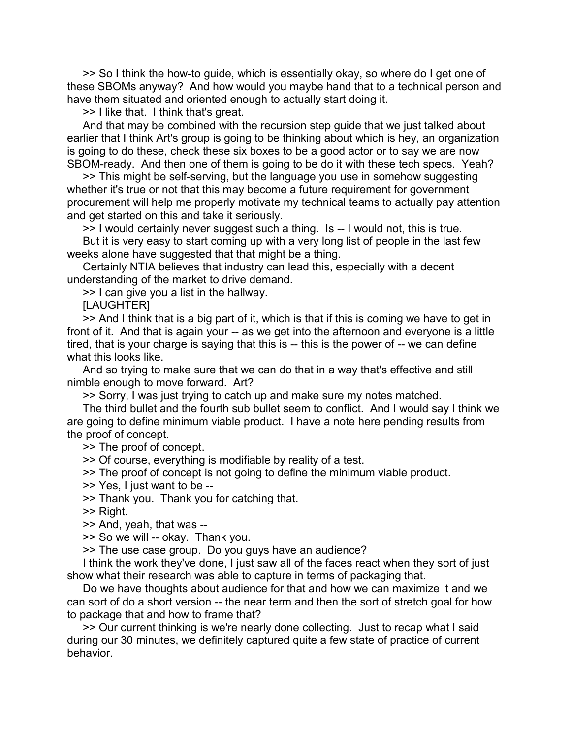>> So I think the how-to guide, which is essentially okay, so where do I get one of these SBOMs anyway? And how would you maybe hand that to a technical person and have them situated and oriented enough to actually start doing it.

>> I like that. I think that's great.

And that may be combined with the recursion step guide that we just talked about earlier that I think Art's group is going to be thinking about which is hey, an organization is going to do these, check these six boxes to be a good actor or to say we are now SBOM-ready. And then one of them is going to be do it with these tech specs. Yeah?

>> This might be self-serving, but the language you use in somehow suggesting whether it's true or not that this may become a future requirement for government procurement will help me properly motivate my technical teams to actually pay attention and get started on this and take it seriously.

>> I would certainly never suggest such a thing. Is -- I would not, this is true.

But it is very easy to start coming up with a very long list of people in the last few weeks alone have suggested that that might be a thing.

Certainly NTIA believes that industry can lead this, especially with a decent understanding of the market to drive demand.

>> I can give you a list in the hallway.

[LAUGHTER]

>> And I think that is a big part of it, which is that if this is coming we have to get in front of it. And that is again your -- as we get into the afternoon and everyone is a little tired, that is your charge is saying that this is -- this is the power of -- we can define what this looks like.

And so trying to make sure that we can do that in a way that's effective and still nimble enough to move forward. Art?

>> Sorry, I was just trying to catch up and make sure my notes matched.

The third bullet and the fourth sub bullet seem to conflict. And I would say I think we are going to define minimum viable product. I have a note here pending results from the proof of concept.

>> The proof of concept.

>> Of course, everything is modifiable by reality of a test.

>> The proof of concept is not going to define the minimum viable product.

>> Yes, I just want to be --

>> Thank you. Thank you for catching that.

>> Right.

>> And, yeah, that was --

>> So we will -- okay. Thank you.

>> The use case group. Do you guys have an audience?

I think the work they've done, I just saw all of the faces react when they sort of just show what their research was able to capture in terms of packaging that.

Do we have thoughts about audience for that and how we can maximize it and we can sort of do a short version -- the near term and then the sort of stretch goal for how to package that and how to frame that?

>> Our current thinking is we're nearly done collecting. Just to recap what I said during our 30 minutes, we definitely captured quite a few state of practice of current behavior.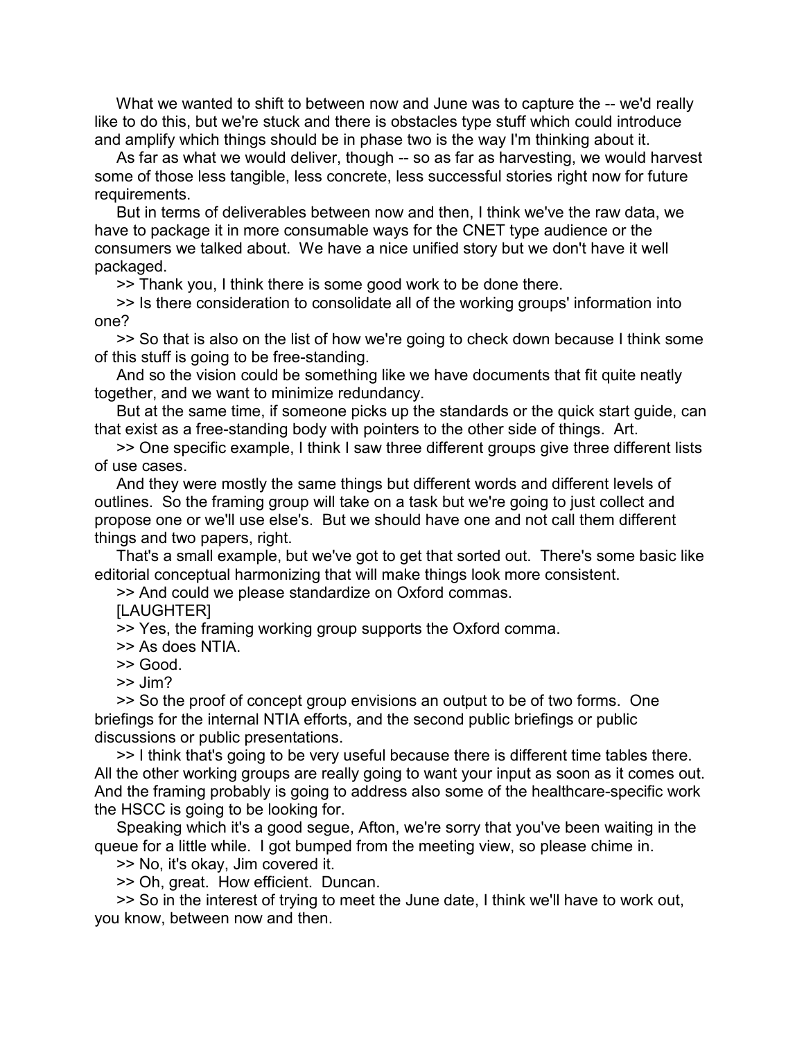What we wanted to shift to between now and June was to capture the -- we'd really like to do this, but we're stuck and there is obstacles type stuff which could introduce and amplify which things should be in phase two is the way I'm thinking about it.

As far as what we would deliver, though -- so as far as harvesting, we would harvest some of those less tangible, less concrete, less successful stories right now for future requirements.

But in terms of deliverables between now and then, I think we've the raw data, we have to package it in more consumable ways for the CNET type audience or the consumers we talked about. We have a nice unified story but we don't have it well packaged.

>> Thank you, I think there is some good work to be done there.

>> Is there consideration to consolidate all of the working groups' information into one?

>> So that is also on the list of how we're going to check down because I think some of this stuff is going to be free-standing.

And so the vision could be something like we have documents that fit quite neatly together, and we want to minimize redundancy.

But at the same time, if someone picks up the standards or the quick start guide, can that exist as a free-standing body with pointers to the other side of things. Art.

>> One specific example, I think I saw three different groups give three different lists of use cases.

And they were mostly the same things but different words and different levels of outlines. So the framing group will take on a task but we're going to just collect and propose one or we'll use else's. But we should have one and not call them different things and two papers, right.

That's a small example, but we've got to get that sorted out. There's some basic like editorial conceptual harmonizing that will make things look more consistent.

>> And could we please standardize on Oxford commas.

[LAUGHTER]

>> Yes, the framing working group supports the Oxford comma.

>> As does NTIA.

>> Good.

>> Jim?

>> So the proof of concept group envisions an output to be of two forms. One briefings for the internal NTIA efforts, and the second public briefings or public discussions or public presentations.

>> I think that's going to be very useful because there is different time tables there. All the other working groups are really going to want your input as soon as it comes out. And the framing probably is going to address also some of the healthcare-specific work the HSCC is going to be looking for.

Speaking which it's a good segue, Afton, we're sorry that you've been waiting in the queue for a little while. I got bumped from the meeting view, so please chime in.

>> No, it's okay, Jim covered it.

>> Oh, great. How efficient. Duncan.

>> So in the interest of trying to meet the June date, I think we'll have to work out, you know, between now and then.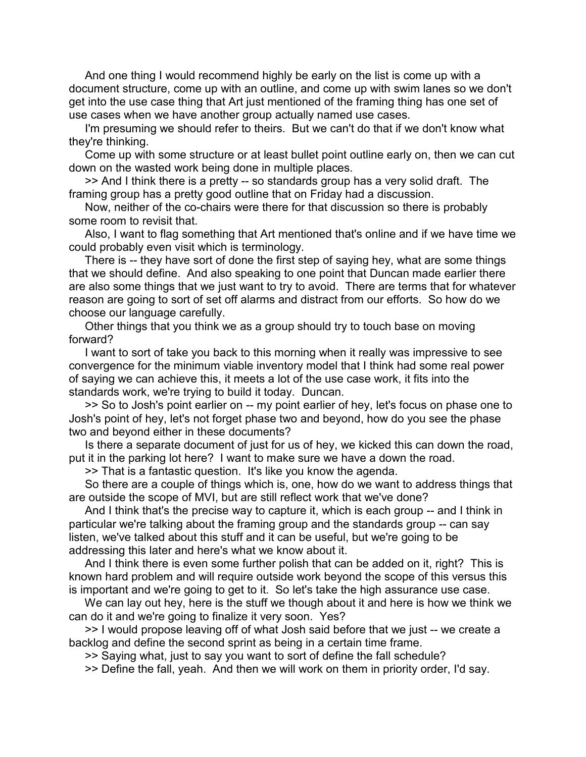And one thing I would recommend highly be early on the list is come up with a document structure, come up with an outline, and come up with swim lanes so we don't get into the use case thing that Art just mentioned of the framing thing has one set of use cases when we have another group actually named use cases.

I'm presuming we should refer to theirs. But we can't do that if we don't know what they're thinking.

Come up with some structure or at least bullet point outline early on, then we can cut down on the wasted work being done in multiple places.

>> And I think there is a pretty -- so standards group has a very solid draft. The framing group has a pretty good outline that on Friday had a discussion.

Now, neither of the co-chairs were there for that discussion so there is probably some room to revisit that.

Also, I want to flag something that Art mentioned that's online and if we have time we could probably even visit which is terminology.

There is -- they have sort of done the first step of saying hey, what are some things that we should define. And also speaking to one point that Duncan made earlier there are also some things that we just want to try to avoid. There are terms that for whatever reason are going to sort of set off alarms and distract from our efforts. So how do we choose our language carefully.

Other things that you think we as a group should try to touch base on moving forward?

I want to sort of take you back to this morning when it really was impressive to see convergence for the minimum viable inventory model that I think had some real power of saying we can achieve this, it meets a lot of the use case work, it fits into the standards work, we're trying to build it today. Duncan.

>> So to Josh's point earlier on -- my point earlier of hey, let's focus on phase one to Josh's point of hey, let's not forget phase two and beyond, how do you see the phase two and beyond either in these documents?

Is there a separate document of just for us of hey, we kicked this can down the road, put it in the parking lot here? I want to make sure we have a down the road.

>> That is a fantastic question. It's like you know the agenda.

So there are a couple of things which is, one, how do we want to address things that are outside the scope of MVI, but are still reflect work that we've done?

And I think that's the precise way to capture it, which is each group -- and I think in particular we're talking about the framing group and the standards group -- can say listen, we've talked about this stuff and it can be useful, but we're going to be addressing this later and here's what we know about it.

And I think there is even some further polish that can be added on it, right? This is known hard problem and will require outside work beyond the scope of this versus this is important and we're going to get to it. So let's take the high assurance use case.

We can lay out hey, here is the stuff we though about it and here is how we think we can do it and we're going to finalize it very soon. Yes?

>> I would propose leaving off of what Josh said before that we just -- we create a backlog and define the second sprint as being in a certain time frame.

>> Saying what, just to say you want to sort of define the fall schedule?

>> Define the fall, yeah. And then we will work on them in priority order, I'd say.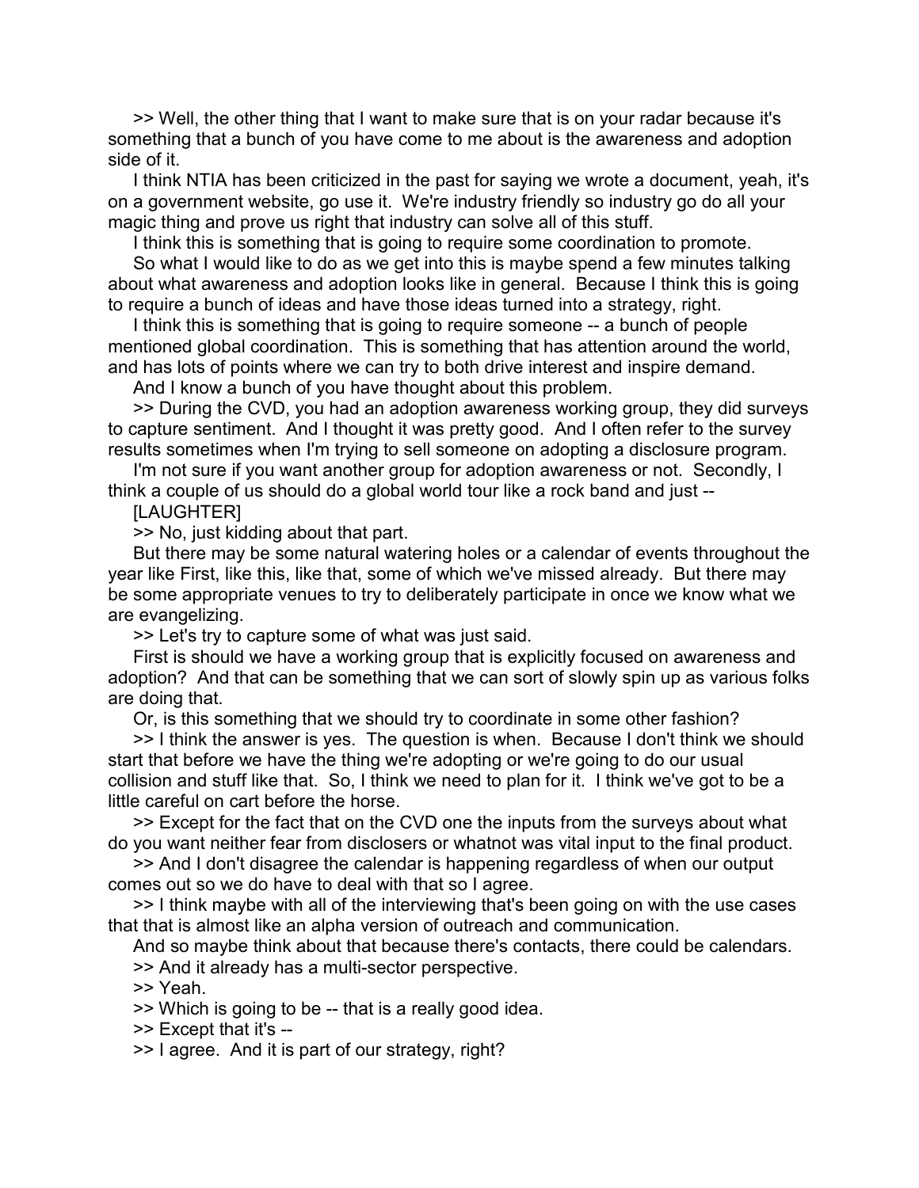>> Well, the other thing that I want to make sure that is on your radar because it's something that a bunch of you have come to me about is the awareness and adoption side of it.

I think NTIA has been criticized in the past for saying we wrote a document, yeah, it's on a government website, go use it. We're industry friendly so industry go do all your magic thing and prove us right that industry can solve all of this stuff.

I think this is something that is going to require some coordination to promote.

So what I would like to do as we get into this is maybe spend a few minutes talking about what awareness and adoption looks like in general. Because I think this is going to require a bunch of ideas and have those ideas turned into a strategy, right.

I think this is something that is going to require someone -- a bunch of people mentioned global coordination. This is something that has attention around the world, and has lots of points where we can try to both drive interest and inspire demand.

And I know a bunch of you have thought about this problem.

>> During the CVD, you had an adoption awareness working group, they did surveys to capture sentiment. And I thought it was pretty good. And I often refer to the survey results sometimes when I'm trying to sell someone on adopting a disclosure program.

I'm not sure if you want another group for adoption awareness or not. Secondly, I think a couple of us should do a global world tour like a rock band and just --

[LAUGHTER]

>> No, just kidding about that part.

But there may be some natural watering holes or a calendar of events throughout the year like First, like this, like that, some of which we've missed already. But there may be some appropriate venues to try to deliberately participate in once we know what we are evangelizing.

>> Let's try to capture some of what was just said.

First is should we have a working group that is explicitly focused on awareness and adoption? And that can be something that we can sort of slowly spin up as various folks are doing that.

Or, is this something that we should try to coordinate in some other fashion?

>> I think the answer is yes. The question is when. Because I don't think we should start that before we have the thing we're adopting or we're going to do our usual collision and stuff like that. So, I think we need to plan for it. I think we've got to be a little careful on cart before the horse.

>> Except for the fact that on the CVD one the inputs from the surveys about what do you want neither fear from disclosers or whatnot was vital input to the final product.

>> And I don't disagree the calendar is happening regardless of when our output comes out so we do have to deal with that so I agree.

>> I think maybe with all of the interviewing that's been going on with the use cases that that is almost like an alpha version of outreach and communication.

And so maybe think about that because there's contacts, there could be calendars.

>> And it already has a multi-sector perspective.

>> Yeah.

>> Which is going to be -- that is a really good idea.

>> Except that it's --

>> I agree. And it is part of our strategy, right?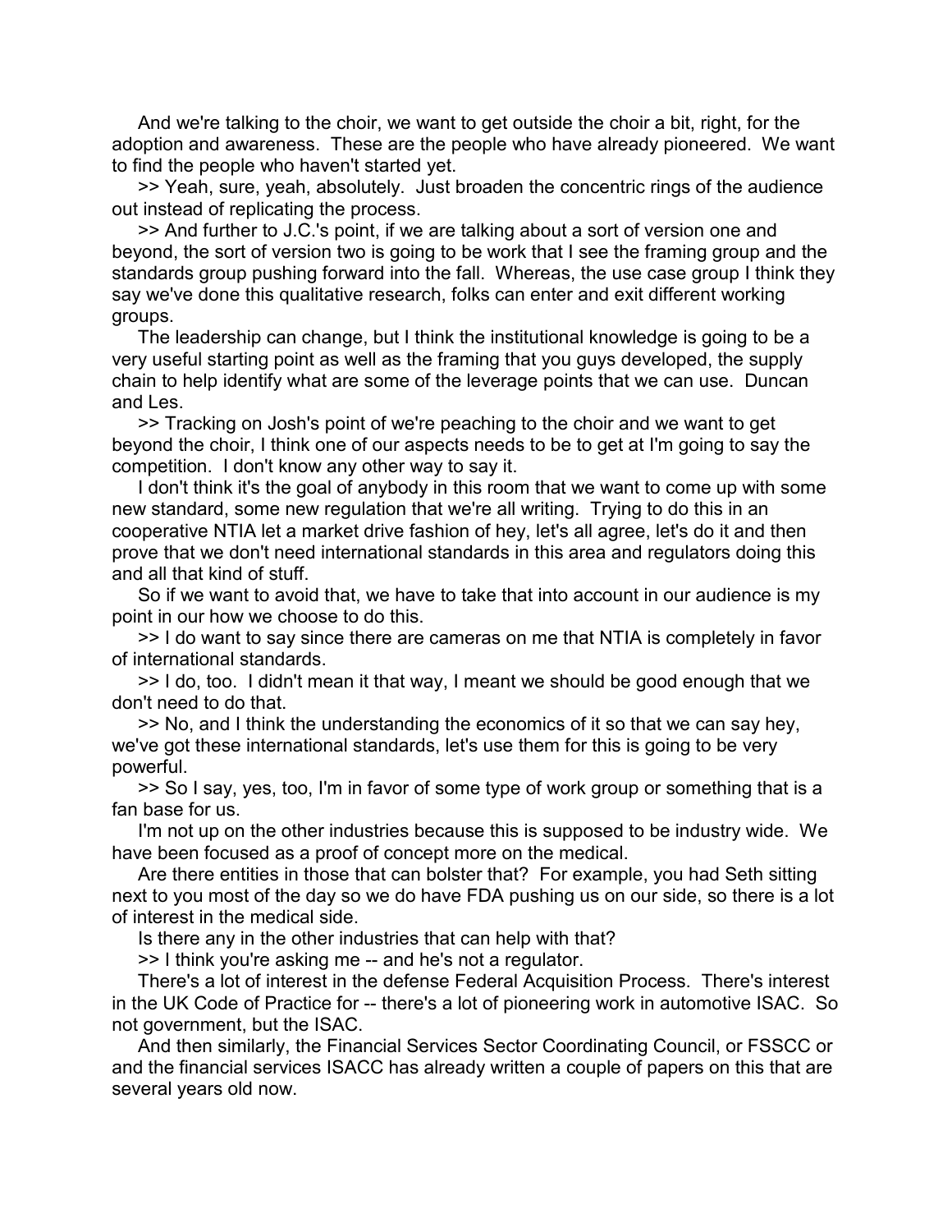And we're talking to the choir, we want to get outside the choir a bit, right, for the adoption and awareness. These are the people who have already pioneered. We want to find the people who haven't started yet.

>> Yeah, sure, yeah, absolutely. Just broaden the concentric rings of the audience out instead of replicating the process.

>> And further to J.C.'s point, if we are talking about a sort of version one and beyond, the sort of version two is going to be work that I see the framing group and the standards group pushing forward into the fall. Whereas, the use case group I think they say we've done this qualitative research, folks can enter and exit different working groups.

The leadership can change, but I think the institutional knowledge is going to be a very useful starting point as well as the framing that you guys developed, the supply chain to help identify what are some of the leverage points that we can use. Duncan and Les.

>> Tracking on Josh's point of we're peaching to the choir and we want to get beyond the choir, I think one of our aspects needs to be to get at I'm going to say the competition. I don't know any other way to say it.

I don't think it's the goal of anybody in this room that we want to come up with some new standard, some new regulation that we're all writing. Trying to do this in an cooperative NTIA let a market drive fashion of hey, let's all agree, let's do it and then prove that we don't need international standards in this area and regulators doing this and all that kind of stuff.

So if we want to avoid that, we have to take that into account in our audience is my point in our how we choose to do this.

>> I do want to say since there are cameras on me that NTIA is completely in favor of international standards.

>> I do, too. I didn't mean it that way, I meant we should be good enough that we don't need to do that.

>> No, and I think the understanding the economics of it so that we can say hey, we've got these international standards, let's use them for this is going to be very powerful.

>> So I say, yes, too, I'm in favor of some type of work group or something that is a fan base for us.

I'm not up on the other industries because this is supposed to be industry wide. We have been focused as a proof of concept more on the medical.

Are there entities in those that can bolster that? For example, you had Seth sitting next to you most of the day so we do have FDA pushing us on our side, so there is a lot of interest in the medical side.

Is there any in the other industries that can help with that?

>> I think you're asking me -- and he's not a regulator.

There's a lot of interest in the defense Federal Acquisition Process. There's interest in the UK Code of Practice for -- there's a lot of pioneering work in automotive ISAC. So not government, but the ISAC.

And then similarly, the Financial Services Sector Coordinating Council, or FSSCC or and the financial services ISACC has already written a couple of papers on this that are several years old now.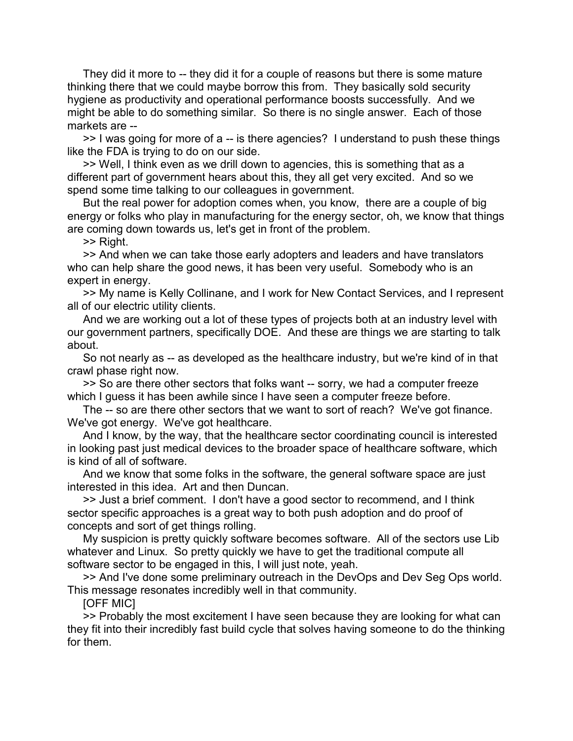They did it more to -- they did it for a couple of reasons but there is some mature thinking there that we could maybe borrow this from. They basically sold security hygiene as productivity and operational performance boosts successfully. And we might be able to do something similar. So there is no single answer. Each of those markets are --

>> I was going for more of a -- is there agencies? I understand to push these things like the FDA is trying to do on our side.

>> Well, I think even as we drill down to agencies, this is something that as a different part of government hears about this, they all get very excited. And so we spend some time talking to our colleagues in government.

But the real power for adoption comes when, you know, there are a couple of big energy or folks who play in manufacturing for the energy sector, oh, we know that things are coming down towards us, let's get in front of the problem.

>> Right.

>> And when we can take those early adopters and leaders and have translators who can help share the good news, it has been very useful. Somebody who is an expert in energy.

>> My name is Kelly Collinane, and I work for New Contact Services, and I represent all of our electric utility clients.

And we are working out a lot of these types of projects both at an industry level with our government partners, specifically DOE. And these are things we are starting to talk about.

So not nearly as -- as developed as the healthcare industry, but we're kind of in that crawl phase right now.

>> So are there other sectors that folks want -- sorry, we had a computer freeze which I guess it has been awhile since I have seen a computer freeze before.

The -- so are there other sectors that we want to sort of reach? We've got finance. We've got energy. We've got healthcare.

And I know, by the way, that the healthcare sector coordinating council is interested in looking past just medical devices to the broader space of healthcare software, which is kind of all of software.

And we know that some folks in the software, the general software space are just interested in this idea. Art and then Duncan.

>> Just a brief comment. I don't have a good sector to recommend, and I think sector specific approaches is a great way to both push adoption and do proof of concepts and sort of get things rolling.

My suspicion is pretty quickly software becomes software. All of the sectors use Lib whatever and Linux. So pretty quickly we have to get the traditional compute all software sector to be engaged in this, I will just note, yeah.

>> And I've done some preliminary outreach in the DevOps and Dev Seg Ops world. This message resonates incredibly well in that community.

[OFF MIC]

>> Probably the most excitement I have seen because they are looking for what can they fit into their incredibly fast build cycle that solves having someone to do the thinking for them.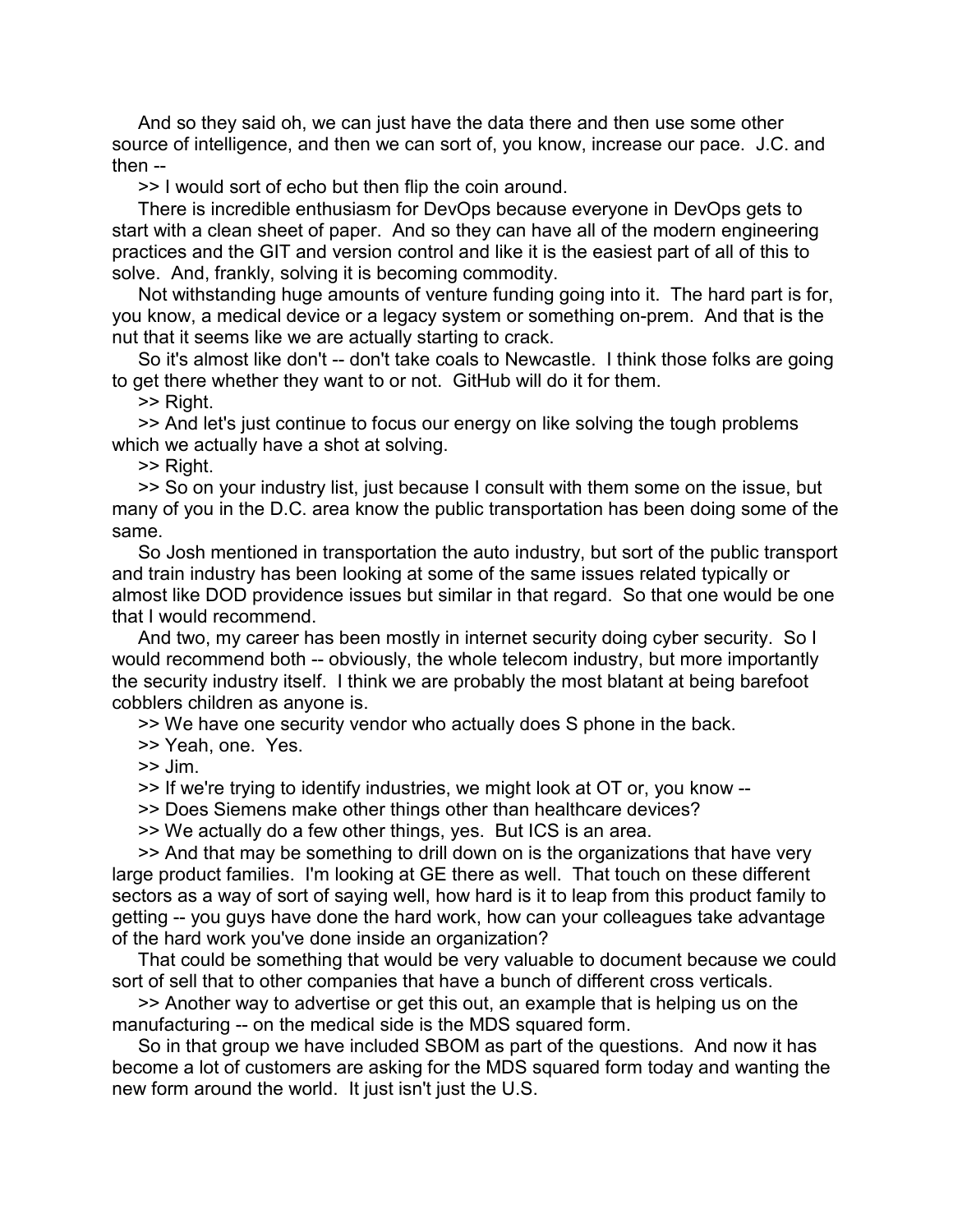And so they said oh, we can just have the data there and then use some other source of intelligence, and then we can sort of, you know, increase our pace. J.C. and then --

>> I would sort of echo but then flip the coin around.

There is incredible enthusiasm for DevOps because everyone in DevOps gets to start with a clean sheet of paper. And so they can have all of the modern engineering practices and the GIT and version control and like it is the easiest part of all of this to solve. And, frankly, solving it is becoming commodity.

Not withstanding huge amounts of venture funding going into it. The hard part is for, you know, a medical device or a legacy system or something on-prem. And that is the nut that it seems like we are actually starting to crack.

So it's almost like don't -- don't take coals to Newcastle. I think those folks are going to get there whether they want to or not. GitHub will do it for them.

>> Right.

>> And let's just continue to focus our energy on like solving the tough problems which we actually have a shot at solving.

>> Right.

>> So on your industry list, just because I consult with them some on the issue, but many of you in the D.C. area know the public transportation has been doing some of the same.

So Josh mentioned in transportation the auto industry, but sort of the public transport and train industry has been looking at some of the same issues related typically or almost like DOD providence issues but similar in that regard. So that one would be one that I would recommend.

And two, my career has been mostly in internet security doing cyber security. So I would recommend both -- obviously, the whole telecom industry, but more importantly the security industry itself. I think we are probably the most blatant at being barefoot cobblers children as anyone is.

>> We have one security vendor who actually does S phone in the back.

>> Yeah, one. Yes.

>> Jim.

>> If we're trying to identify industries, we might look at OT or, you know --

>> Does Siemens make other things other than healthcare devices?

>> We actually do a few other things, yes. But ICS is an area.

>> And that may be something to drill down on is the organizations that have very large product families. I'm looking at GE there as well. That touch on these different sectors as a way of sort of saying well, how hard is it to leap from this product family to getting -- you guys have done the hard work, how can your colleagues take advantage of the hard work you've done inside an organization?

That could be something that would be very valuable to document because we could sort of sell that to other companies that have a bunch of different cross verticals.

>> Another way to advertise or get this out, an example that is helping us on the manufacturing -- on the medical side is the MDS squared form.

So in that group we have included SBOM as part of the questions. And now it has become a lot of customers are asking for the MDS squared form today and wanting the new form around the world. It just isn't just the U.S.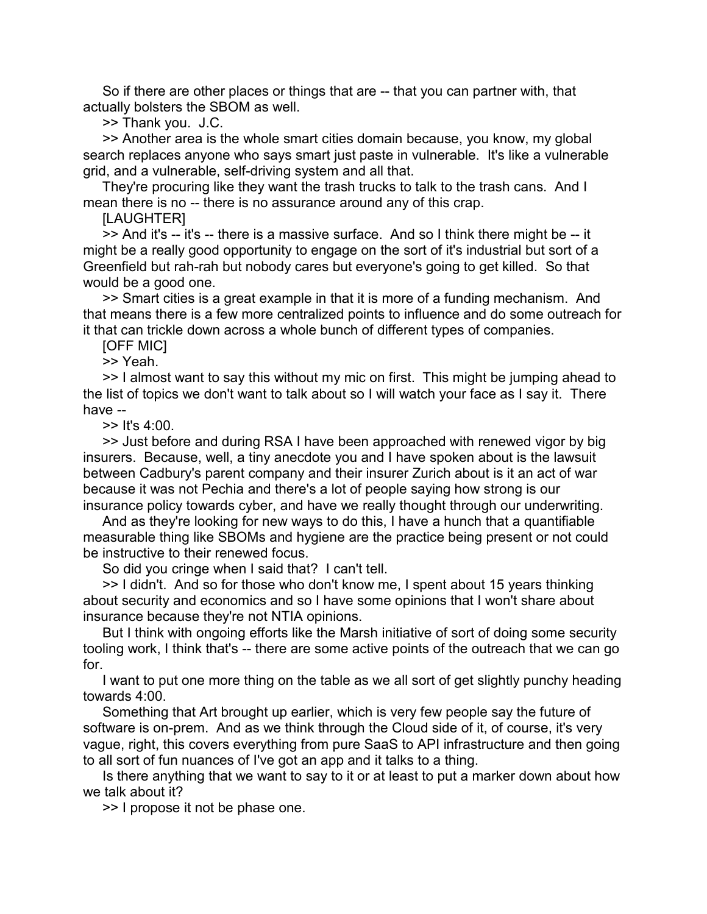So if there are other places or things that are -- that you can partner with, that actually bolsters the SBOM as well.

>> Thank you. J.C.

>> Another area is the whole smart cities domain because, you know, my global search replaces anyone who says smart just paste in vulnerable. It's like a vulnerable grid, and a vulnerable, self-driving system and all that.

They're procuring like they want the trash trucks to talk to the trash cans. And I mean there is no -- there is no assurance around any of this crap.

[LAUGHTER]

>> And it's -- it's -- there is a massive surface. And so I think there might be -- it might be a really good opportunity to engage on the sort of it's industrial but sort of a Greenfield but rah-rah but nobody cares but everyone's going to get killed. So that would be a good one.

>> Smart cities is a great example in that it is more of a funding mechanism. And that means there is a few more centralized points to influence and do some outreach for it that can trickle down across a whole bunch of different types of companies.

[OFF MIC]

>> Yeah.

>> I almost want to say this without my mic on first. This might be jumping ahead to the list of topics we don't want to talk about so I will watch your face as I say it. There have --

>> It's 4:00.

>> Just before and during RSA I have been approached with renewed vigor by big insurers. Because, well, a tiny anecdote you and I have spoken about is the lawsuit between Cadbury's parent company and their insurer Zurich about is it an act of war because it was not Pechia and there's a lot of people saying how strong is our insurance policy towards cyber, and have we really thought through our underwriting.

And as they're looking for new ways to do this, I have a hunch that a quantifiable measurable thing like SBOMs and hygiene are the practice being present or not could be instructive to their renewed focus.

So did you cringe when I said that? I can't tell.

>> I didn't. And so for those who don't know me, I spent about 15 years thinking about security and economics and so I have some opinions that I won't share about insurance because they're not NTIA opinions.

But I think with ongoing efforts like the Marsh initiative of sort of doing some security tooling work, I think that's -- there are some active points of the outreach that we can go for.

I want to put one more thing on the table as we all sort of get slightly punchy heading towards 4:00.

Something that Art brought up earlier, which is very few people say the future of software is on-prem. And as we think through the Cloud side of it, of course, it's very vague, right, this covers everything from pure SaaS to API infrastructure and then going to all sort of fun nuances of I've got an app and it talks to a thing.

Is there anything that we want to say to it or at least to put a marker down about how we talk about it?

>> I propose it not be phase one.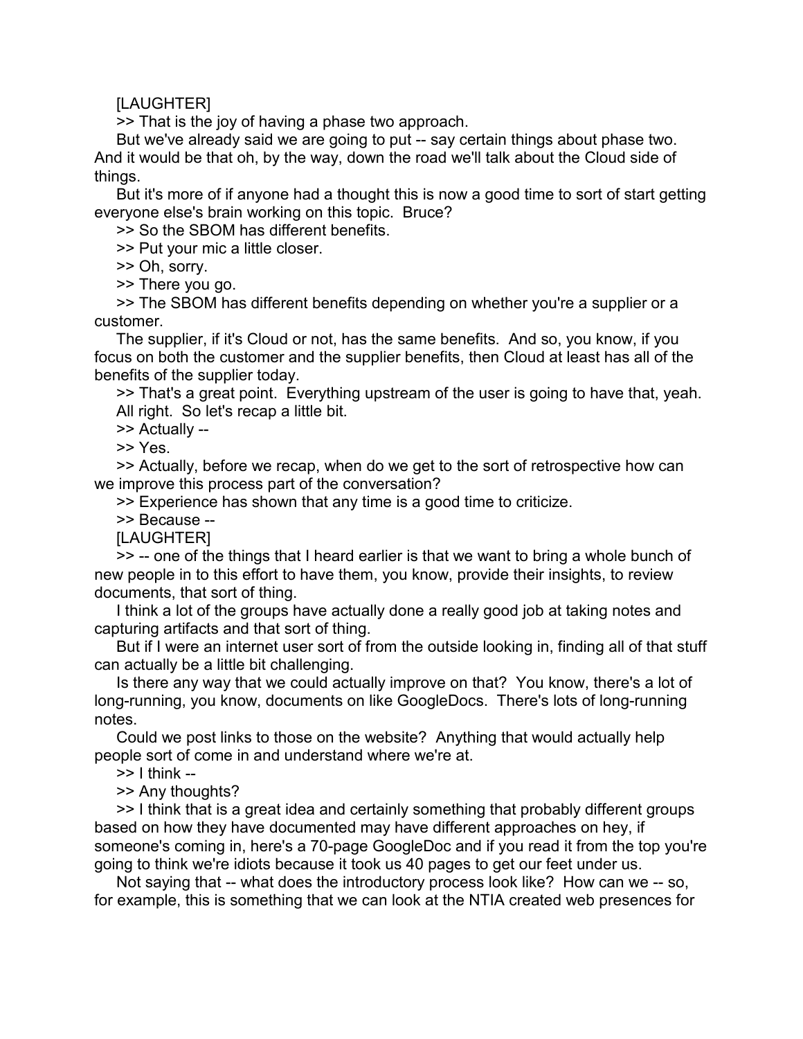[LAUGHTER]

>> That is the joy of having a phase two approach.

But we've already said we are going to put -- say certain things about phase two. And it would be that oh, by the way, down the road we'll talk about the Cloud side of things.

But it's more of if anyone had a thought this is now a good time to sort of start getting everyone else's brain working on this topic. Bruce?

>> So the SBOM has different benefits.

>> Put your mic a little closer.

>> Oh, sorry.

>> There you go.

>> The SBOM has different benefits depending on whether you're a supplier or a customer.

The supplier, if it's Cloud or not, has the same benefits. And so, you know, if you focus on both the customer and the supplier benefits, then Cloud at least has all of the benefits of the supplier today.

>> That's a great point. Everything upstream of the user is going to have that, yeah.

All right. So let's recap a little bit.

>> Actually --

>> Yes.

>> Actually, before we recap, when do we get to the sort of retrospective how can we improve this process part of the conversation?

>> Experience has shown that any time is a good time to criticize.

>> Because --

[LAUGHTER]

>> -- one of the things that I heard earlier is that we want to bring a whole bunch of new people in to this effort to have them, you know, provide their insights, to review documents, that sort of thing.

I think a lot of the groups have actually done a really good job at taking notes and capturing artifacts and that sort of thing.

But if I were an internet user sort of from the outside looking in, finding all of that stuff can actually be a little bit challenging.

Is there any way that we could actually improve on that? You know, there's a lot of long-running, you know, documents on like GoogleDocs. There's lots of long-running notes.

Could we post links to those on the website? Anything that would actually help people sort of come in and understand where we're at.

>> I think --

>> Any thoughts?

>> I think that is a great idea and certainly something that probably different groups based on how they have documented may have different approaches on hey, if someone's coming in, here's a 70-page GoogleDoc and if you read it from the top you're going to think we're idiots because it took us 40 pages to get our feet under us.

Not saying that -- what does the introductory process look like? How can we -- so, for example, this is something that we can look at the NTIA created web presences for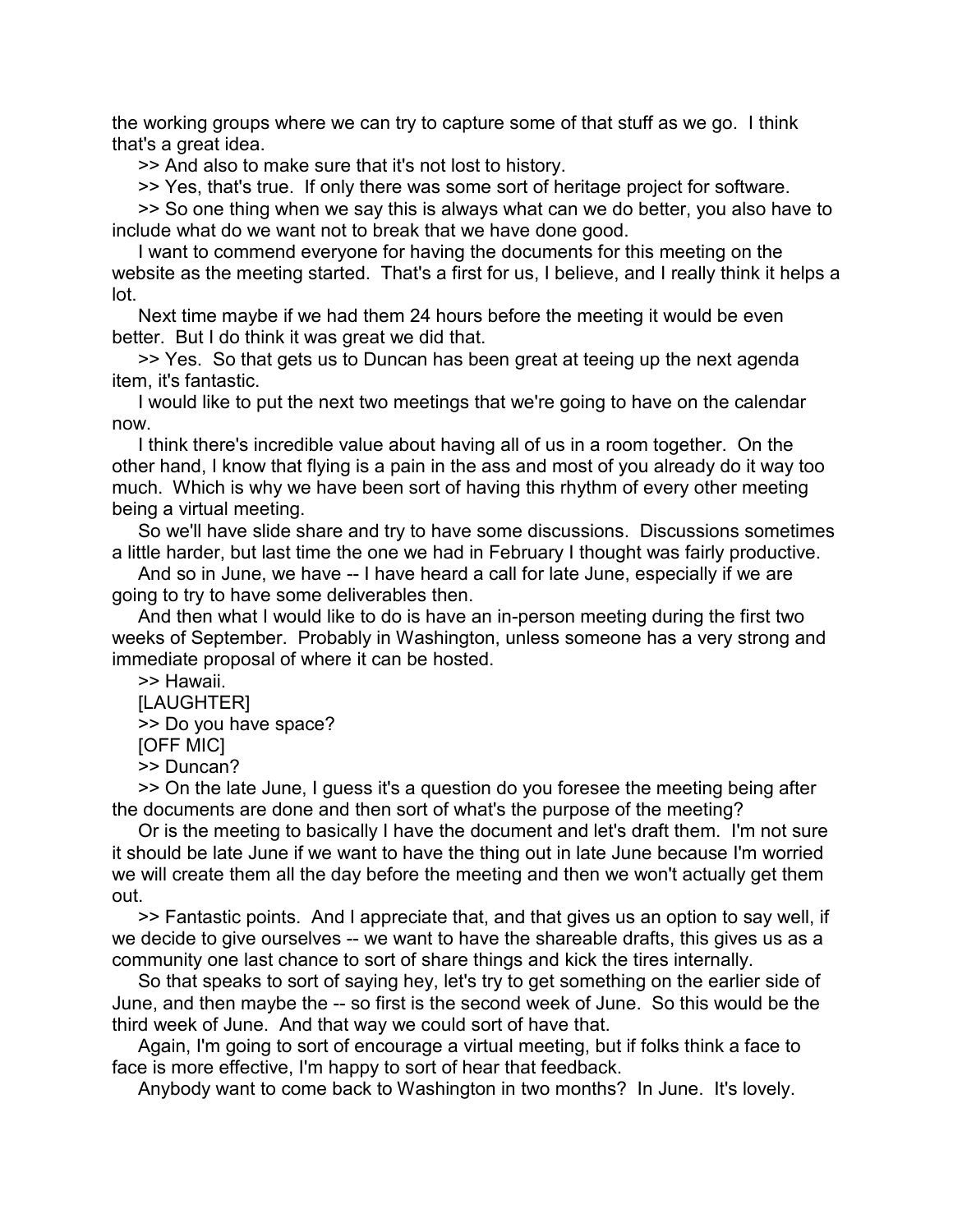the working groups where we can try to capture some of that stuff as we go. I think that's a great idea.

>> And also to make sure that it's not lost to history.

>> Yes, that's true. If only there was some sort of heritage project for software.

>> So one thing when we say this is always what can we do better, you also have to include what do we want not to break that we have done good.

I want to commend everyone for having the documents for this meeting on the website as the meeting started. That's a first for us, I believe, and I really think it helps a lot.

Next time maybe if we had them 24 hours before the meeting it would be even better. But I do think it was great we did that.

>> Yes. So that gets us to Duncan has been great at teeing up the next agenda item, it's fantastic.

I would like to put the next two meetings that we're going to have on the calendar now.

I think there's incredible value about having all of us in a room together. On the other hand, I know that flying is a pain in the ass and most of you already do it way too much. Which is why we have been sort of having this rhythm of every other meeting being a virtual meeting.

So we'll have slide share and try to have some discussions. Discussions sometimes a little harder, but last time the one we had in February I thought was fairly productive.

And so in June, we have -- I have heard a call for late June, especially if we are going to try to have some deliverables then.

And then what I would like to do is have an in-person meeting during the first two weeks of September. Probably in Washington, unless someone has a very strong and immediate proposal of where it can be hosted.

>> Hawaii.

[LAUGHTER]

>> Do you have space?

[OFF MIC]

>> Duncan?

>> On the late June, I guess it's a question do you foresee the meeting being after the documents are done and then sort of what's the purpose of the meeting?

Or is the meeting to basically I have the document and let's draft them. I'm not sure it should be late June if we want to have the thing out in late June because I'm worried we will create them all the day before the meeting and then we won't actually get them out.

>> Fantastic points. And I appreciate that, and that gives us an option to say well, if we decide to give ourselves -- we want to have the shareable drafts, this gives us as a community one last chance to sort of share things and kick the tires internally.

So that speaks to sort of saying hey, let's try to get something on the earlier side of June, and then maybe the -- so first is the second week of June. So this would be the third week of June. And that way we could sort of have that.

Again, I'm going to sort of encourage a virtual meeting, but if folks think a face to face is more effective, I'm happy to sort of hear that feedback.

Anybody want to come back to Washington in two months? In June. It's lovely.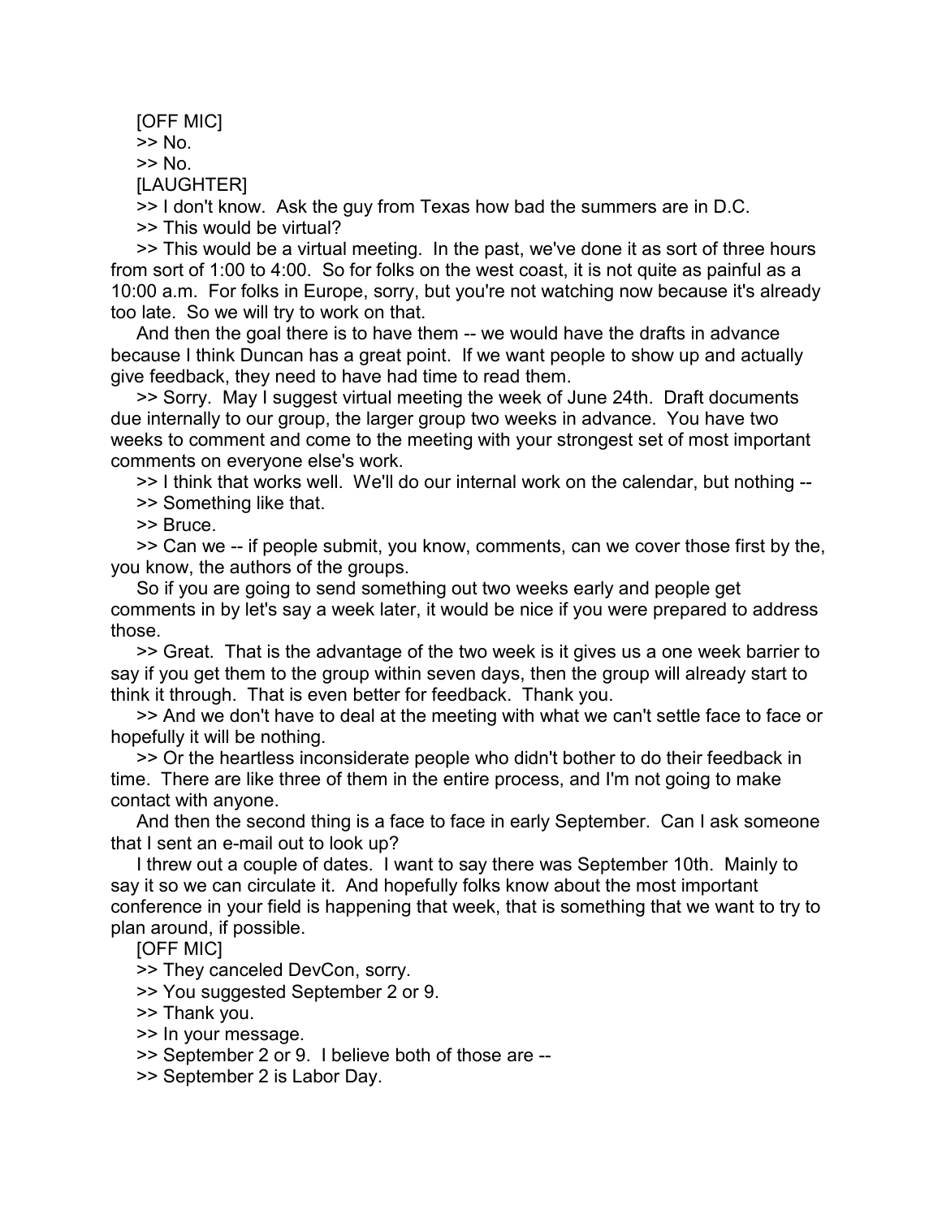[OFF MIC]

>> No.

>> No.

[LAUGHTER]

>> I don't know. Ask the guy from Texas how bad the summers are in D.C.

>> This would be virtual?

>> This would be a virtual meeting. In the past, we've done it as sort of three hours from sort of 1:00 to 4:00. So for folks on the west coast, it is not quite as painful as a 10:00 a.m. For folks in Europe, sorry, but you're not watching now because it's already too late. So we will try to work on that.

And then the goal there is to have them -- we would have the drafts in advance because I think Duncan has a great point. If we want people to show up and actually give feedback, they need to have had time to read them.

>> Sorry. May I suggest virtual meeting the week of June 24th. Draft documents due internally to our group, the larger group two weeks in advance. You have two weeks to comment and come to the meeting with your strongest set of most important comments on everyone else's work.

>> I think that works well. We'll do our internal work on the calendar, but nothing --

>> Something like that.

>> Bruce.

>> Can we -- if people submit, you know, comments, can we cover those first by the, you know, the authors of the groups.

So if you are going to send something out two weeks early and people get comments in by let's say a week later, it would be nice if you were prepared to address those.

>> Great. That is the advantage of the two week is it gives us a one week barrier to say if you get them to the group within seven days, then the group will already start to think it through. That is even better for feedback. Thank you.

>> And we don't have to deal at the meeting with what we can't settle face to face or hopefully it will be nothing.

>> Or the heartless inconsiderate people who didn't bother to do their feedback in time. There are like three of them in the entire process, and I'm not going to make contact with anyone.

And then the second thing is a face to face in early September. Can I ask someone that I sent an e-mail out to look up?

I threw out a couple of dates. I want to say there was September 10th. Mainly to say it so we can circulate it. And hopefully folks know about the most important conference in your field is happening that week, that is something that we want to try to plan around, if possible.

[OFF MIC]

>> They canceled DevCon, sorry.

>> You suggested September 2 or 9.

>> Thank you.

>> In your message.

>> September 2 or 9. I believe both of those are --

>> September 2 is Labor Day.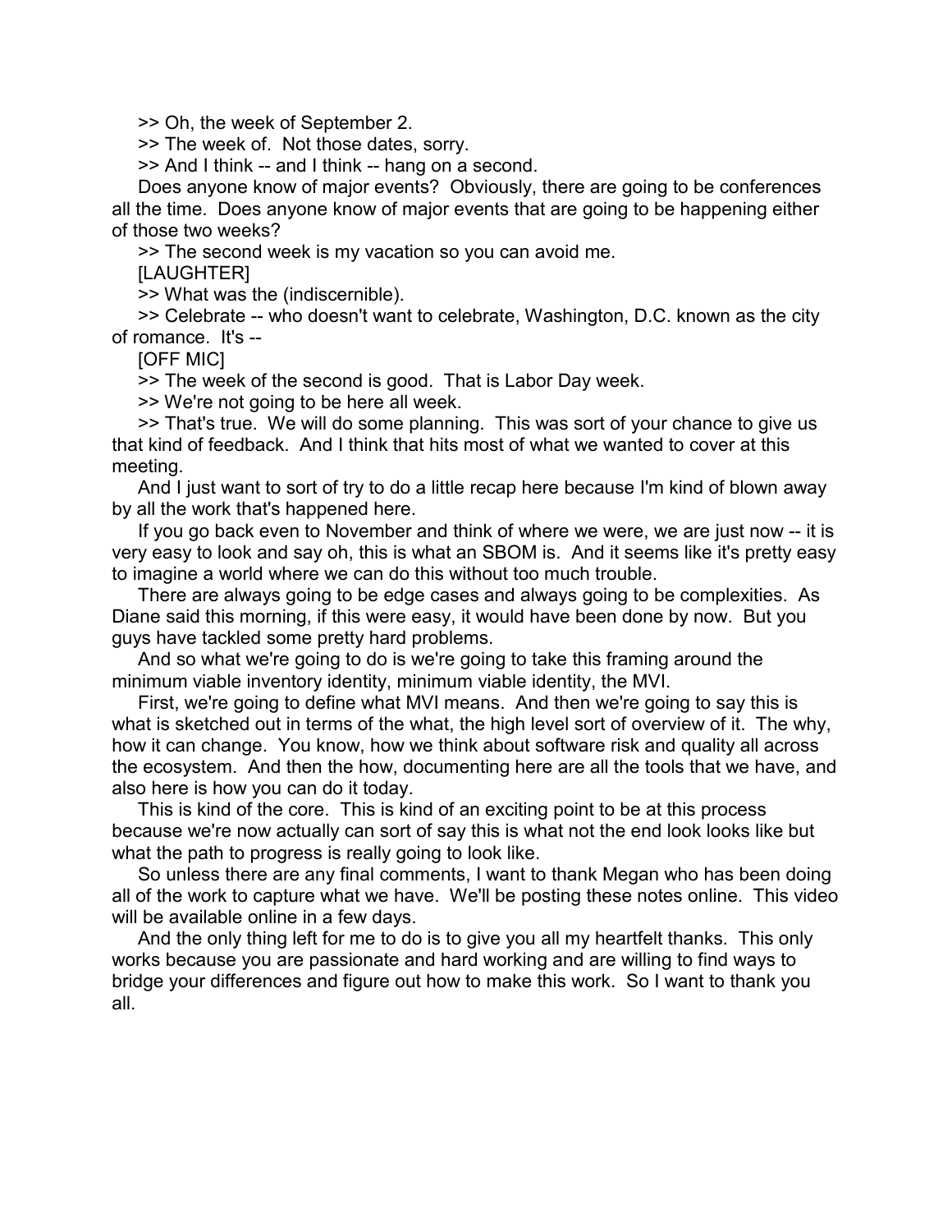>> Oh, the week of September 2.

>> The week of. Not those dates, sorry.

>> And I think -- and I think -- hang on a second.

Does anyone know of major events? Obviously, there are going to be conferences all the time. Does anyone know of major events that are going to be happening either of those two weeks?

>> The second week is my vacation so you can avoid me.

[LAUGHTER]

>> What was the (indiscernible).

>> Celebrate -- who doesn't want to celebrate, Washington, D.C. known as the city of romance. It's --

[OFF MIC]

>> The week of the second is good. That is Labor Day week.

>> We're not going to be here all week.

>> That's true. We will do some planning. This was sort of your chance to give us that kind of feedback. And I think that hits most of what we wanted to cover at this meeting.

And I just want to sort of try to do a little recap here because I'm kind of blown away by all the work that's happened here.

If you go back even to November and think of where we were, we are just now -- it is very easy to look and say oh, this is what an SBOM is. And it seems like it's pretty easy to imagine a world where we can do this without too much trouble.

There are always going to be edge cases and always going to be complexities. As Diane said this morning, if this were easy, it would have been done by now. But you guys have tackled some pretty hard problems.

And so what we're going to do is we're going to take this framing around the minimum viable inventory identity, minimum viable identity, the MVI.

First, we're going to define what MVI means. And then we're going to say this is what is sketched out in terms of the what, the high level sort of overview of it. The why, how it can change. You know, how we think about software risk and quality all across the ecosystem. And then the how, documenting here are all the tools that we have, and also here is how you can do it today.

This is kind of the core. This is kind of an exciting point to be at this process because we're now actually can sort of say this is what not the end look looks like but what the path to progress is really going to look like.

So unless there are any final comments, I want to thank Megan who has been doing all of the work to capture what we have. We'll be posting these notes online. This video will be available online in a few days.

And the only thing left for me to do is to give you all my heartfelt thanks. This only works because you are passionate and hard working and are willing to find ways to bridge your differences and figure out how to make this work. So I want to thank you all.